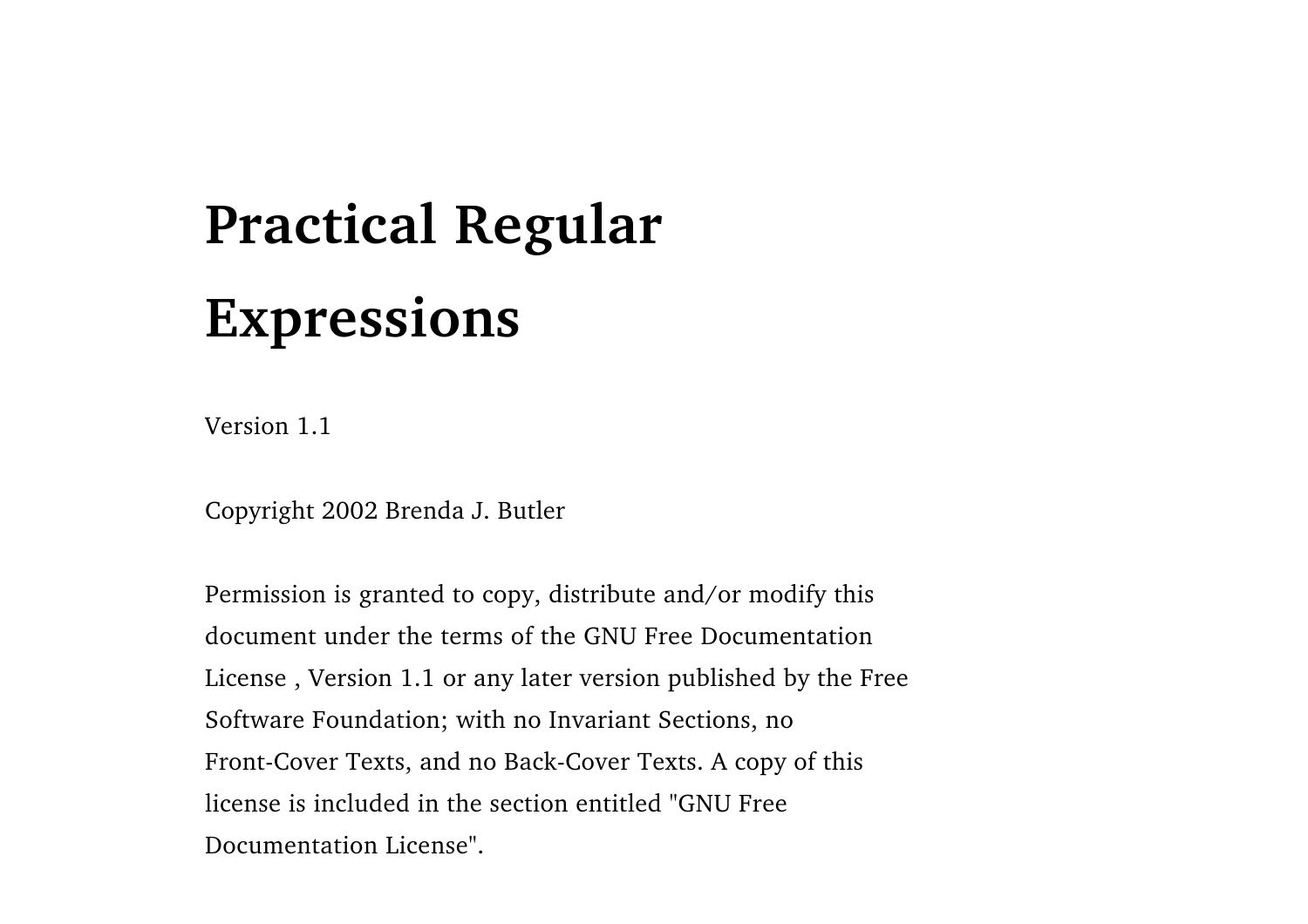# Practical Regular Expressions

Version 1.1

Copyright 2002 Brenda J. Butler

Permission is granted to copy, distribute and/or modify this document under the terms of the GNU Free Documentation License , Version 1.1 or any later version published by the Free Software Foundation; with no Invariant Sections, no Front-Cover Texts, and no Back-Cover Texts. A copy of this license is included in the section entitled "GNU Free Documentation License".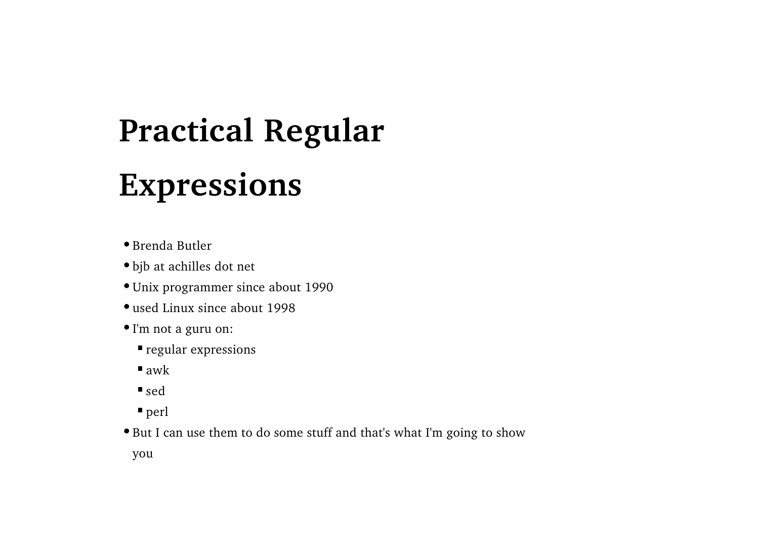# Practical Regular Expressions

- Brenda Butler
- bjb at achilles dot net
- Unix programmer since about 1990
- used Linux since about 1998
- I'm not a guru on:
  - regular expressions
  - awk
  - sed
  - perl
- But I can use them to do some stuff and that's what I'm going to show you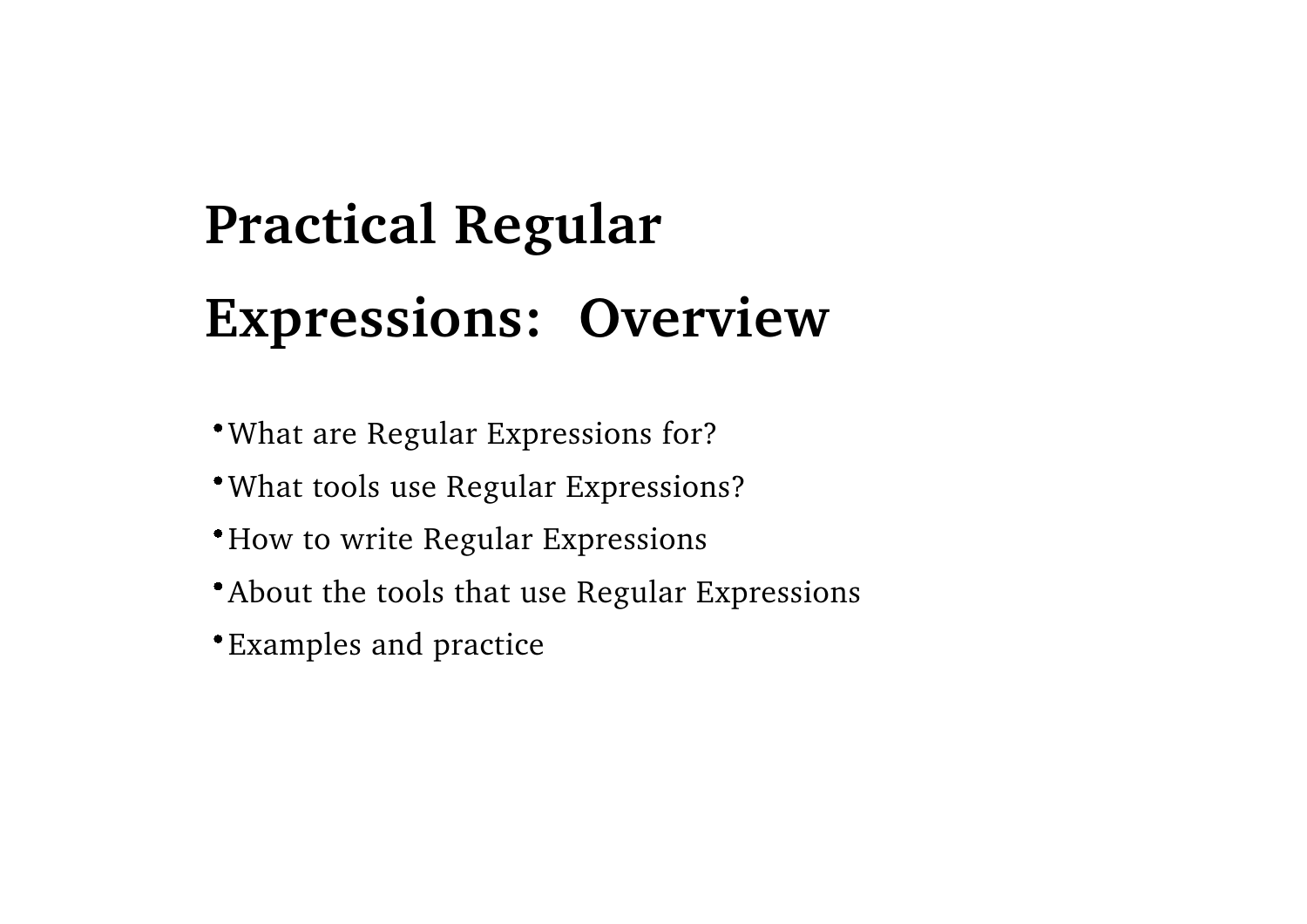# Practical Regular Expressions: Overview

- What are Regular Expressions for?
- What tools use Regular Expressions?
- How to write Regular Expressions
- About the tools that use Regular Expressions
- Examples and practice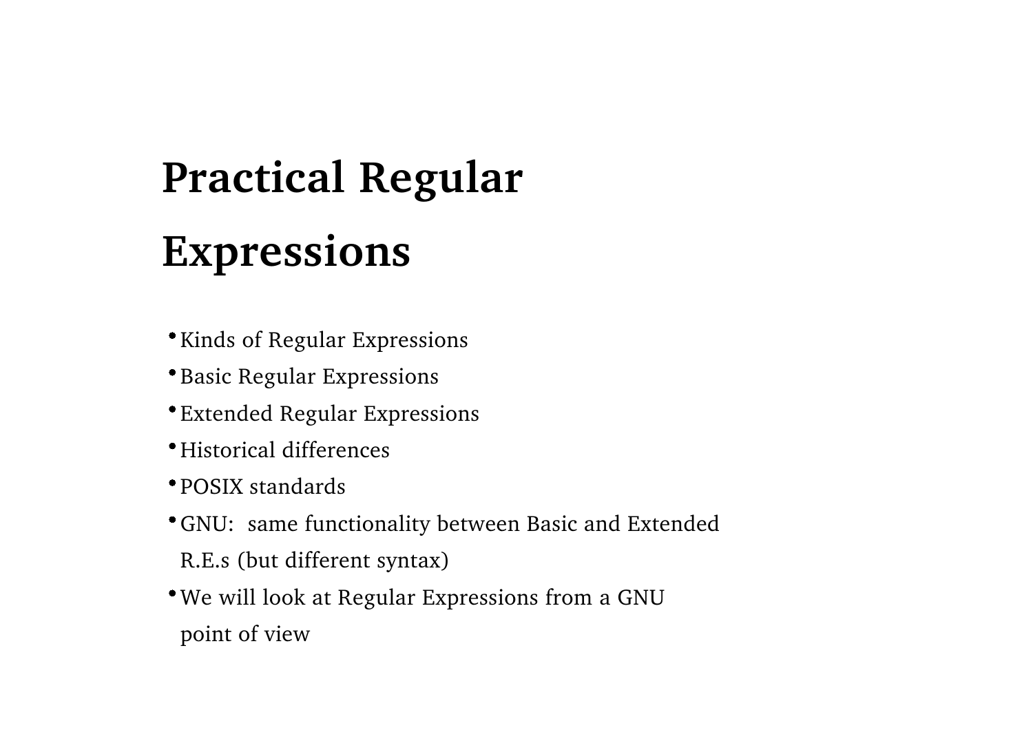# Practical Regular Expressions

- Kinds of Regular Expressions
- Basic Regular Expressions
- Extended Regular Expressions
- Historical differences
- POSIX standards
- GNU:  same functionality between Basic and Extended R.E.s (but different syntax)
- We will look at Regular Expressions from a GNU point of view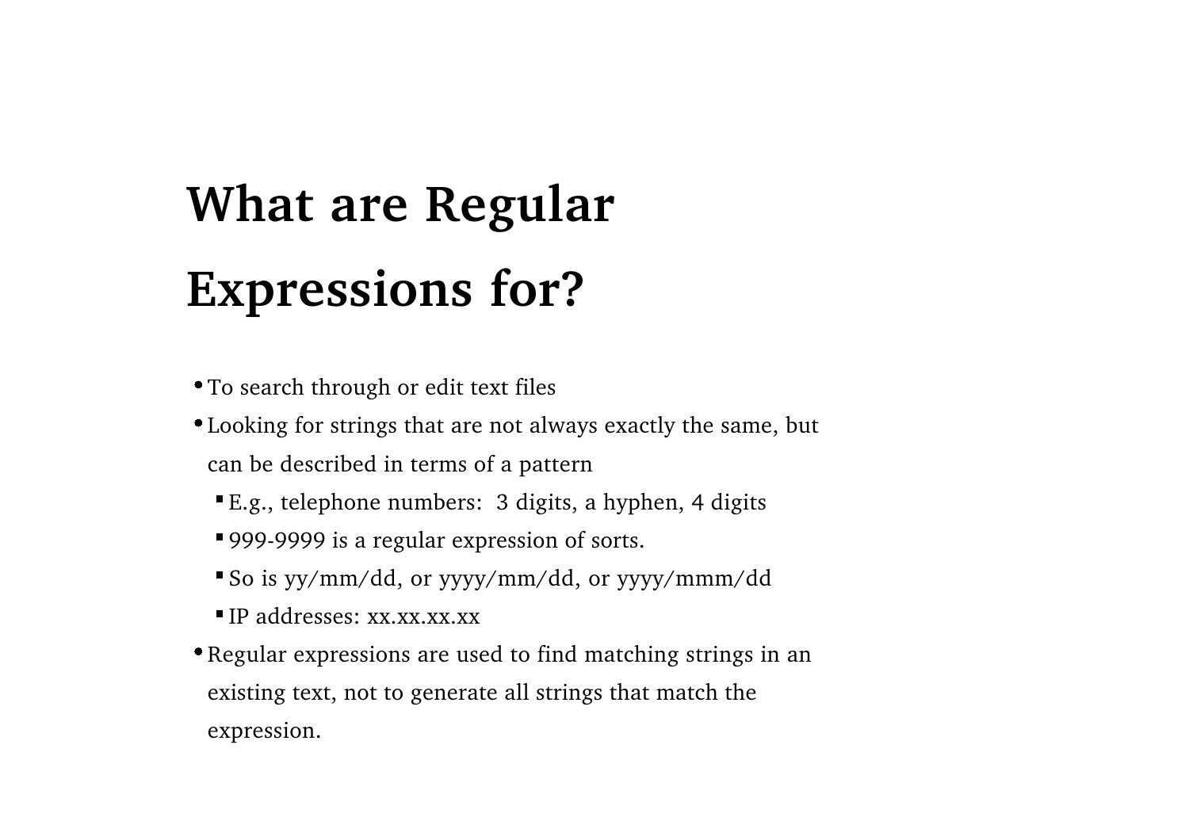# What are Regular Expressions for?

- To search through or edit text files
- Looking for strings that are not always exactly the same, but can be described in terms of a pattern
  - E.g., telephone numbers:  3 digits, a hyphen, 4 digits
  - 999-9999 is a regular expression of sorts.
  - So is yy/mm/dd, or yyyy/mm/dd, or yyyy/mmm/dd
  - IP addresses: xx.xx.xx.xx
- Regular expressions are used to find matching strings in an existing text, not to generate all strings that match the expression.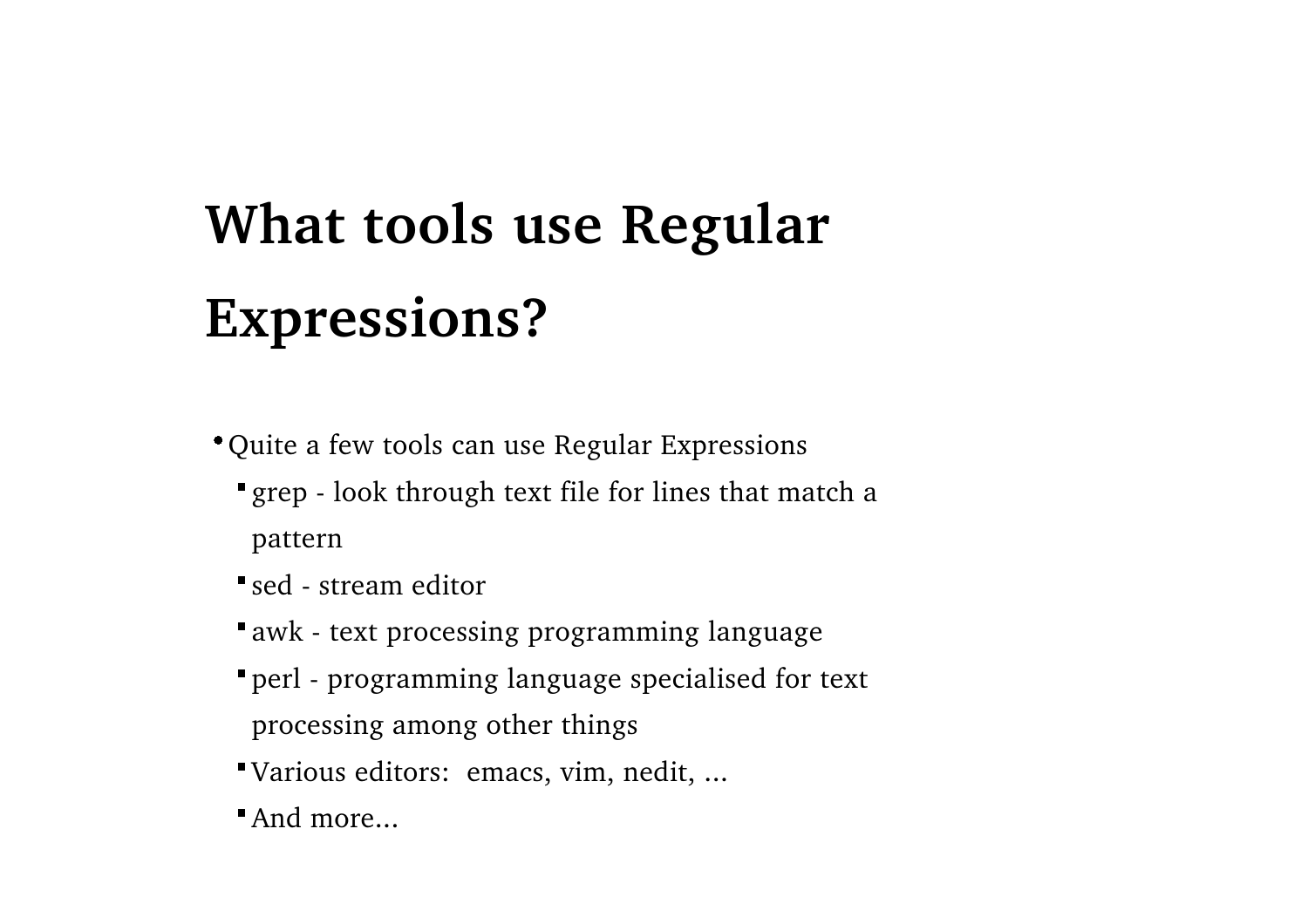# What tools use Regular Expressions?

- Quite a few tools can use Regular Expressions
  - grep - look through text file for lines that match a pattern
  - sed - stream editor
  - awk - text processing programming language
  - perl - programming language specialised for text processing among other things
  - Various editors:  emacs, vim, nedit, ...
  - And more...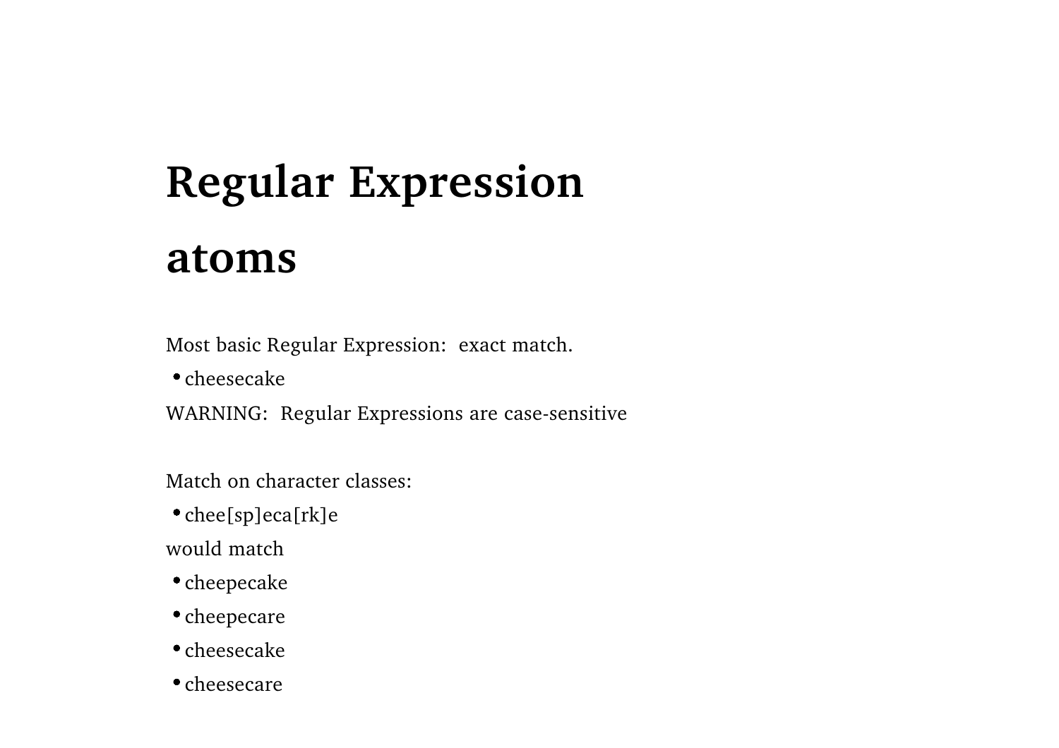# Regular Expression atoms

Most basic Regular Expression: exact match.

- cheesecake

WARNING: Regular Expressions are case-sensitive

Match on character classes:

- chee[sp]eca[rk]e

would match

- cheepecake
- cheepecare
- cheesecake
- cheesecare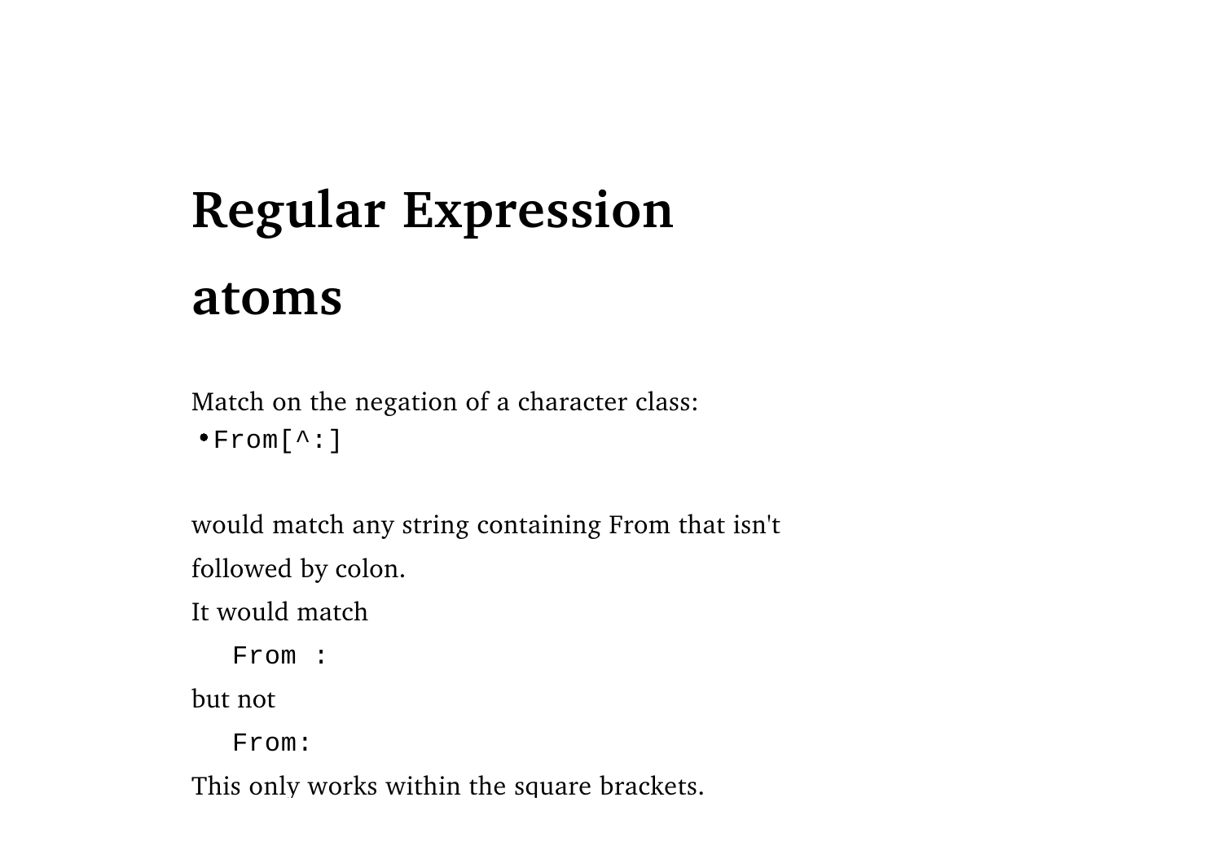# Regular Expression atoms

Match on the negation of a character class:

- `From[^:]`

would match any string containing From that isn't followed by colon.

It would match

```
From :
```

but not

```
From:
```

This only works within the square brackets.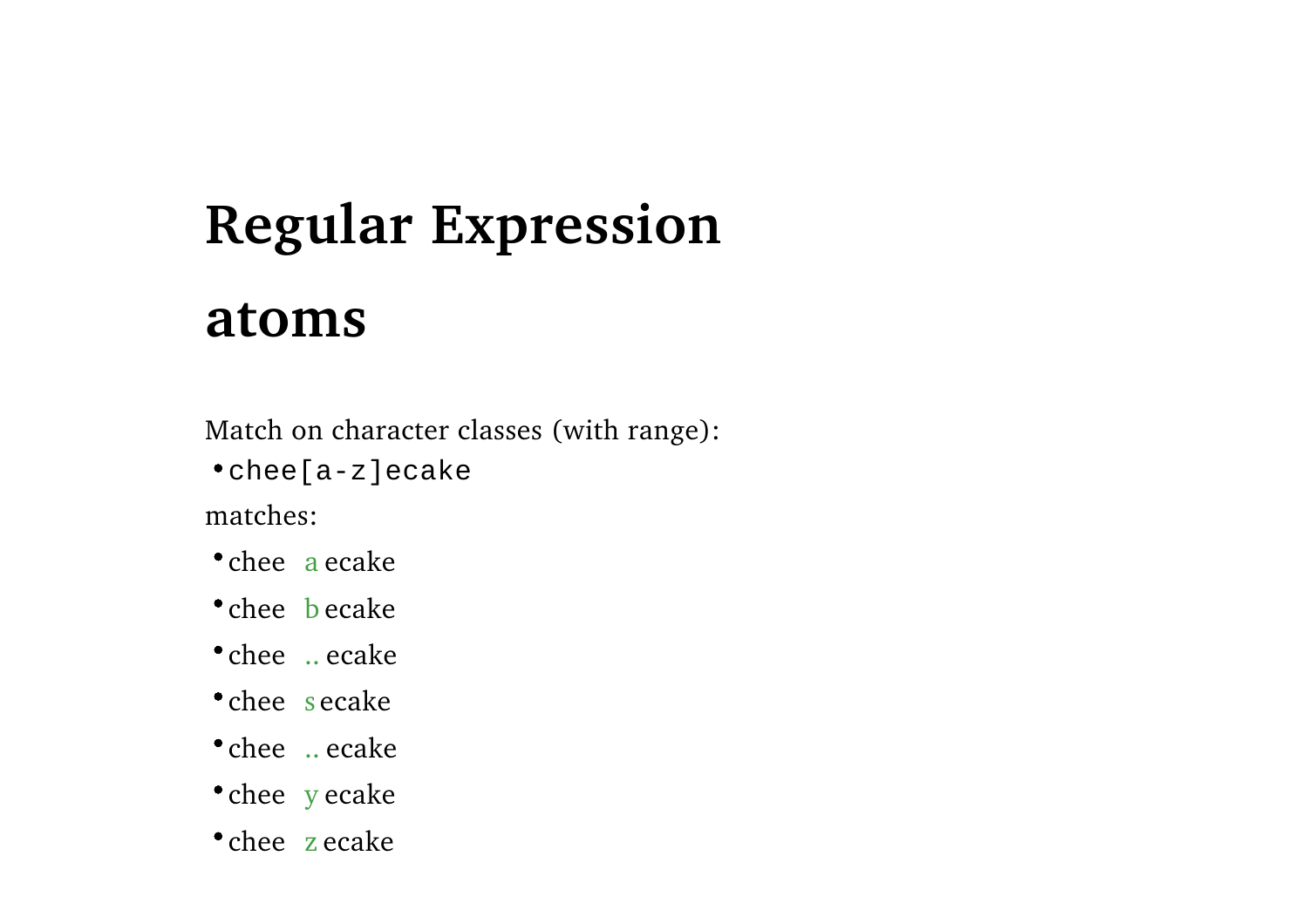# Regular Expression

## atoms

Match on character classes (with range):

- `chee[a-z]ecake`

matches:

- chee a ecake
- chee b ecake
- chee .. ecake
- chee s ecake
- chee .. ecake
- chee y ecake
- chee z ecake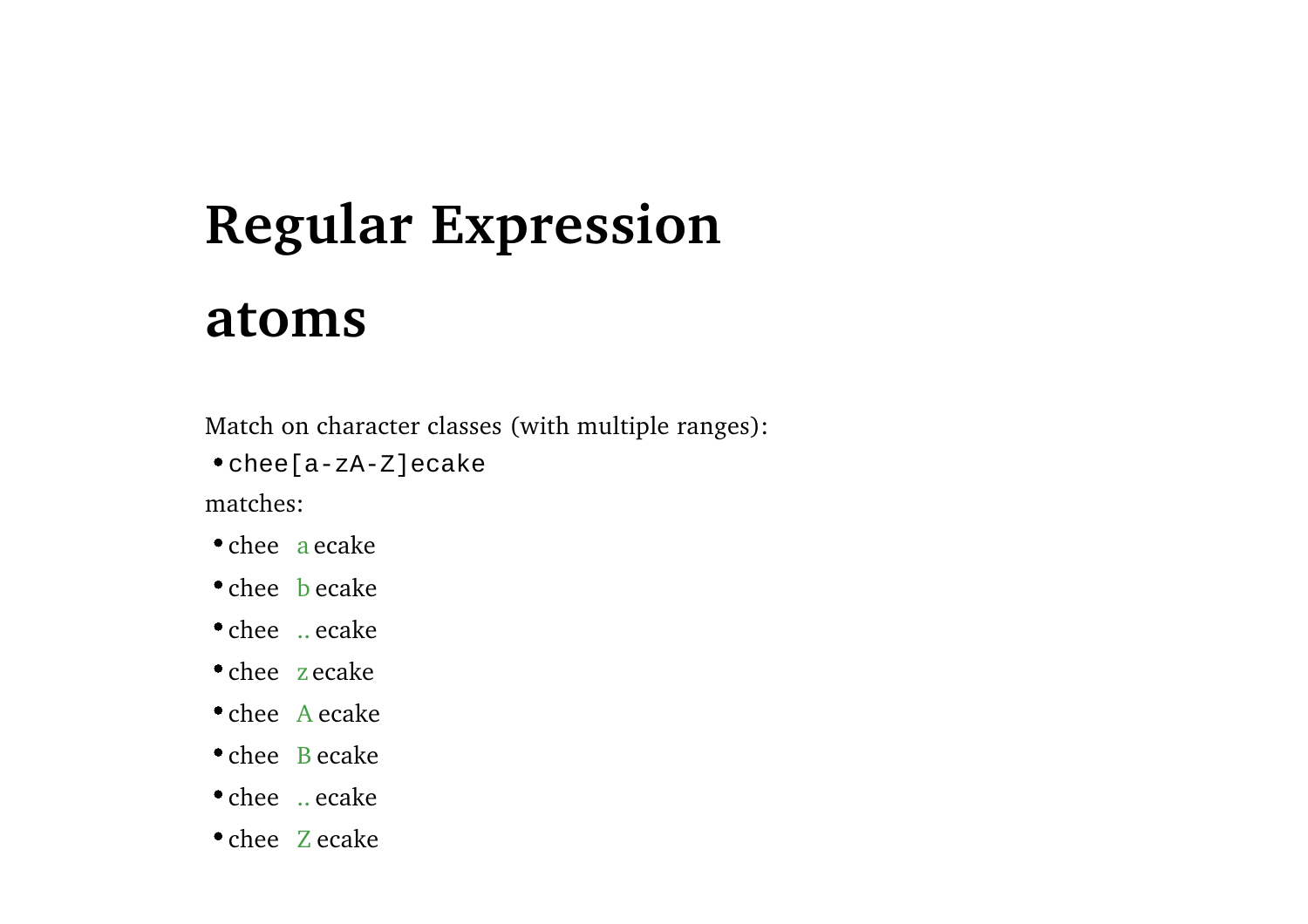# Regular Expression atoms

Match on character classes (with multiple ranges):

- `chee[a-zA-Z]ecake`

matches:

- chee a ecake
- chee b ecake
- chee .. ecake
- chee z ecake
- chee A ecake
- chee B ecake
- chee .. ecake
- chee Z ecake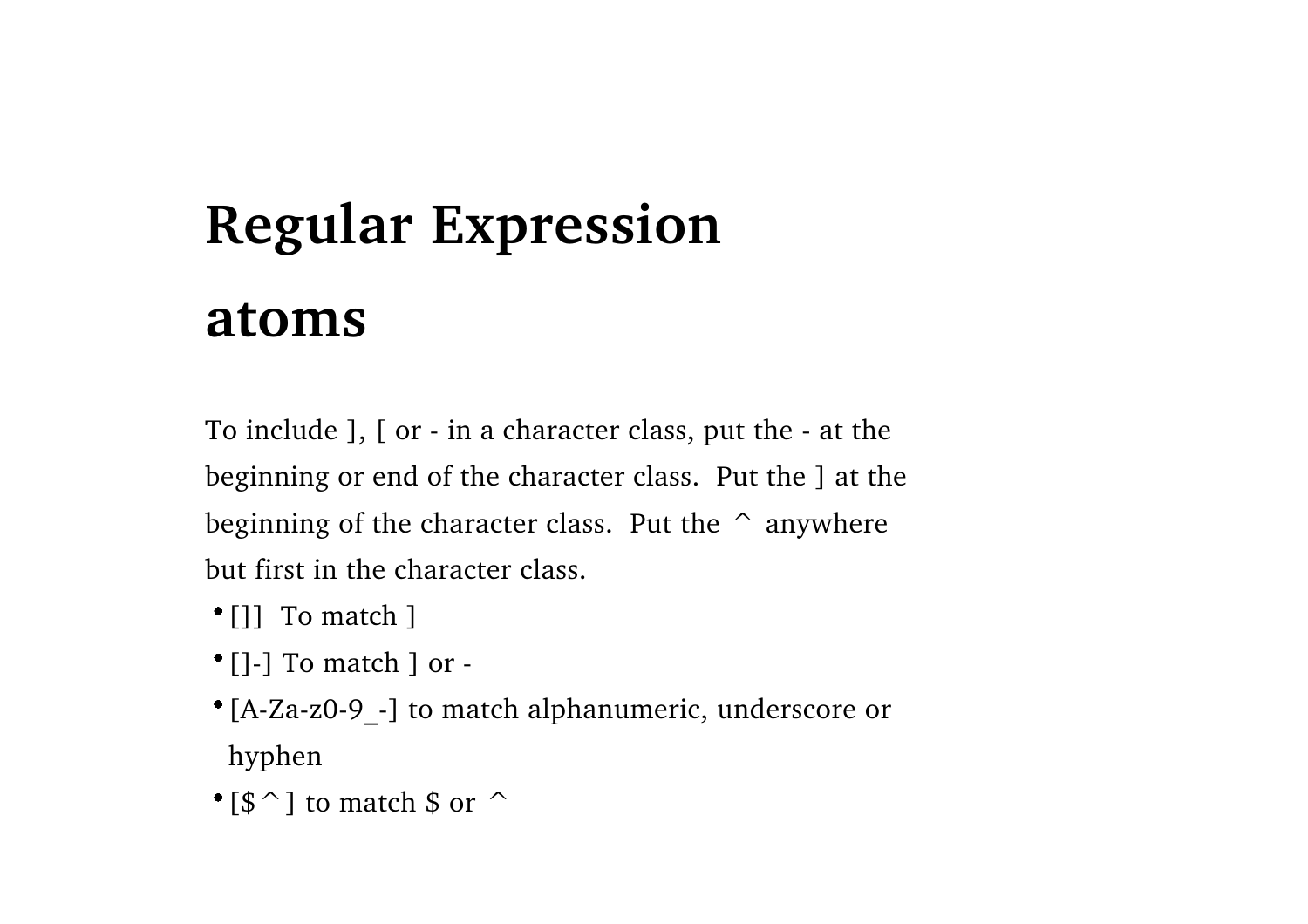# Regular Expression atoms

To include ], [ or - in a character class, put the - at the beginning or end of the character class.  Put the ] at the beginning of the character class.  Put the ^ anywhere but first in the character class.

- []]  To match ]
- []-] To match ] or -
- [A-Za-z0-9_-] to match alphanumeric, underscore or hyphen
- [$^] to match $ or ^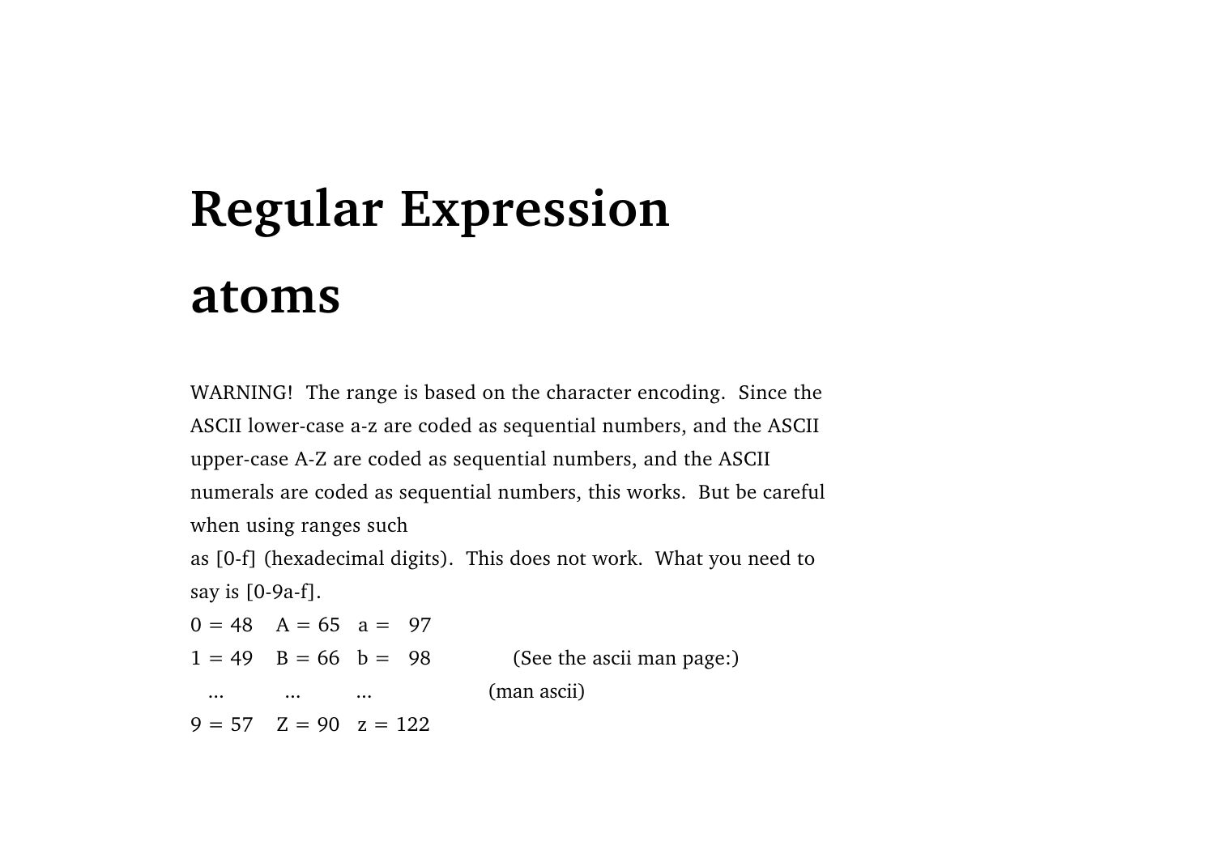# Regular Expression atoms

WARNING! The range is based on the character encoding. Since the ASCII lower-case a-z are coded as sequential numbers, and the ASCII upper-case A-Z are coded as sequential numbers, and the ASCII numerals are coded as sequential numbers, this works. But be careful when using ranges such
as [0-f] (hexadecimal digits). This does not work. What you need to say is [0-9a-f].

```
0 = 48    A = 65   a =  97
1 = 49    B = 66   b =  98          (See the ascii man page:)
  ...       ...      ...                (man ascii)
9 = 57    Z = 90   z = 122
```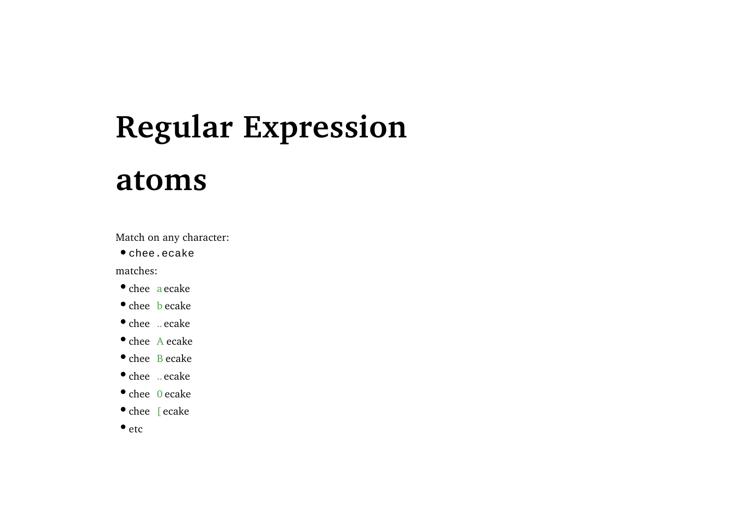# Regular Expression

# atoms

Match on any character:

- `chee.ecake`

matches:

- chee a ecake
- chee b ecake
- chee .. ecake
- chee A ecake
- chee B ecake
- chee .. ecake
- chee 0 ecake
- chee [ ecake
- etc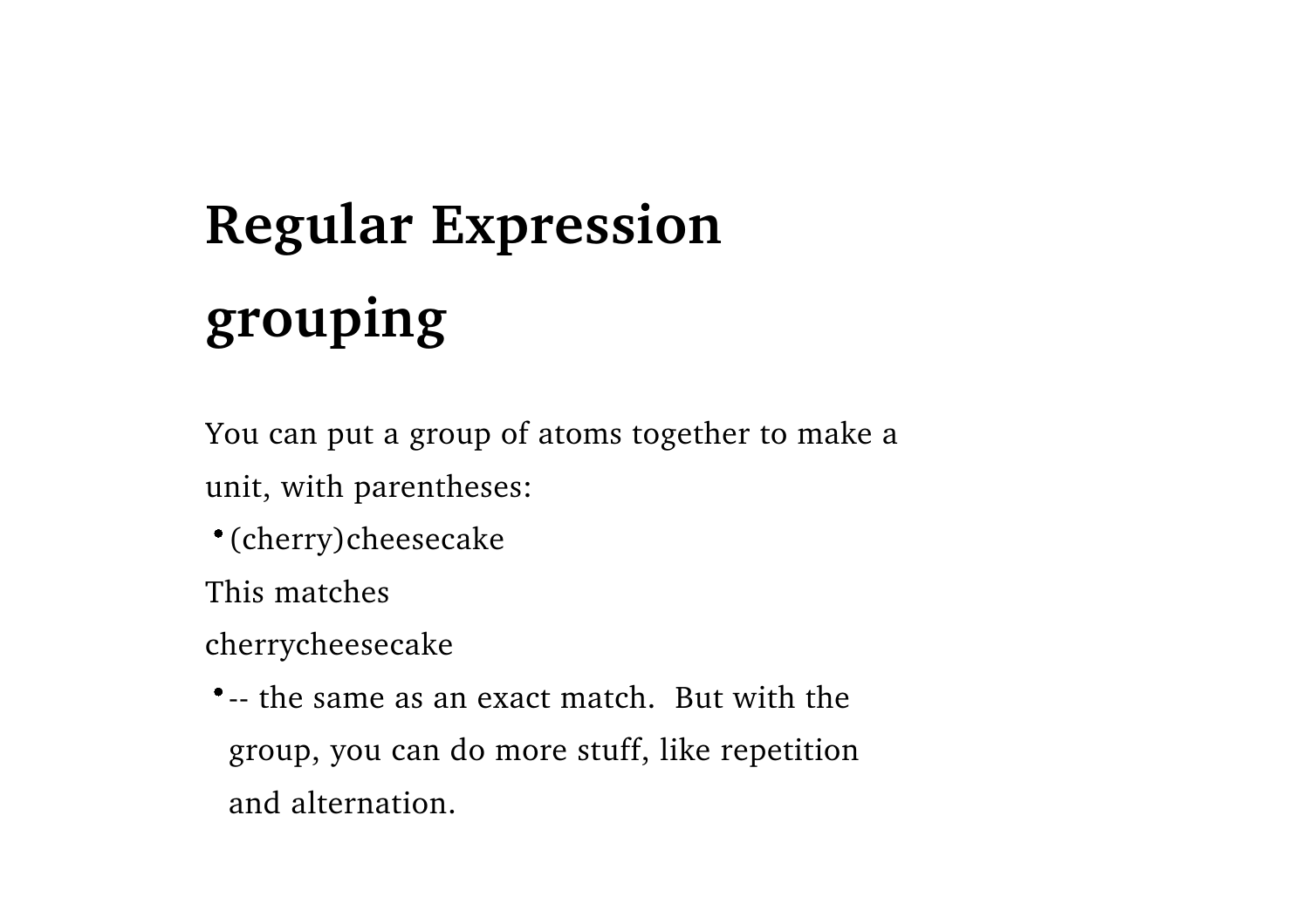# Regular Expression grouping

You can put a group of atoms together to make a unit, with parentheses:

- (cherry)cheesecake

This matches

cherrycheesecake

- -- the same as an exact match.  But with the group, you can do more stuff, like repetition and alternation.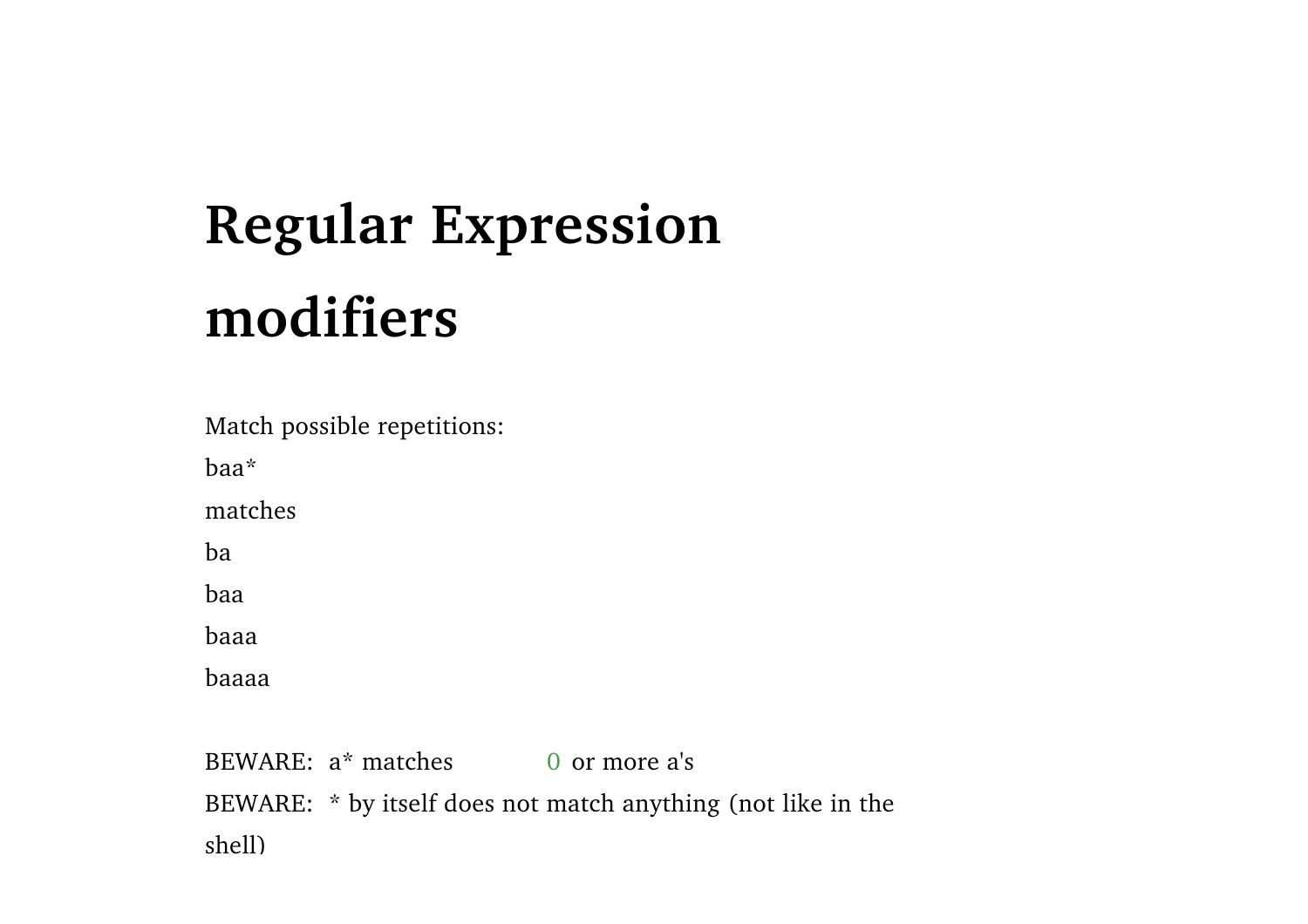# Regular Expression modifiers

Match possible repetitions:

baa*

matches

ba

baa

baaa

baaaa

BEWARE: a* matches 0 or more a's

BEWARE: * by itself does not match anything (not like in the shell)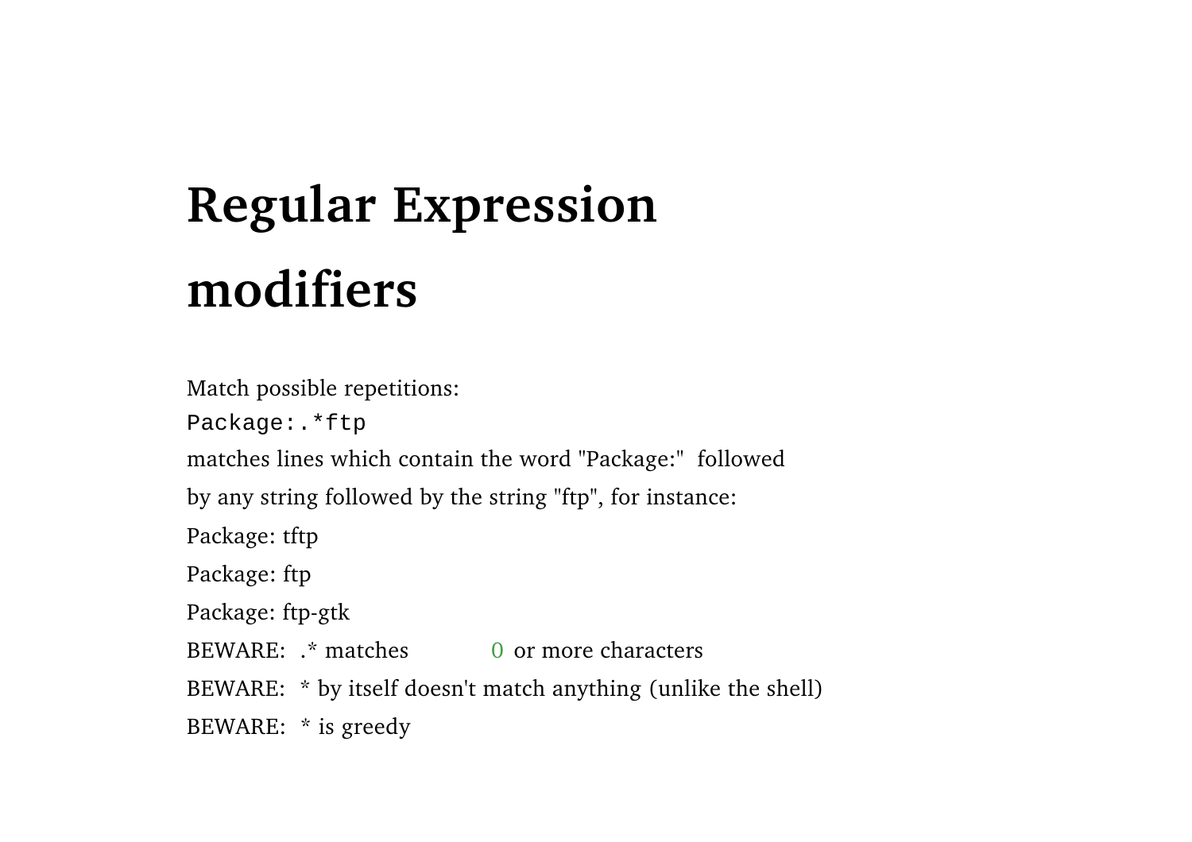# Regular Expression modifiers

Match possible repetitions:

```
Package:.*ftp
```

matches lines which contain the word "Package:" followed by any string followed by the string "ftp", for instance:

Package: tftp

Package: ftp

Package: ftp-gtk

BEWARE: .* matches 0 or more characters

BEWARE: * by itself doesn't match anything (unlike the shell)

BEWARE: * is greedy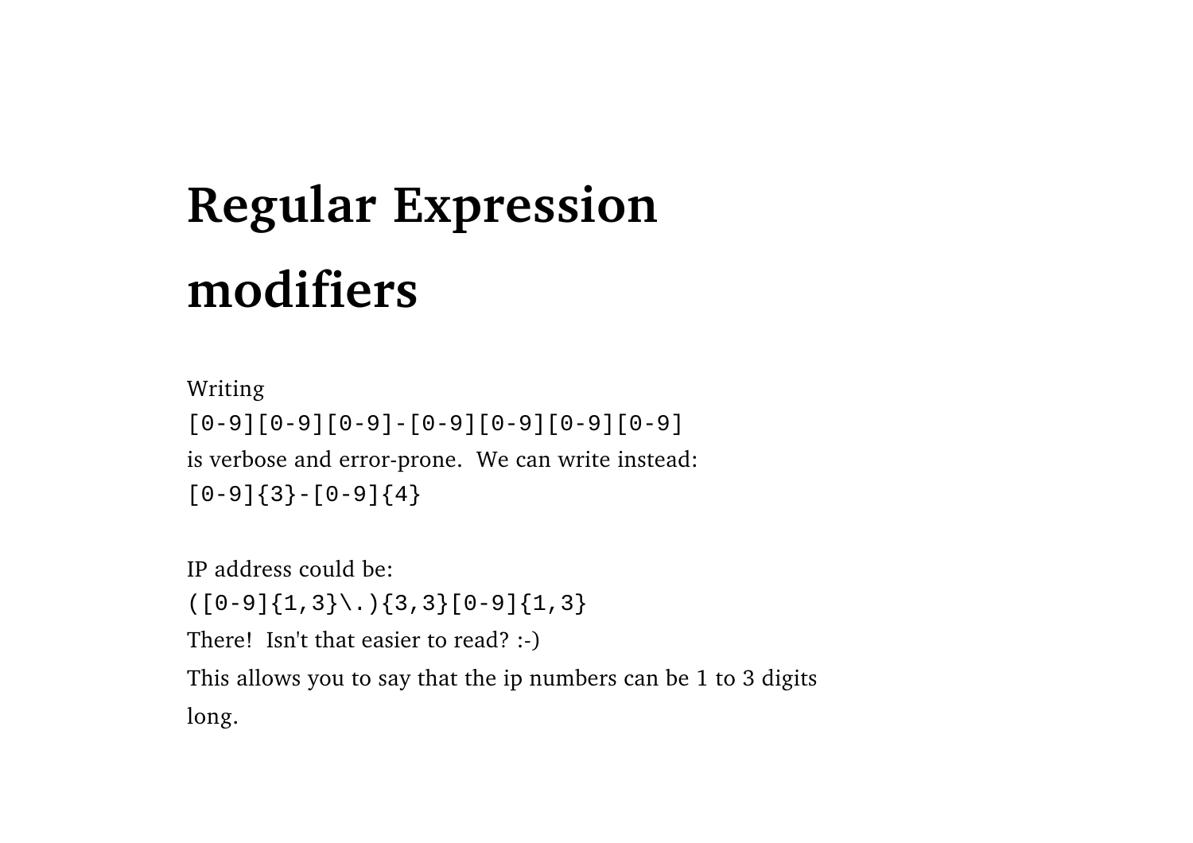# Regular Expression modifiers

Writing

`[0-9][0-9][0-9]-[0-9][0-9][0-9][0-9]`

is verbose and error-prone. We can write instead:

`[0-9]{3}-[0-9]{4}`

IP address could be:

`([0-9]{1,3}\.){3,3}[0-9]{1,3}`

There! Isn't that easier to read? :-)

This allows you to say that the ip numbers can be 1 to 3 digits long.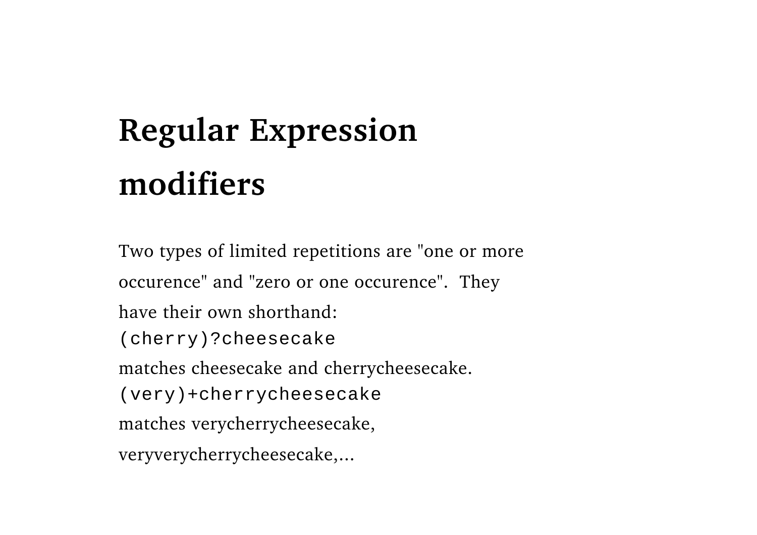# Regular Expression modifiers

Two types of limited repetitions are "one or more occurence" and "zero or one occurence". They have their own shorthand:

```
(cherry)?cheesecake
```

matches cheesecake and cherrycheesecake.

```
(very)+cherrycheesecake
```

matches verycherrycheesecake, veryverycherrycheesecake,...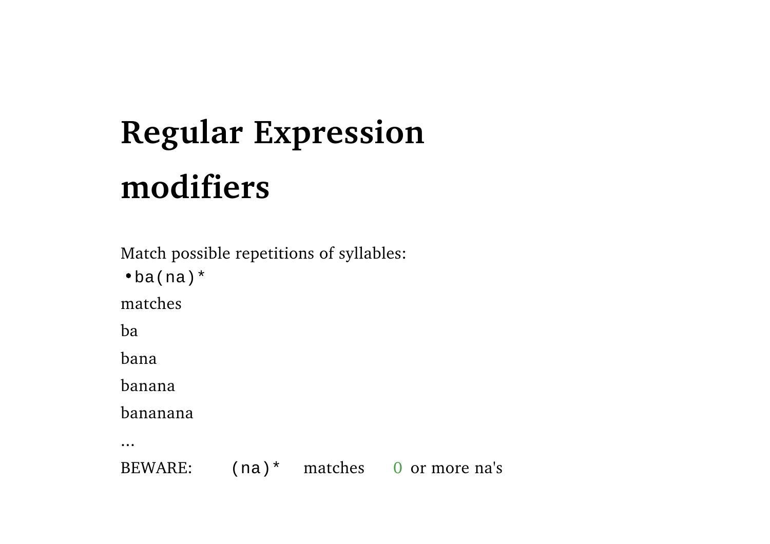# Regular Expression modifiers

Match possible repetitions of syllables:

- `ba(na)*`

matches

ba

bana

banana

bananana

...

BEWARE: `(na)*` matches 0 or more na's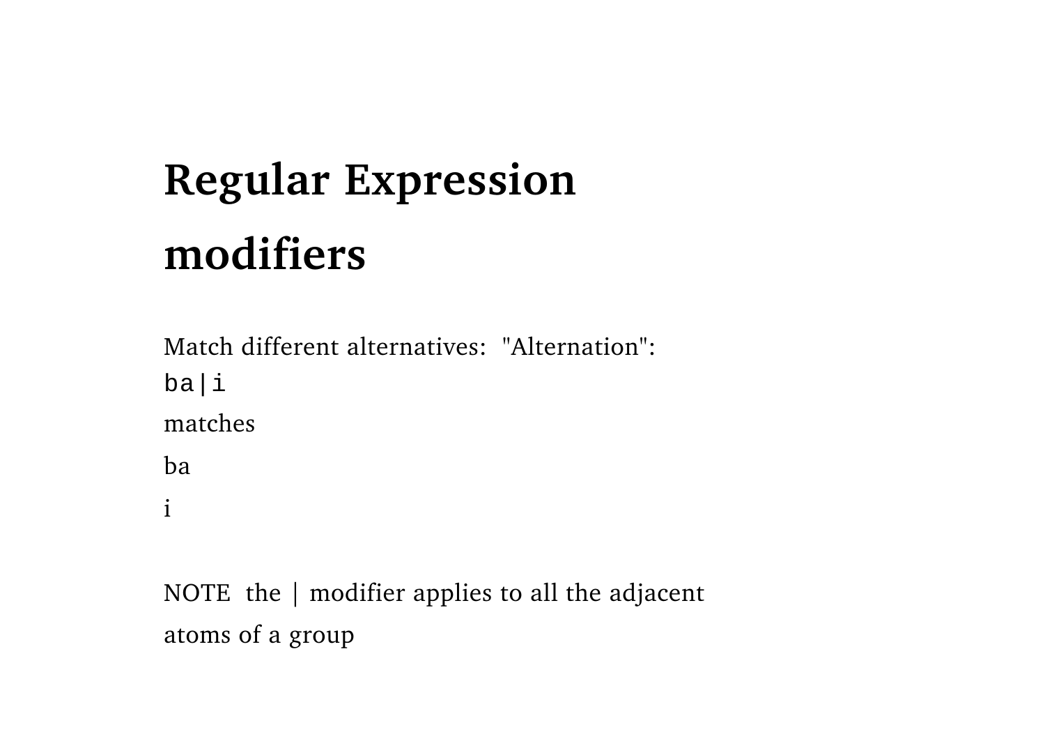# Regular Expression modifiers

Match different alternatives:  "Alternation":

```
ba|i
```

matches

ba

i

NOTE  the | modifier applies to all the adjacent atoms of a group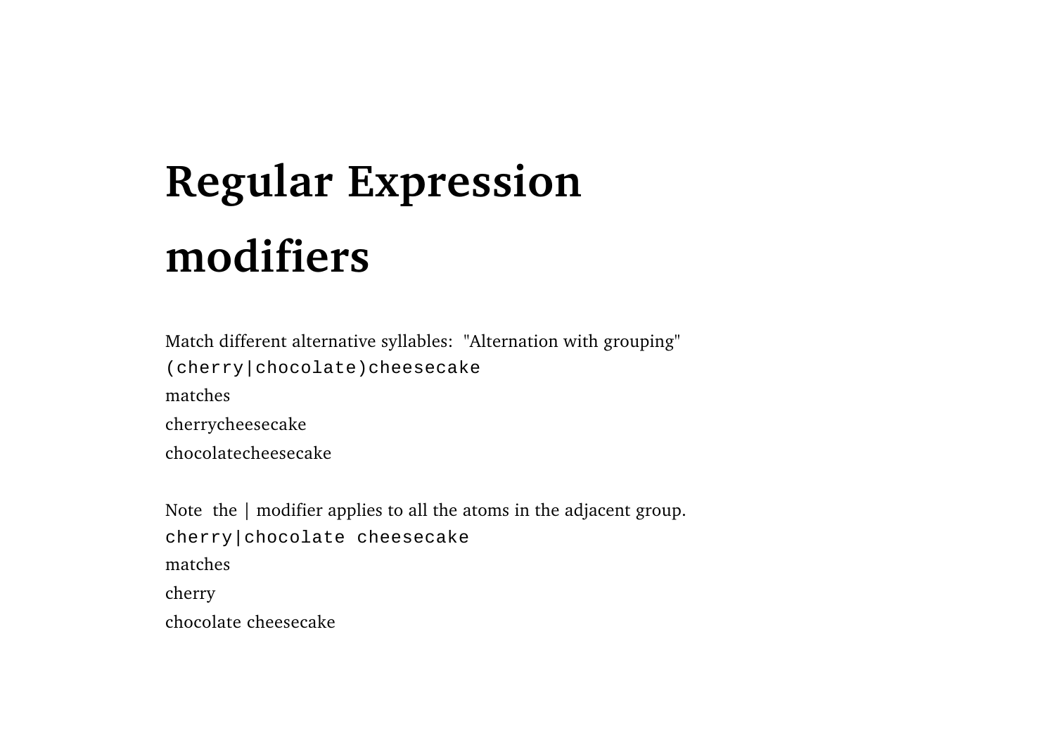# Regular Expression modifiers

Match different alternative syllables: "Alternation with grouping"

`(cherry|chocolate)cheesecake`

matches

cherrycheesecake

chocolatecheesecake

Note the | modifier applies to all the atoms in the adjacent group.

`cherry|chocolate cheesecake`

matches

cherry

chocolate cheesecake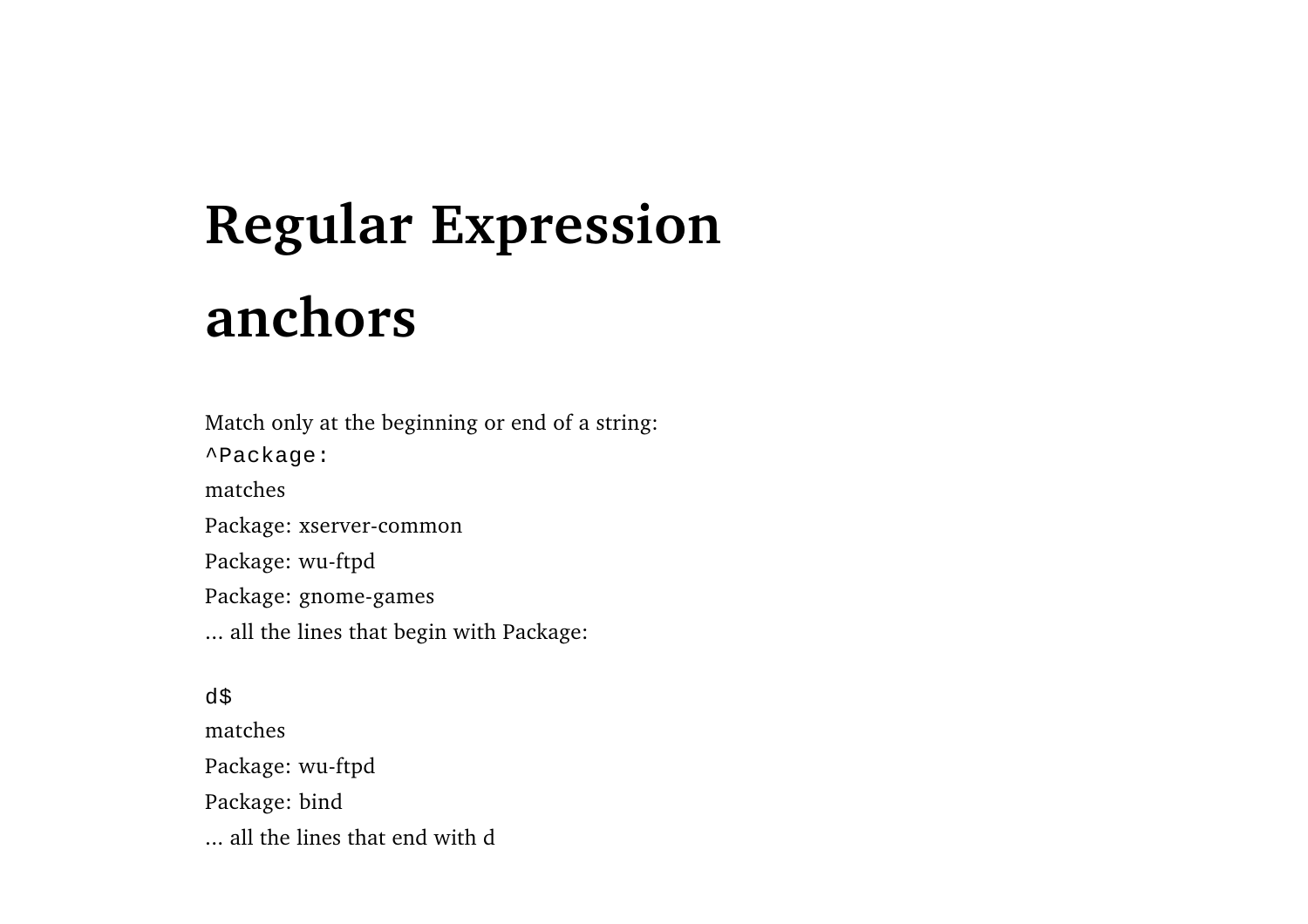# Regular Expression anchors

Match only at the beginning or end of a string:

`^Package:`

matches

Package: xserver-common

Package: wu-ftpd

Package: gnome-games

... all the lines that begin with Package:

`d$`

matches

Package: wu-ftpd

Package: bind

... all the lines that end with d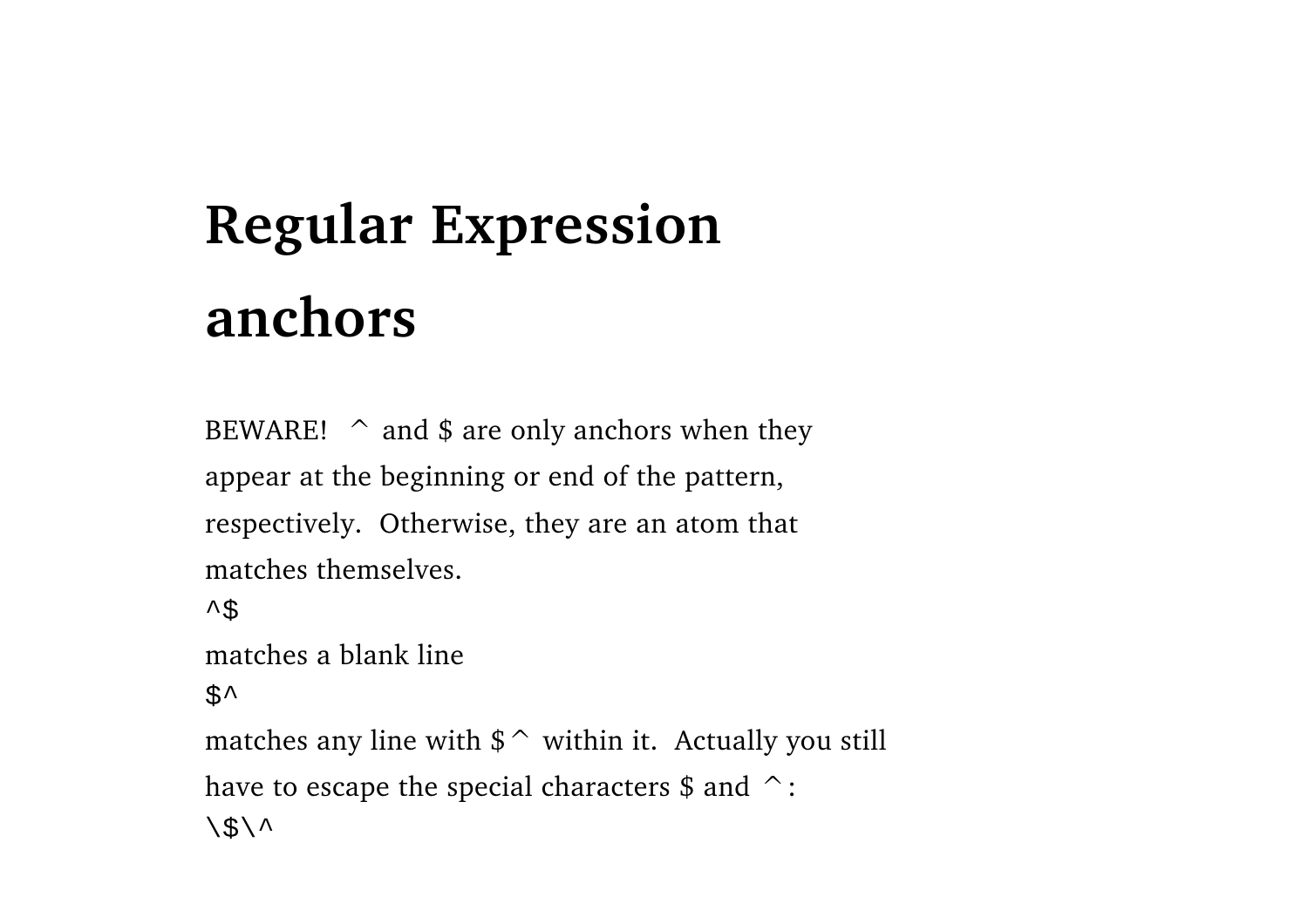# Regular Expression anchors

BEWARE! ^ and $ are only anchors when they appear at the beginning or end of the pattern, respectively. Otherwise, they are an atom that matches themselves.

```
^$
```

matches a blank line

```
$^
```

matches any line with $^ within it. Actually you still have to escape the special characters $ and ^:

```
\$\^
```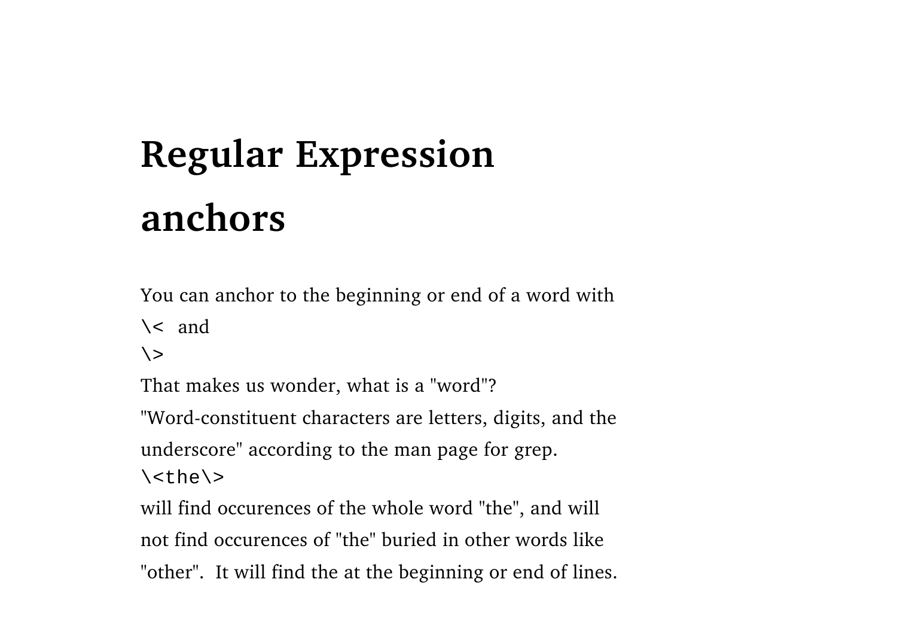# Regular Expression anchors

You can anchor to the beginning or end of a word with

`\<` and

`\>`

That makes us wonder, what is a "word"?

"Word-constituent characters are letters, digits, and the underscore" according to the man page for grep.

`\<the\>`

will find occurences of the whole word "the", and will not find occurences of "the" buried in other words like "other". It will find the at the beginning or end of lines.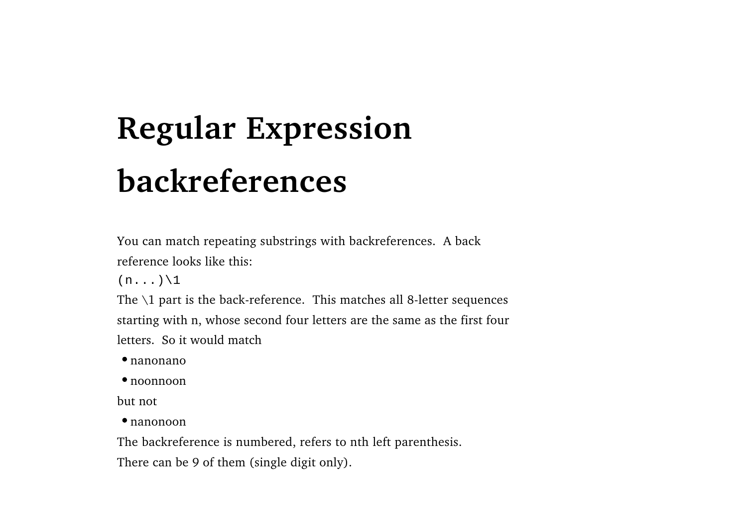# Regular Expression backreferences

You can match repeating substrings with backreferences. A back reference looks like this:

```
(n...)\1
```

The \1 part is the back-reference. This matches all 8-letter sequences starting with n, whose second four letters are the same as the first four letters. So it would match

- nanonano
- noonnoon

but not

- nanonoon

The backreference is numbered, refers to nth left parenthesis.
There can be 9 of them (single digit only).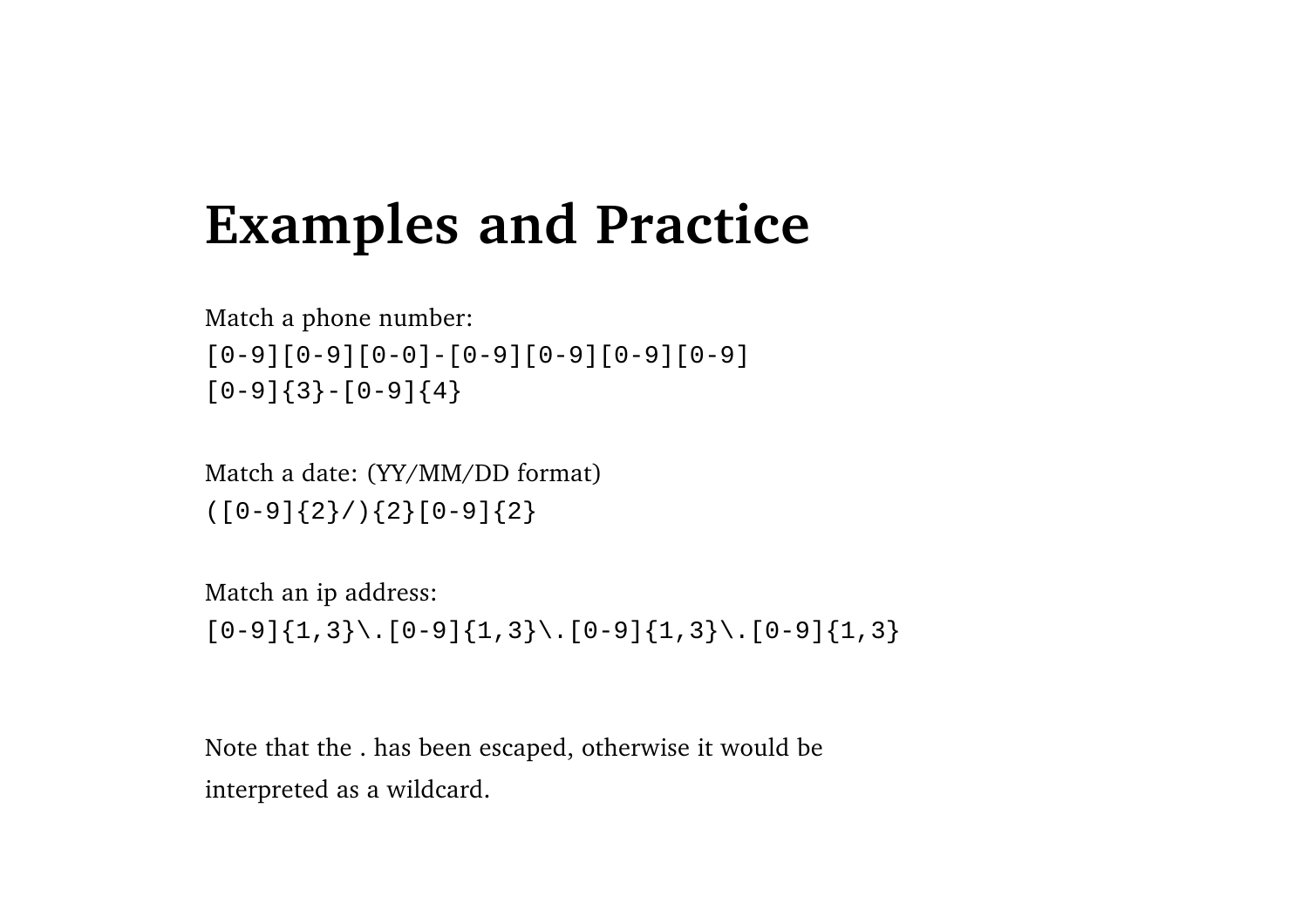# Examples and Practice

Match a phone number:

```
[0-9][0-9][0-0]-[0-9][0-9][0-9][0-9]
[0-9]{3}-[0-9]{4}
```

Match a date: (YY/MM/DD format)

```
([0-9]{2}/){2}[0-9]{2}
```

Match an ip address:

```
[0-9]{1,3}\.[0-9]{1,3}\.[0-9]{1,3}\.[0-9]{1,3}
```

Note that the . has been escaped, otherwise it would be interpreted as a wildcard.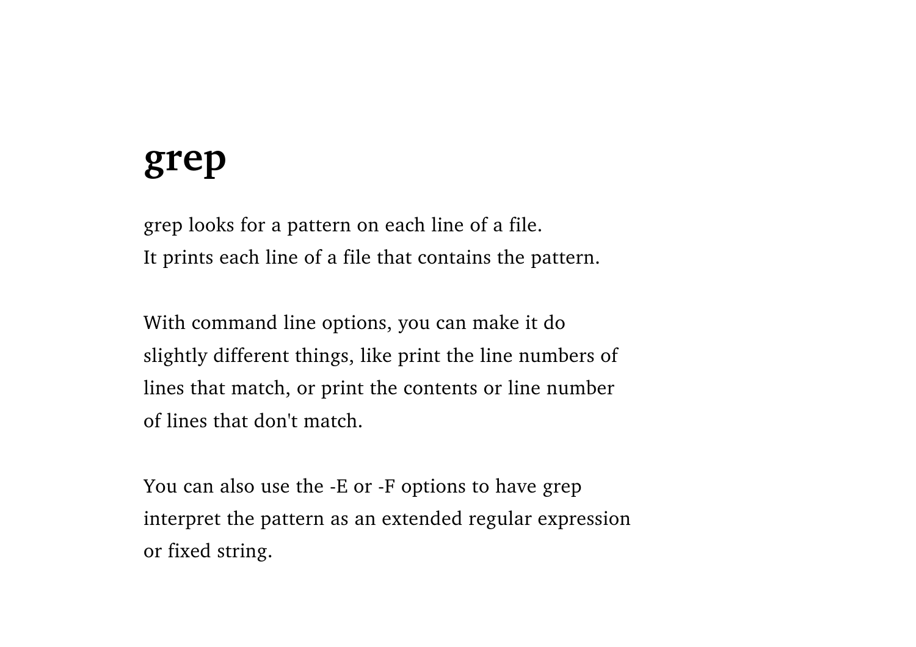# grep

grep looks for a pattern on each line of a file.
It prints each line of a file that contains the pattern.

With command line options, you can make it do slightly different things, like print the line numbers of lines that match, or print the contents or line number of lines that don't match.

You can also use the -E or -F options to have grep interpret the pattern as an extended regular expression or fixed string.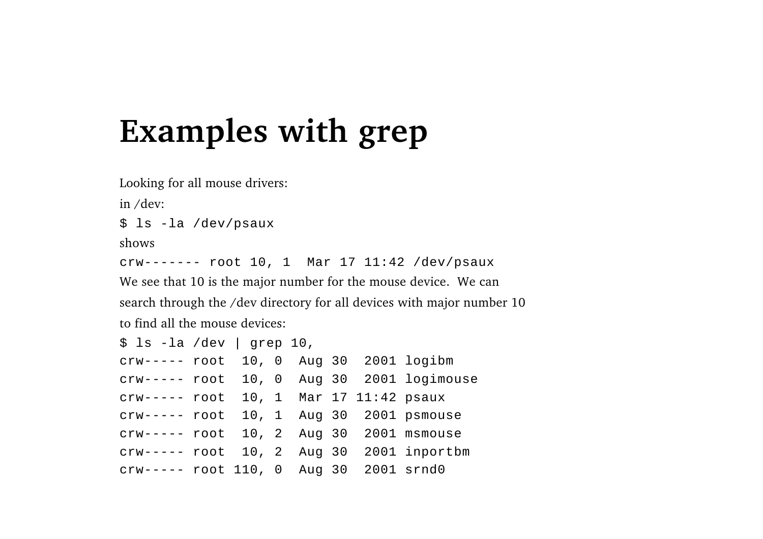# Examples with grep

Looking for all mouse drivers:

in /dev:

```
$ ls -la /dev/psaux
```

shows

```
crw------- root 10, 1  Mar 17 11:42 /dev/psaux
```

We see that 10 is the major number for the mouse device. We can search through the /dev directory for all devices with major number 10 to find all the mouse devices:

```
$ ls -la /dev | grep 10,
crw----- root  10, 0  Aug 30  2001 logibm
crw----- root  10, 0  Aug 30  2001 logimouse
crw----- root  10, 1  Mar 17 11:42 psaux
crw----- root  10, 1  Aug 30  2001 psmouse
crw----- root  10, 2  Aug 30  2001 msmouse
crw----- root  10, 2  Aug 30  2001 inportbm
crw----- root 110, 0  Aug 30  2001 srnd0
```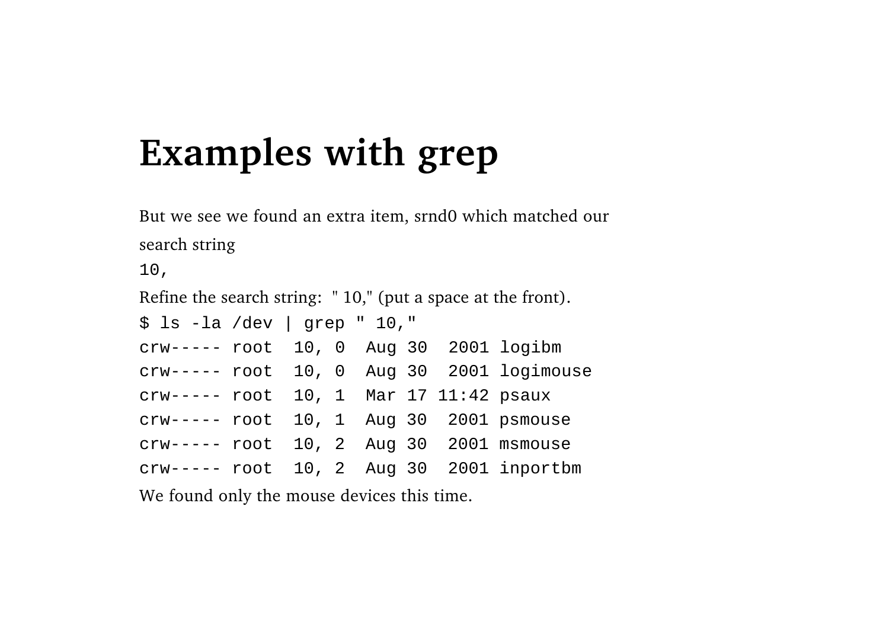# Examples with grep

But we see we found an extra item, srnd0 which matched our search string

`10,`

Refine the search string: " 10," (put a space at the front).

```
$ ls -la /dev | grep " 10,"
crw----- root  10, 0  Aug 30  2001 logibm
crw----- root  10, 0  Aug 30  2001 logimouse
crw----- root  10, 1  Mar 17 11:42 psaux
crw----- root  10, 1  Aug 30  2001 psmouse
crw----- root  10, 2  Aug 30  2001 msmouse
crw----- root  10, 2  Aug 30  2001 inportbm
```

We found only the mouse devices this time.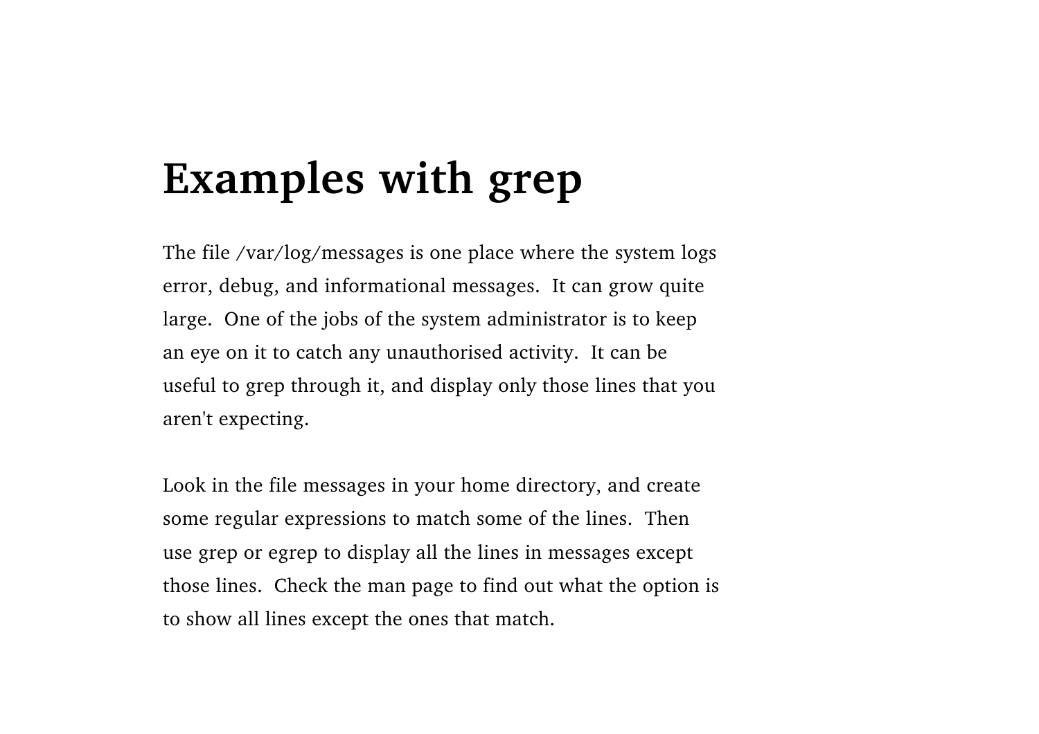# Examples with grep

The file /var/log/messages is one place where the system logs error, debug, and informational messages. It can grow quite large. One of the jobs of the system administrator is to keep an eye on it to catch any unauthorised activity. It can be useful to grep through it, and display only those lines that you aren't expecting.

Look in the file messages in your home directory, and create some regular expressions to match some of the lines. Then use grep or egrep to display all the lines in messages except those lines. Check the man page to find out what the option is to show all lines except the ones that match.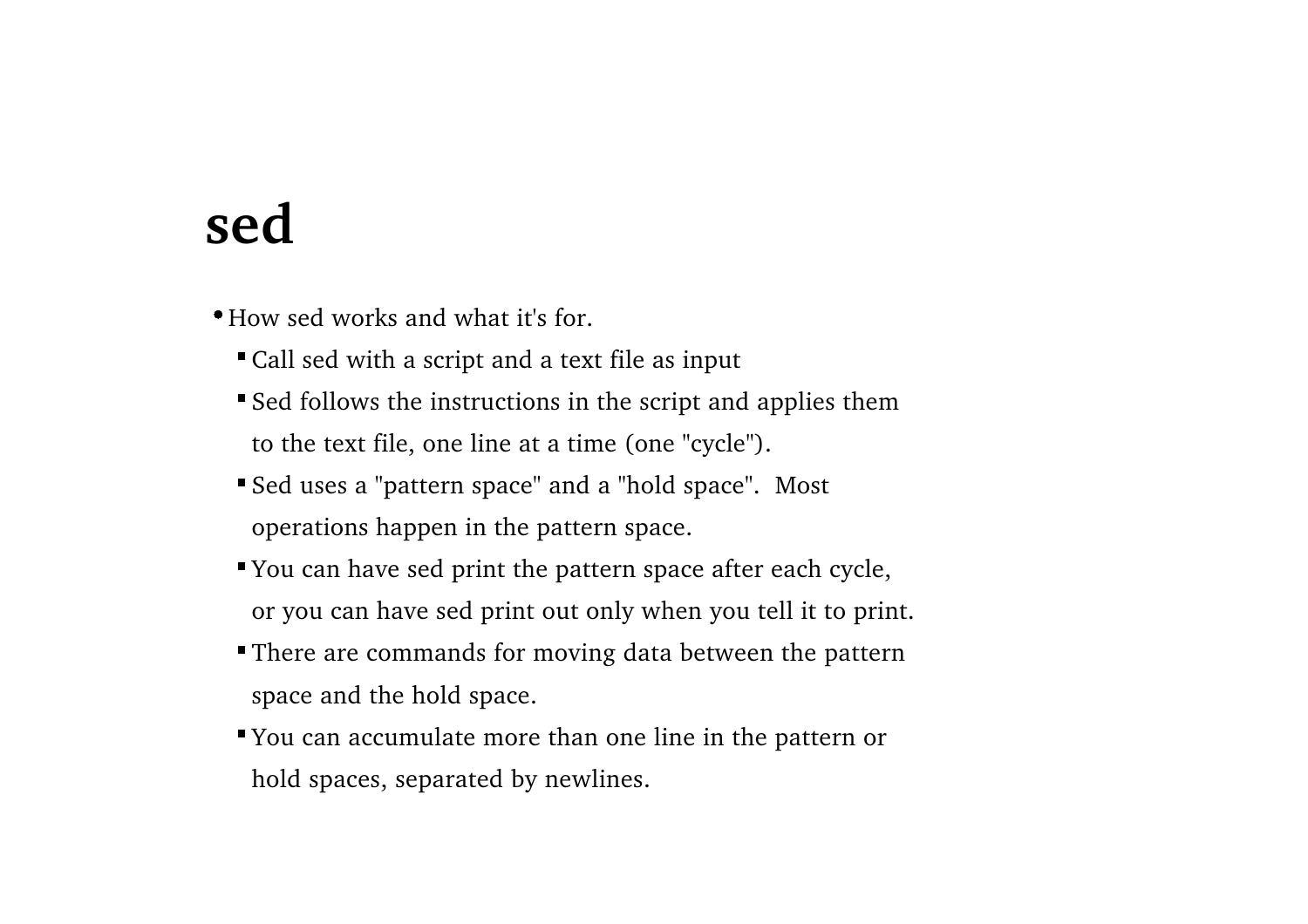# sed

- How sed works and what it's for.
  - Call sed with a script and a text file as input
  - Sed follows the instructions in the script and applies them to the text file, one line at a time (one "cycle").
  - Sed uses a "pattern space" and a "hold space". Most operations happen in the pattern space.
  - You can have sed print the pattern space after each cycle, or you can have sed print out only when you tell it to print.
  - There are commands for moving data between the pattern space and the hold space.
  - You can accumulate more than one line in the pattern or hold spaces, separated by newlines.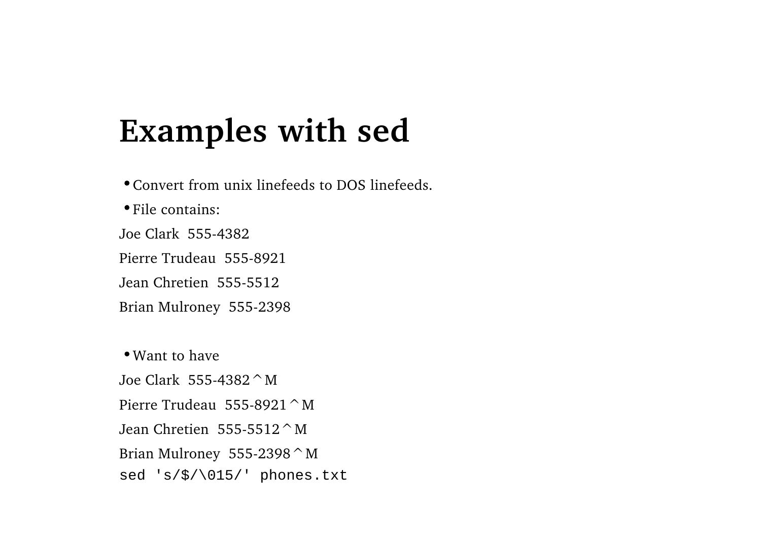# Examples with sed

- Convert from unix linefeeds to DOS linefeeds.
- File contains:

Joe Clark  555-4382

Pierre Trudeau  555-8921

Jean Chretien  555-5512

Brian Mulroney  555-2398

- Want to have

Joe Clark  555-4382^M

Pierre Trudeau  555-8921^M

Jean Chretien  555-5512^M

Brian Mulroney  555-2398^M

```
sed 's/$/\015/' phones.txt
```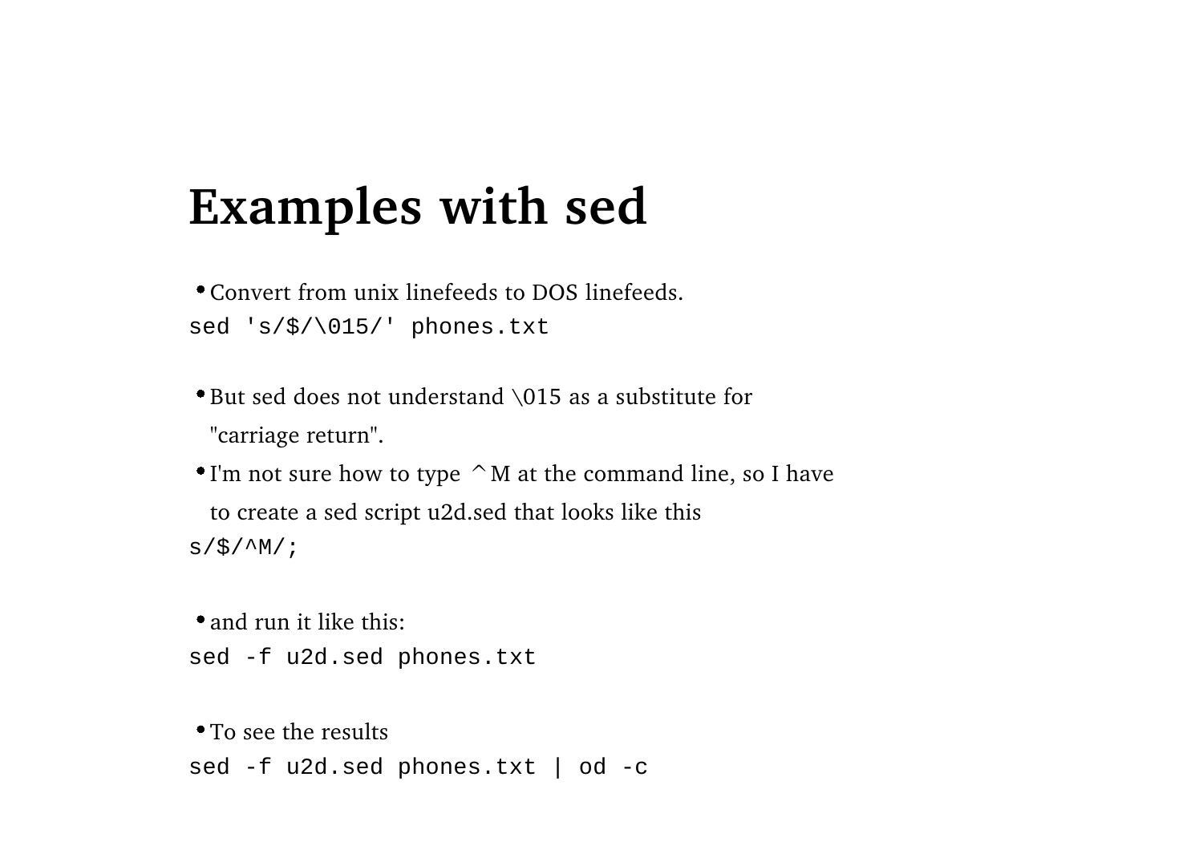# Examples with sed

- Convert from unix linefeeds to DOS linefeeds.

```
sed 's/$/\015/' phones.txt
```

- But sed does not understand \015 as a substitute for "carriage return".
- I'm not sure how to type ^M at the command line, so I have to create a sed script u2d.sed that looks like this

```
s/$/^M/;
```

- and run it like this:

```
sed -f u2d.sed phones.txt
```

- To see the results

```
sed -f u2d.sed phones.txt | od -c
```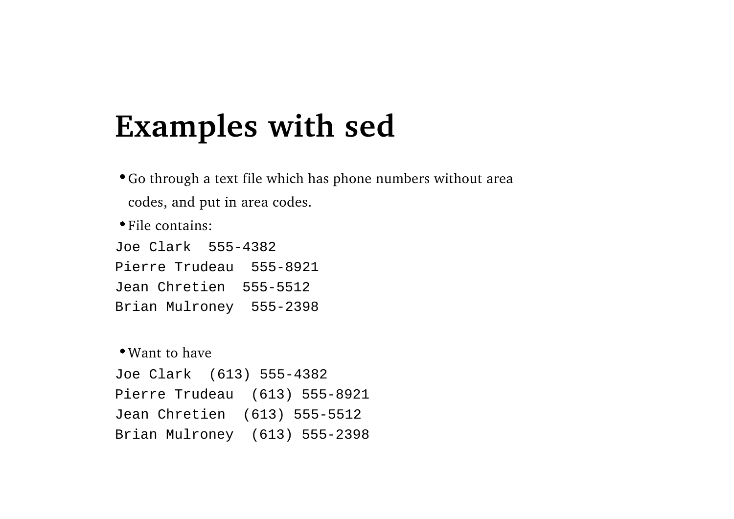# Examples with sed

- Go through a text file which has phone numbers without area codes, and put in area codes.
- File contains:

```
Joe Clark  555-4382
Pierre Trudeau  555-8921
Jean Chretien  555-5512
Brian Mulroney  555-2398
```

- Want to have

```
Joe Clark  (613) 555-4382
Pierre Trudeau  (613) 555-8921
Jean Chretien  (613) 555-5512
Brian Mulroney  (613) 555-2398
```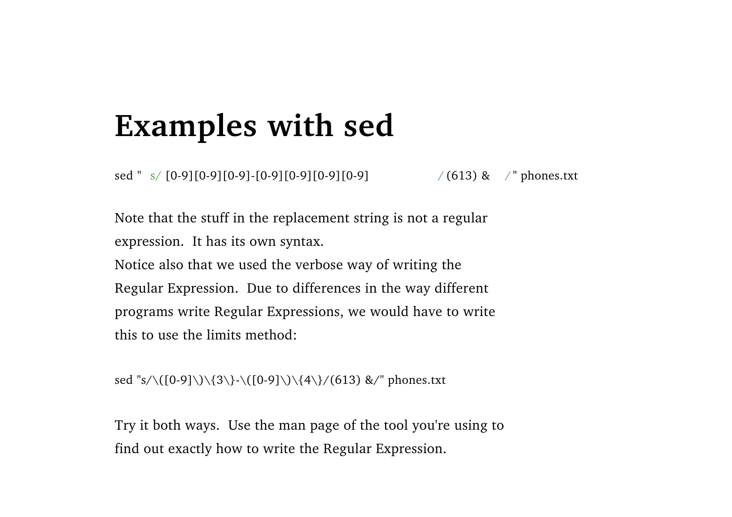# Examples with sed

```
sed "s/[0-9][0-9][0-9]-[0-9][0-9][0-9][0-9]/(613) &/" phones.txt
```

Note that the stuff in the replacement string is not a regular expression. It has its own syntax.
Notice also that we used the verbose way of writing the Regular Expression. Due to differences in the way different programs write Regular Expressions, we would have to write this to use the limits method:

```
sed "s/\([0-9]\)\{3\}-\([0-9]\)\{4\}/(613) &/" phones.txt
```

Try it both ways. Use the man page of the tool you're using to find out exactly how to write the Regular Expression.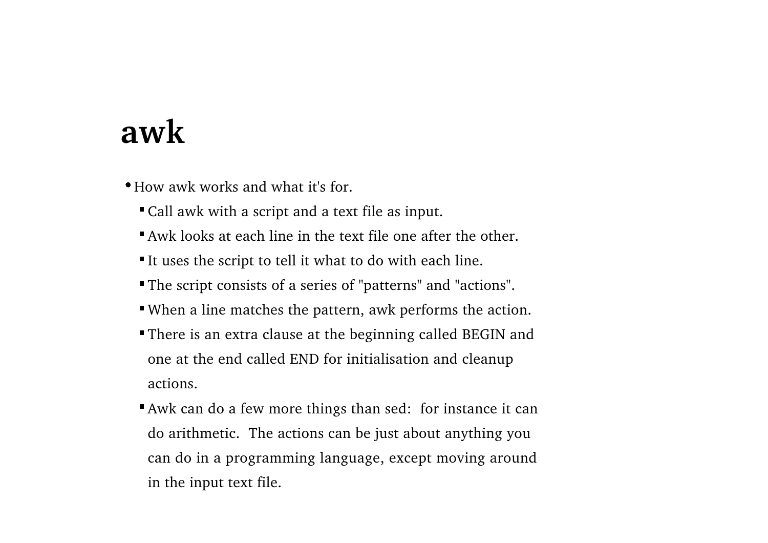# awk

- How awk works and what it's for.
  - Call awk with a script and a text file as input.
  - Awk looks at each line in the text file one after the other.
  - It uses the script to tell it what to do with each line.
  - The script consists of a series of "patterns" and "actions".
  - When a line matches the pattern, awk performs the action.
  - There is an extra clause at the beginning called BEGIN and one at the end called END for initialisation and cleanup actions.
  - Awk can do a few more things than sed: for instance it can do arithmetic. The actions can be just about anything you can do in a programming language, except moving around in the input text file.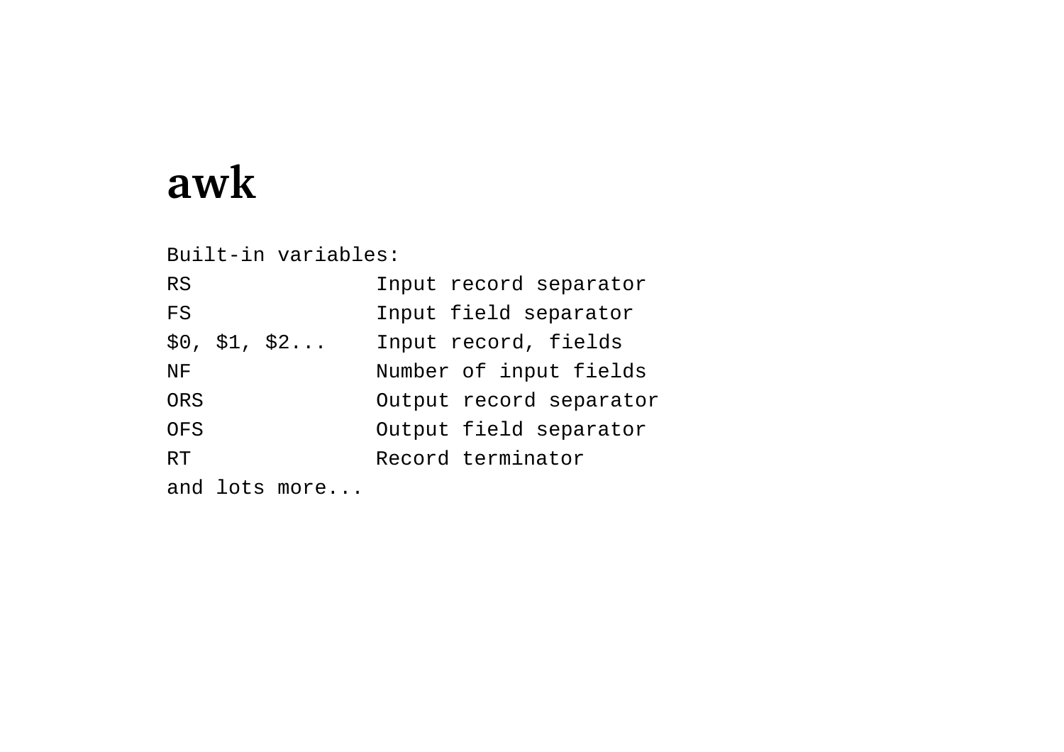# awk

```
Built-in variables:
RS               Input record separator
FS               Input field separator
$0, $1, $2...    Input record, fields
NF               Number of input fields
ORS              Output record separator
OFS              Output field separator
RT               Record terminator
and lots more...
```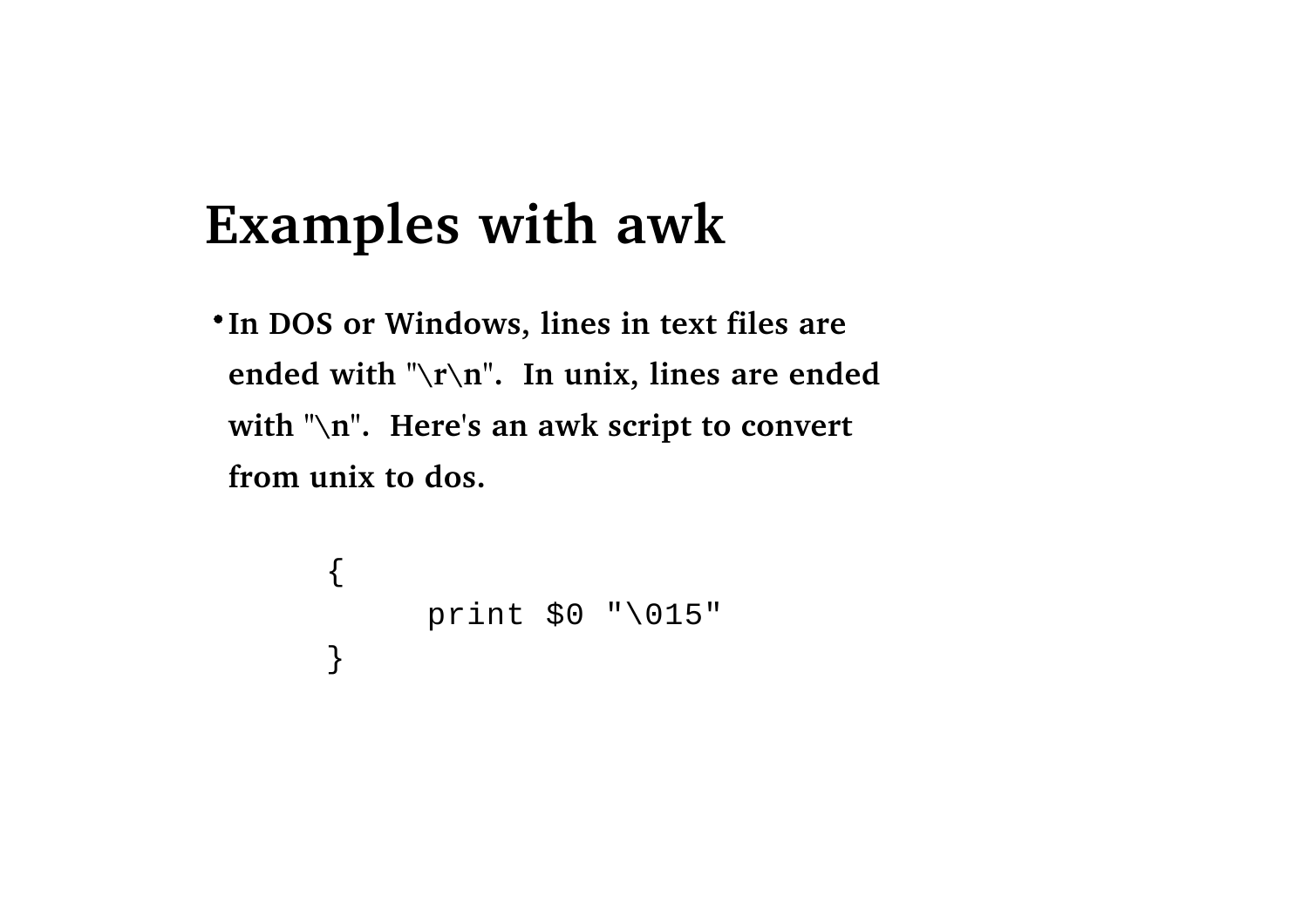# Examples with awk

- In DOS or Windows, lines in text files are ended with "\r\n". In unix, lines are ended with "\n". Here's an awk script to convert from unix to dos.

```
{
        print $0 "\015"
}
```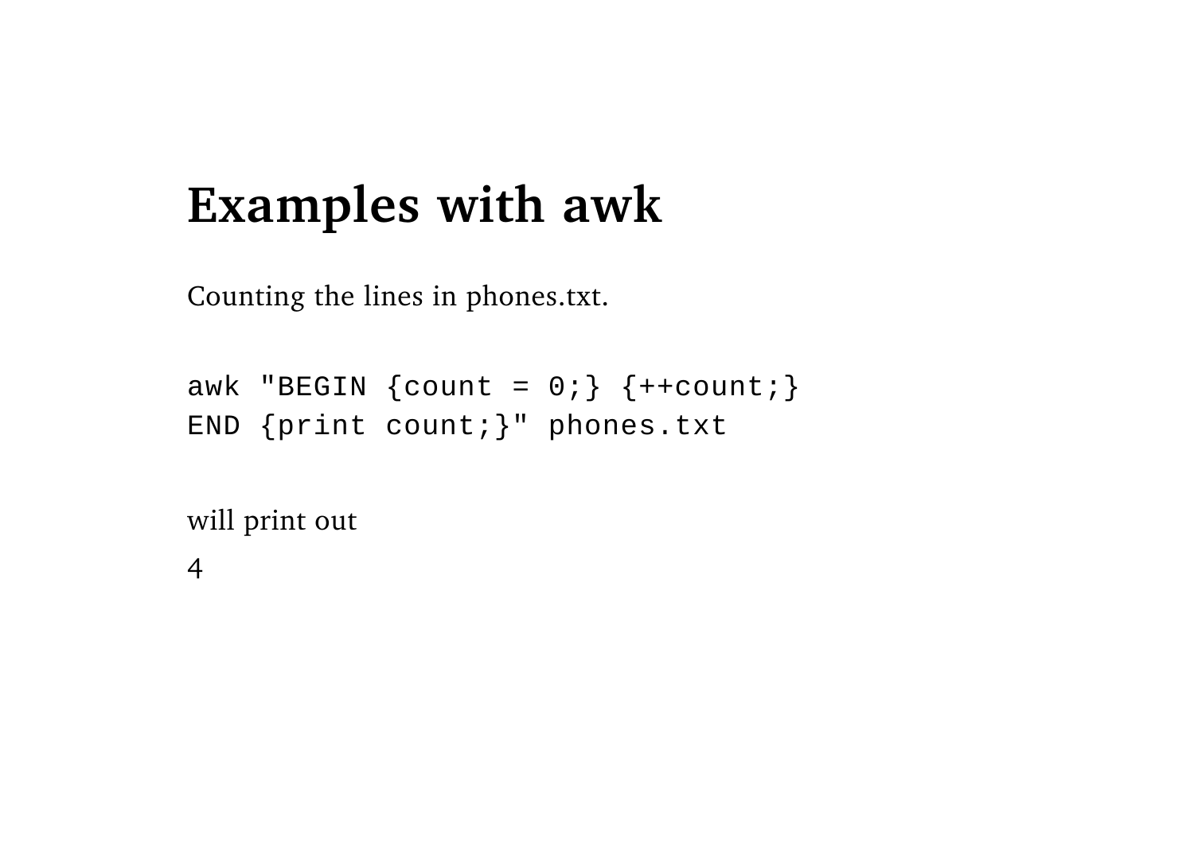# Examples with awk

Counting the lines in phones.txt.

```
awk "BEGIN {count = 0;} {++count;}
END {print count;}" phones.txt
```

will print out

```
4
```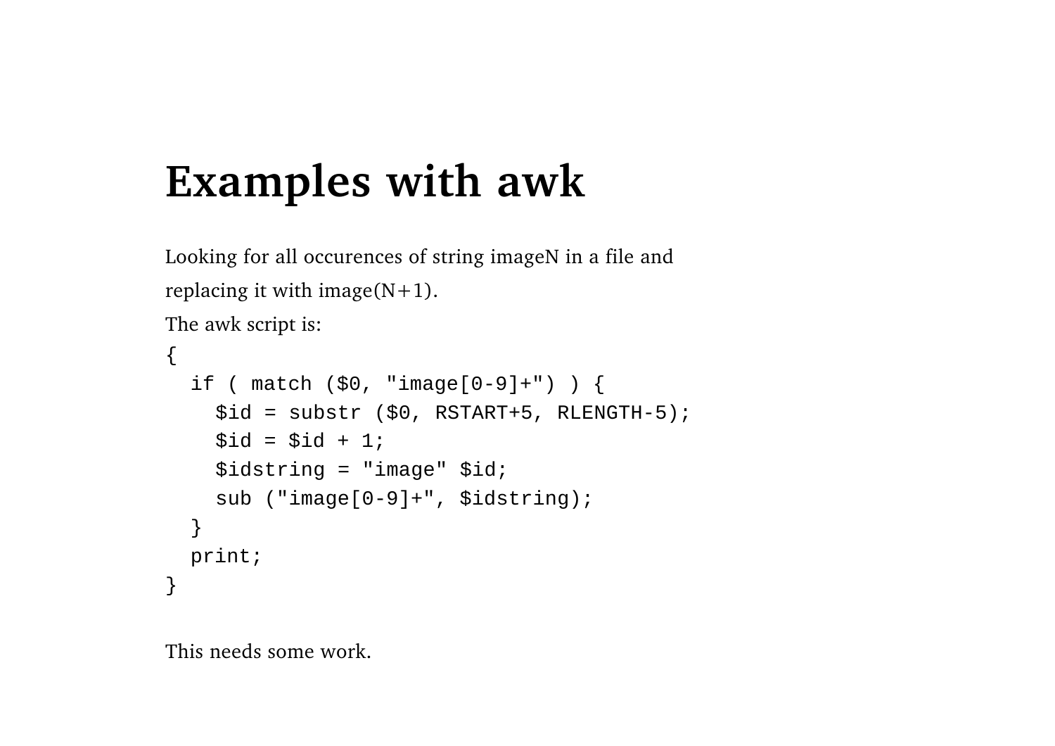# Examples with awk

Looking for all occurences of string imageN in a file and replacing it with image(N+1).

The awk script is:

```
{
  if ( match ($0, "image[0-9]+") ) {
    $id = substr ($0, RSTART+5, RLENGTH-5);
    $id = $id + 1;
    $idstring = "image" $id;
    sub ("image[0-9]+", $idstring);
  }
  print;
}
```

This needs some work.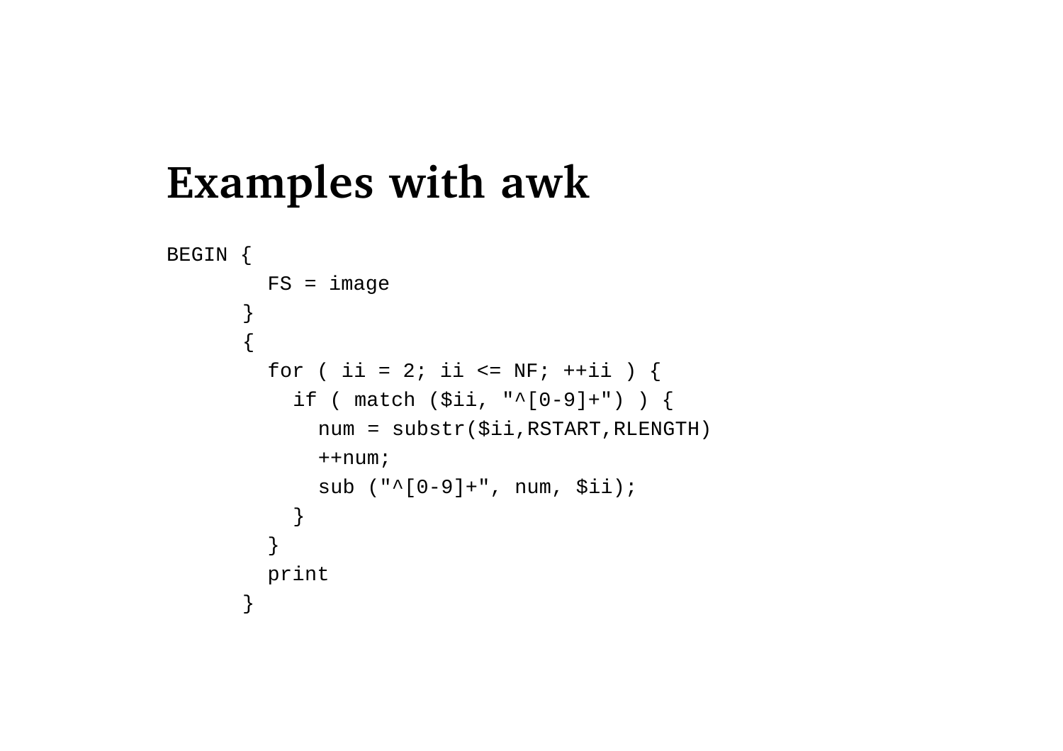# Examples with awk

```
BEGIN {
        FS = image
      }
      {
        for ( ii = 2; ii <= NF; ++ii ) {
          if ( match ($ii, "^[0-9]+") ) {
            num = substr($ii,RSTART,RLENGTH)
            ++num;
            sub ("^[0-9]+", num, $ii);
          }
        }
        print
      }
```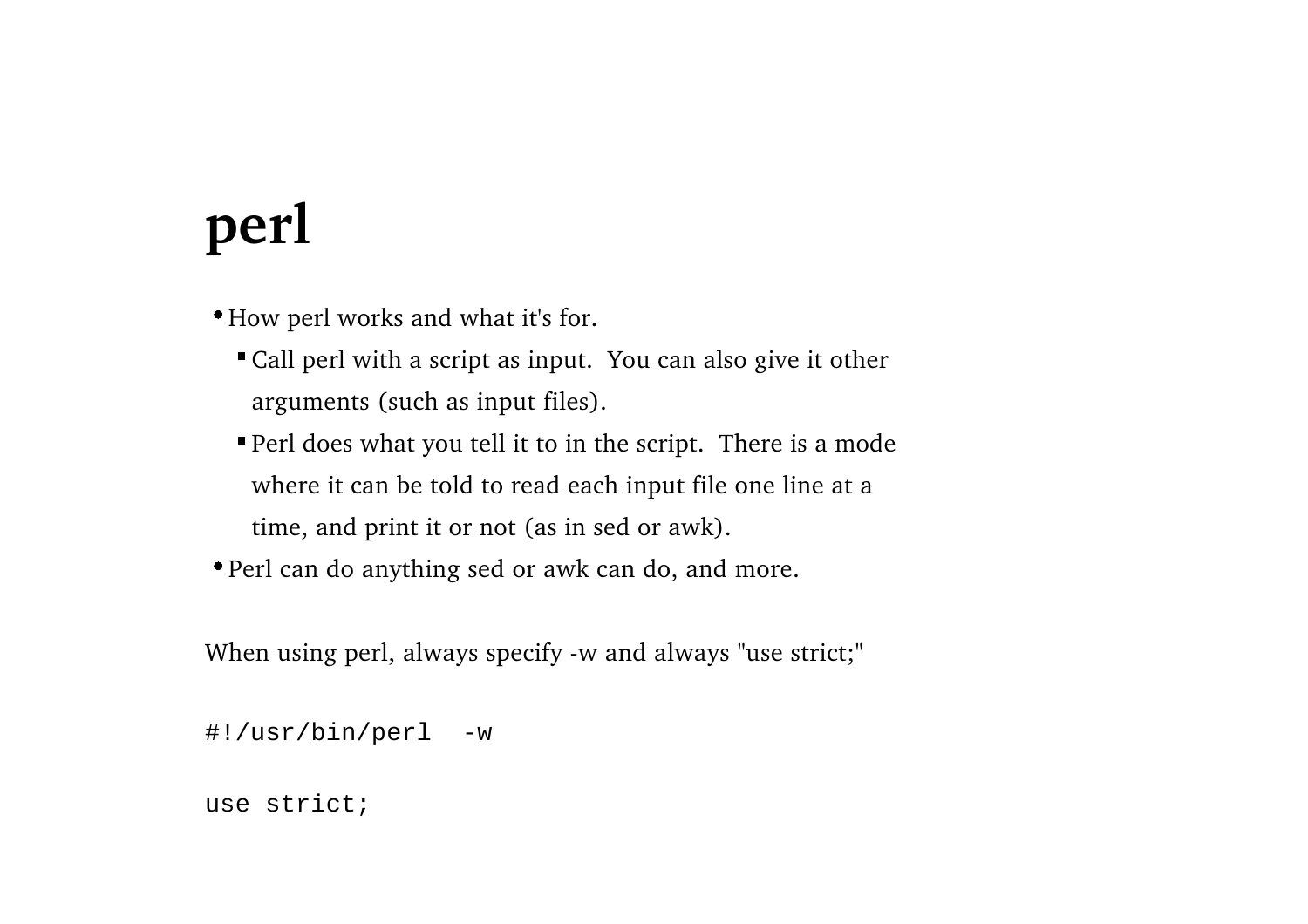# perl

- How perl works and what it's for.
  - Call perl with a script as input.  You can also give it other arguments (such as input files).
  - Perl does what you tell it to in the script.  There is a mode where it can be told to read each input file one line at a time, and print it or not (as in sed or awk).
- Perl can do anything sed or awk can do, and more.

When using perl, always specify -w and always "use strict;"

```
#!/usr/bin/perl  -w

use strict;
```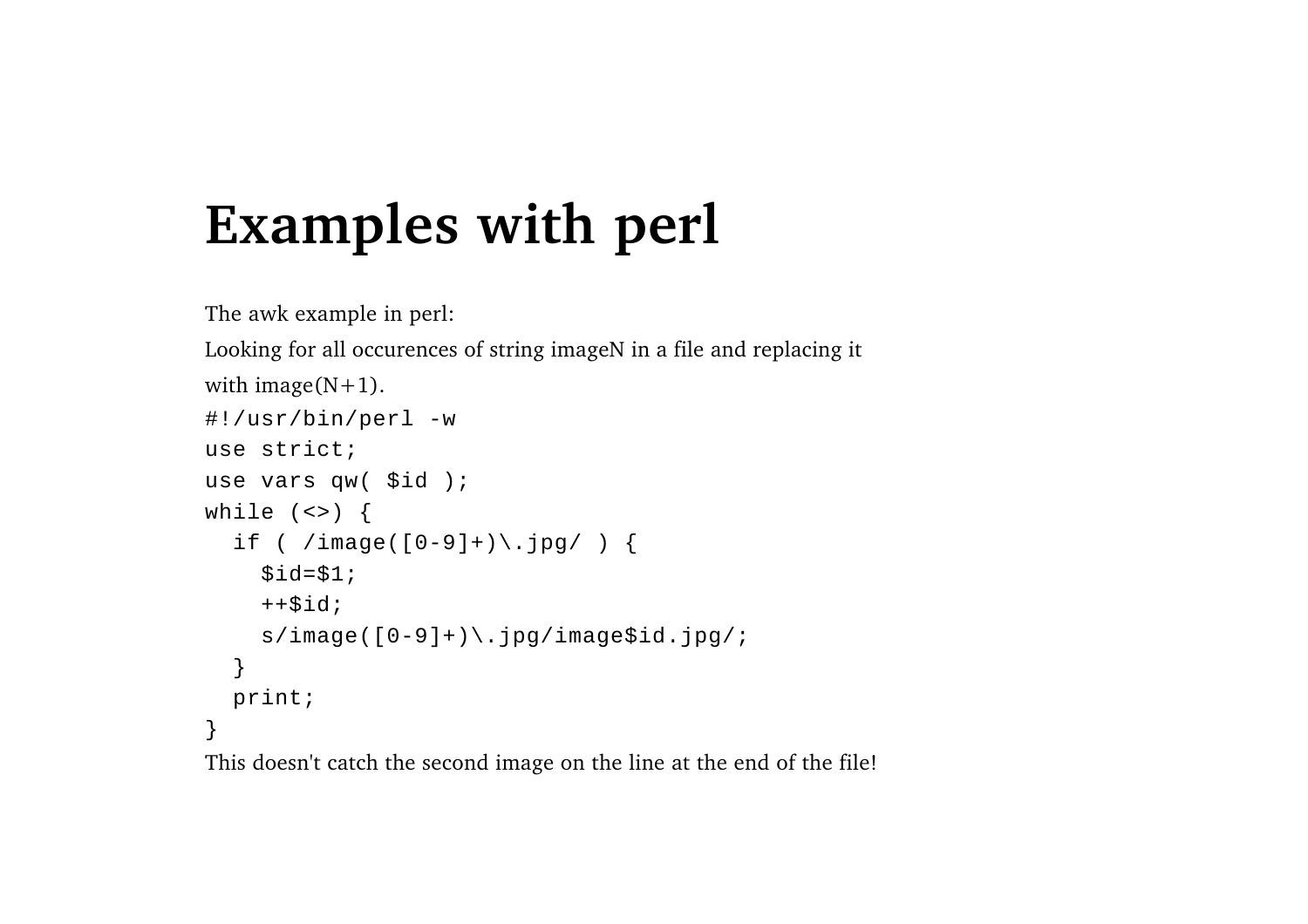# Examples with perl

The awk example in perl:

Looking for all occurences of string imageN in a file and replacing it with image(N+1).

```
#!/usr/bin/perl -w
use strict;
use vars qw( $id );
while (<>) {
  if ( /image([0-9]+)\.jpg/ ) {
    $id=$1;
    ++$id;
    s/image([0-9]+)\.jpg/image$id.jpg/;
  }
  print;
}
```

This doesn't catch the second image on the line at the end of the file!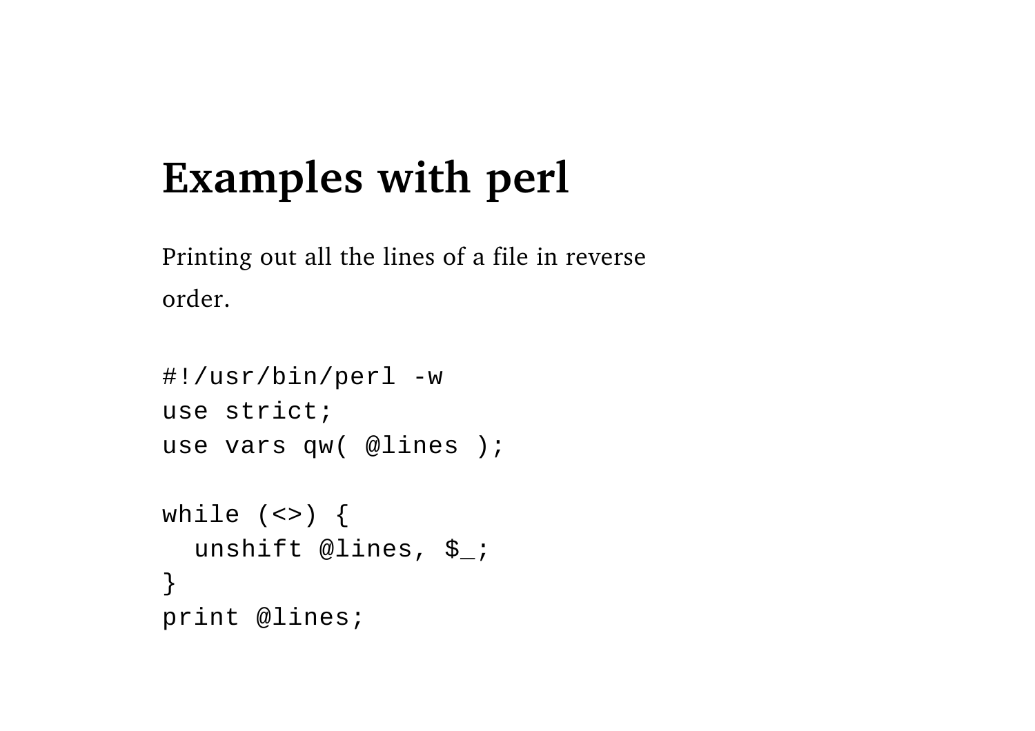# Examples with perl

Printing out all the lines of a file in reverse order.

```
#!/usr/bin/perl -w
use strict;
use vars qw( @lines );

while (<>) {
  unshift @lines, $_;
}
print @lines;
```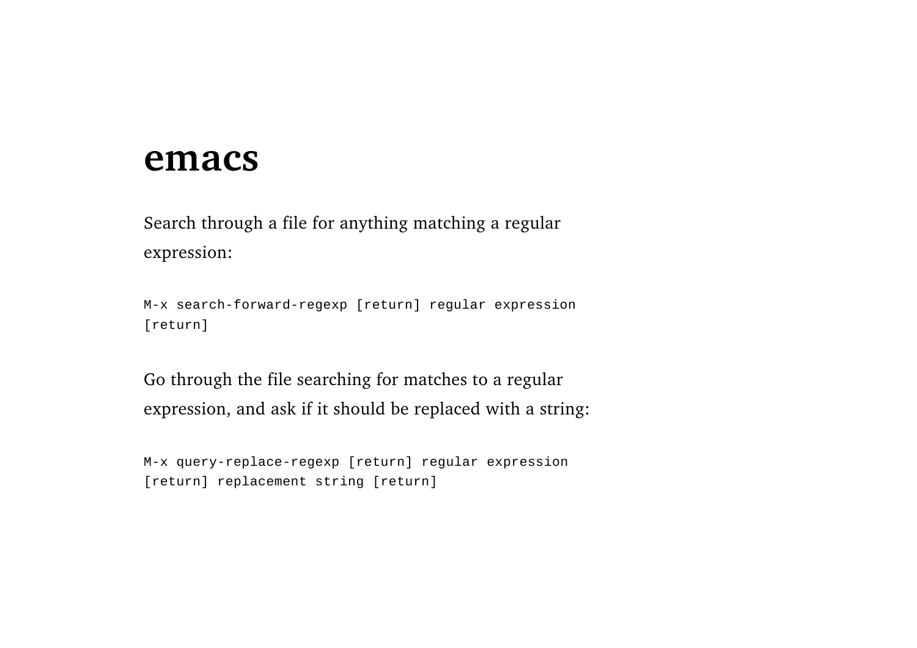# emacs

Search through a file for anything matching a regular expression:

```
M-x search-forward-regexp [return] regular expression
[return]
```

Go through the file searching for matches to a regular expression, and ask if it should be replaced with a string:

```
M-x query-replace-regexp [return] regular expression
[return] replacement string [return]
```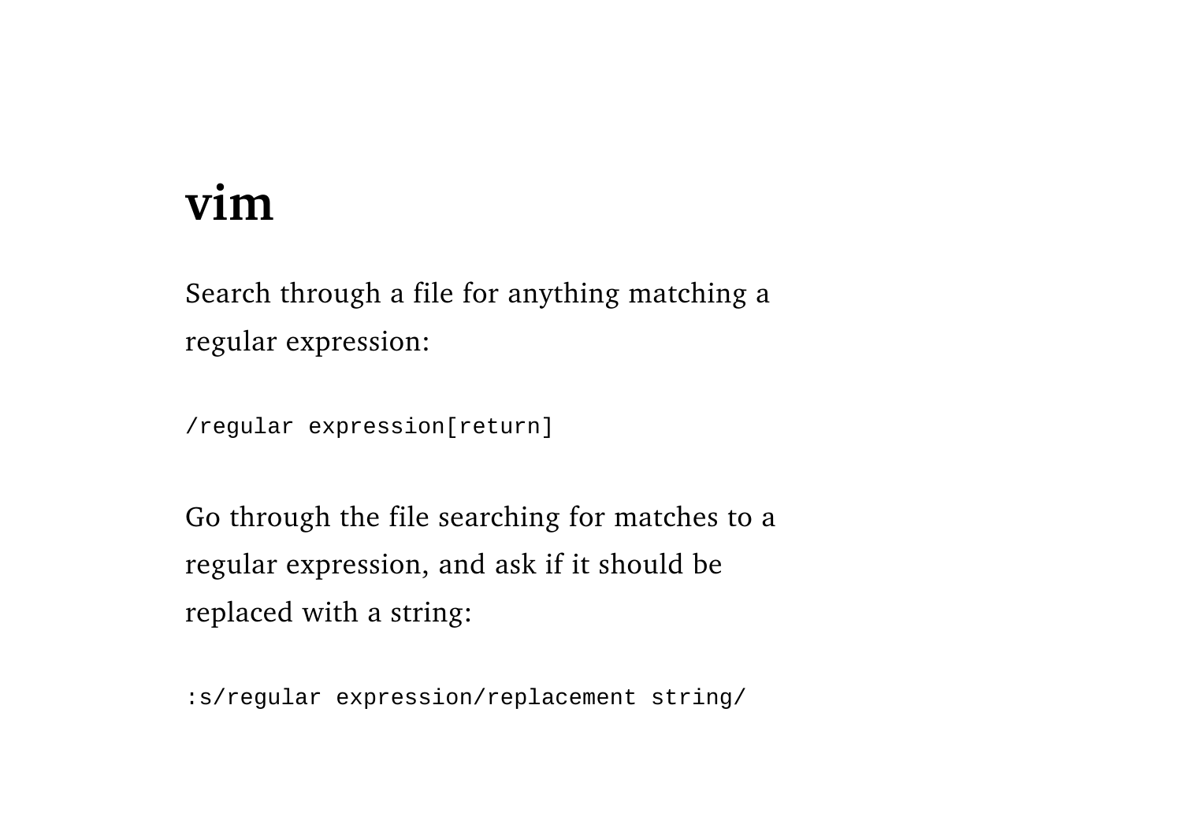# vim

Search through a file for anything matching a regular expression:

```
/regular expression[return]
```

Go through the file searching for matches to a regular expression, and ask if it should be replaced with a string:

```
:s/regular expression/replacement string/
```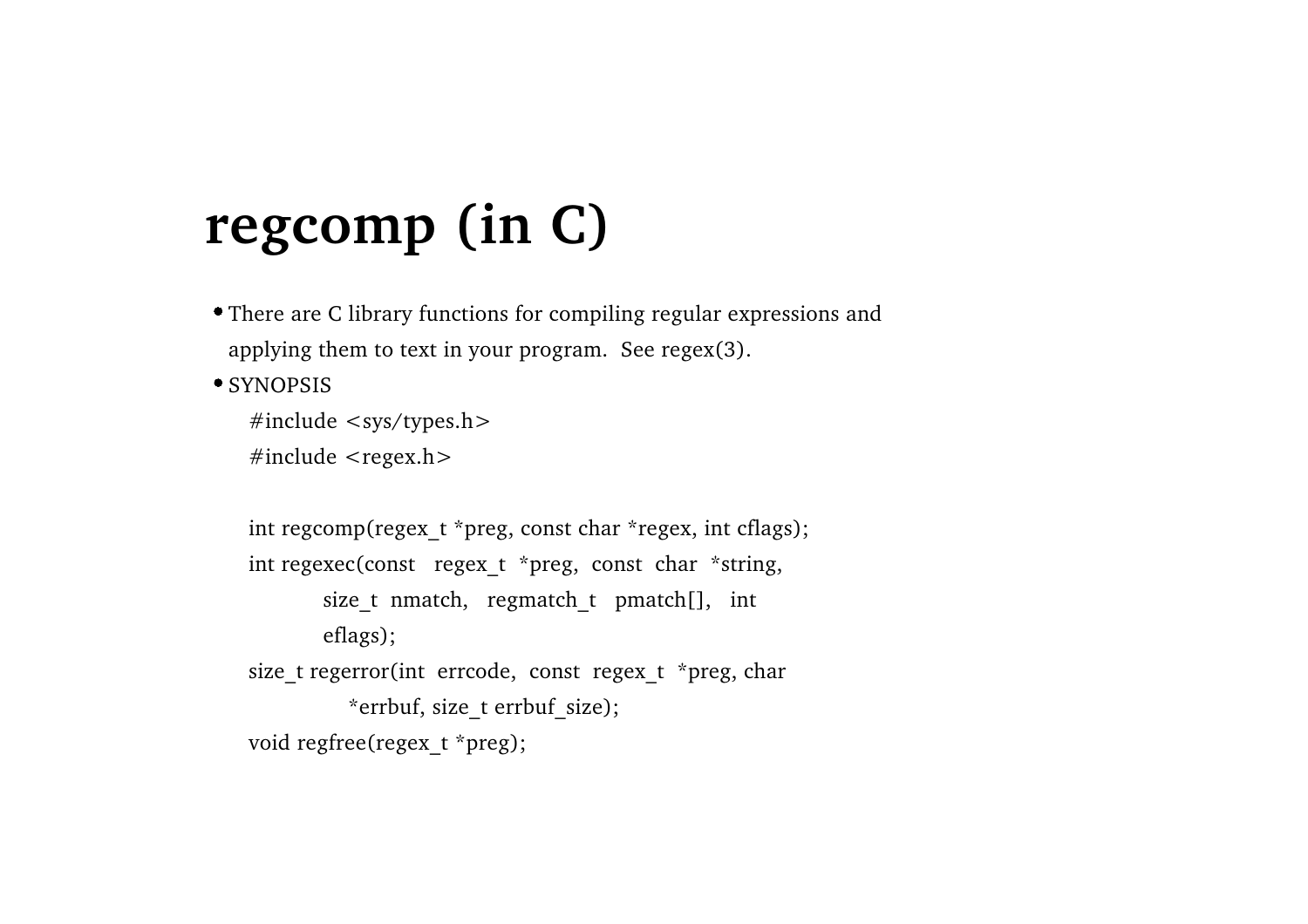# regcomp (in C)

- There are C library functions for compiling regular expressions and applying them to text in your program. See regex(3).
- SYNOPSIS

```
#include <sys/types.h>
#include <regex.h>

int regcomp(regex_t *preg, const char *regex, int cflags);
int regexec(const  regex_t  *preg,  const  char  *string,
        size_t  nmatch,   regmatch_t   pmatch[],   int
        eflags);
size_t regerror(int  errcode,  const  regex_t  *preg, char
          *errbuf, size_t errbuf_size);
void regfree(regex_t *preg);
```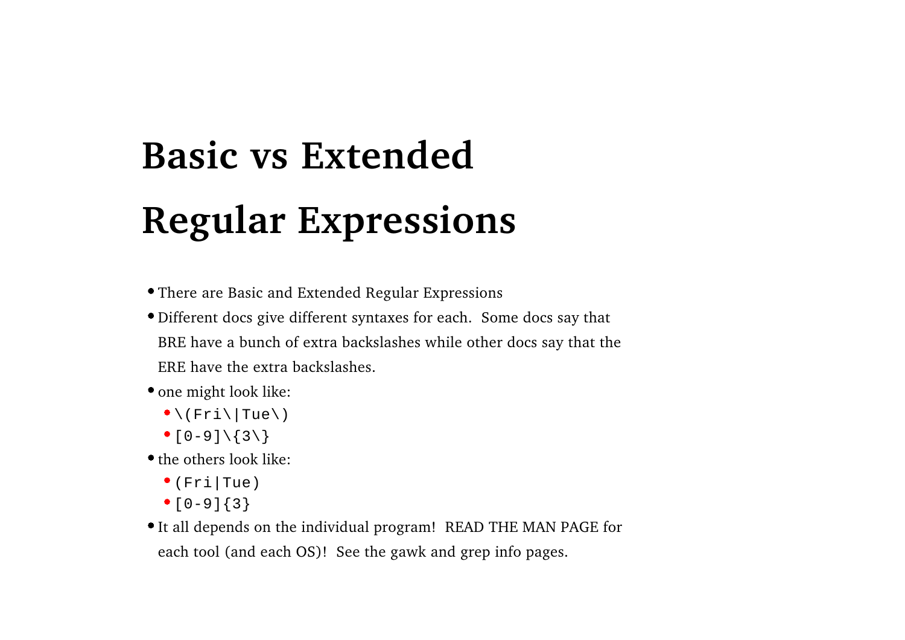# Basic vs Extended Regular Expressions

- There are Basic and Extended Regular Expressions
- Different docs give different syntaxes for each. Some docs say that BRE have a bunch of extra backslashes while other docs say that the ERE have the extra backslashes.
- one might look like:
  - `\(Fri\|Tue\)`
  - `[0-9]\{3\}`
- the others look like:
  - `(Fri|Tue)`
  - `[0-9]{3}`
- It all depends on the individual program! READ THE MAN PAGE for each tool (and each OS)! See the gawk and grep info pages.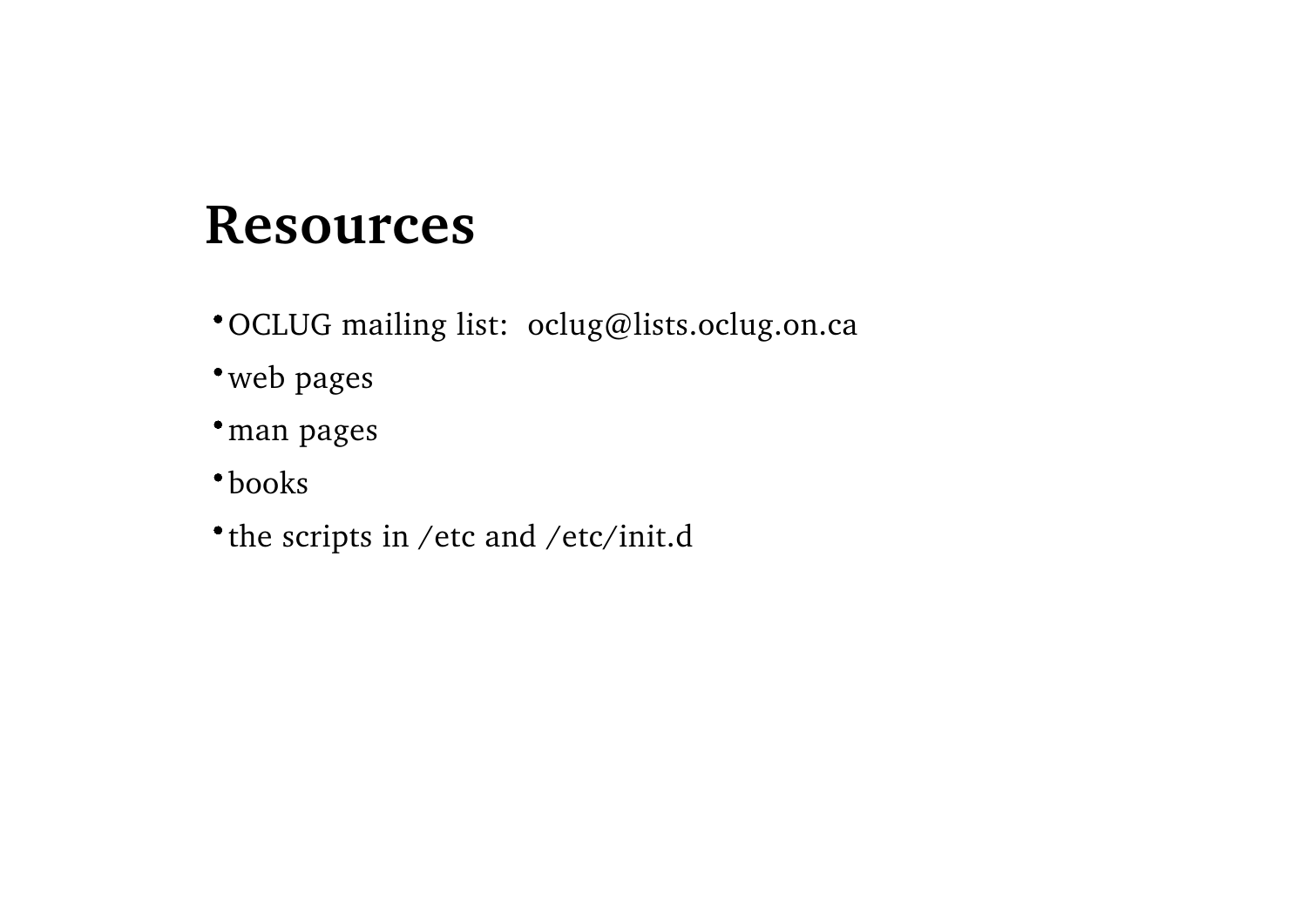# Resources

- OCLUG mailing list:  oclug@lists.oclug.on.ca
- web pages
- man pages
- books
- the scripts in /etc and /etc/init.d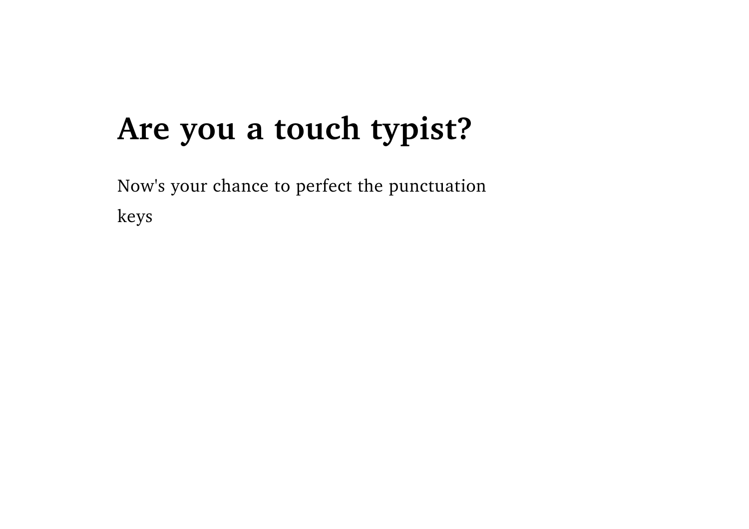# Are you a touch typist?

Now's your chance to perfect the punctuation keys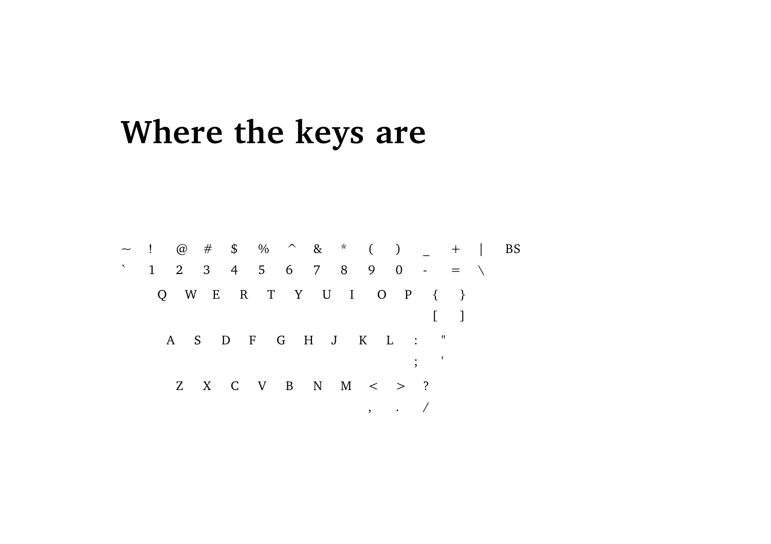# Where the keys are

```
~  !  @  #  $  %  ^  &  *  (  )  _  +  |  BS
`  1  2  3  4  5  6  7  8  9  0  -  =  \

     Q  W  E  R  T  Y  U  I  O  P  {  }
                                   [  ]

      A  S  D  F  G  H  J  K  L  :  "
                                 ;  '

       Z  X  C  V  B  N  M  <  >  ?
                            ,  .  /
```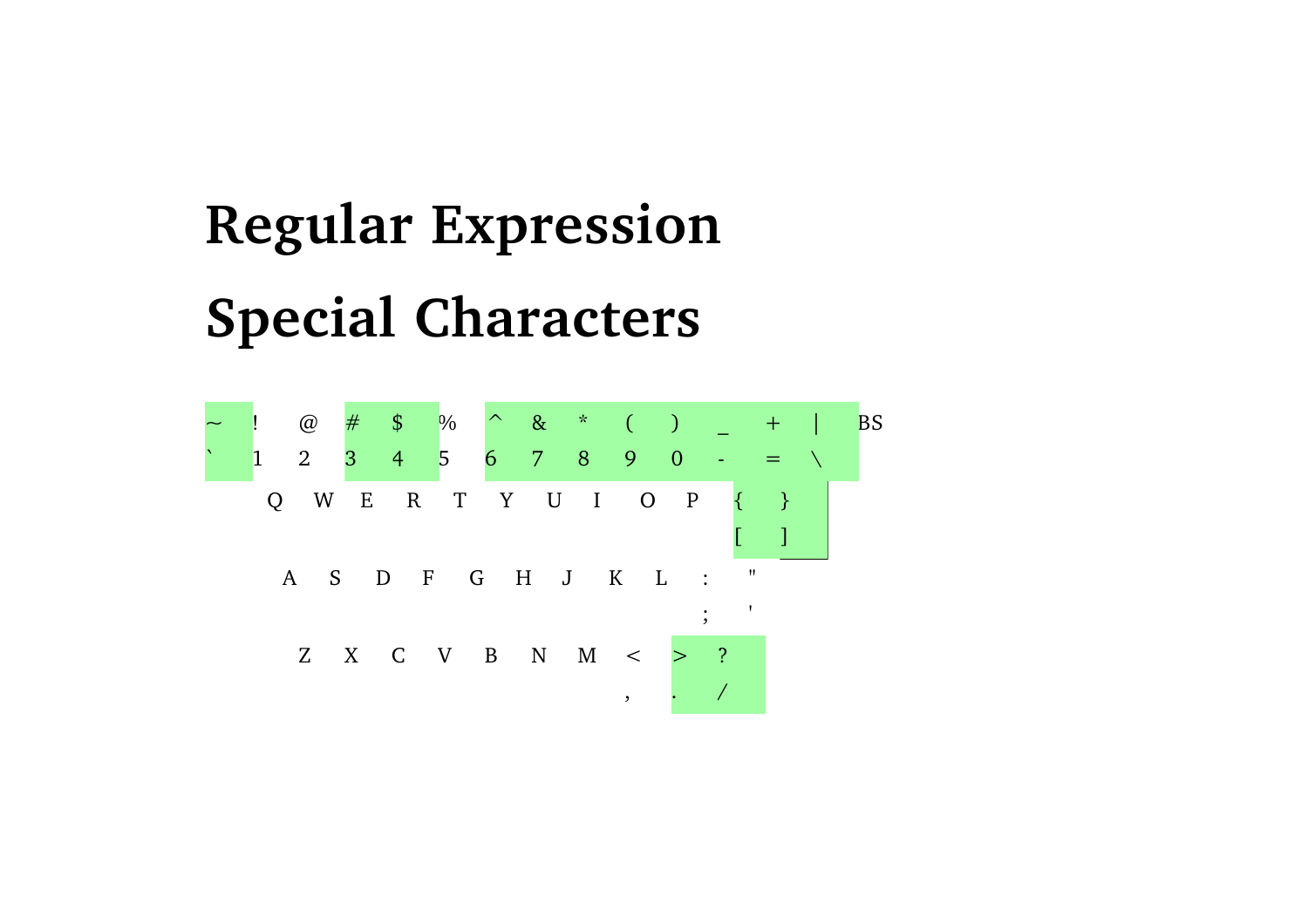# Regular Expression Special Characters

| ~ | ! | @ | # | $ | % | ^ | & | * | ( | ) | _ | + | &#124; | BS |
|---|---|---|---|---|---|---|---|---|---|---|---|---|---|---|
| ` | 1 | 2 | 3 | 4 | 5 | 6 | 7 | 8 | 9 | 0 | - | = | \ | |

Q W E R T Y U I O P { }
[ ]

A S D F G H J K L : "
; '

Z X C V B N M < > ?
, . /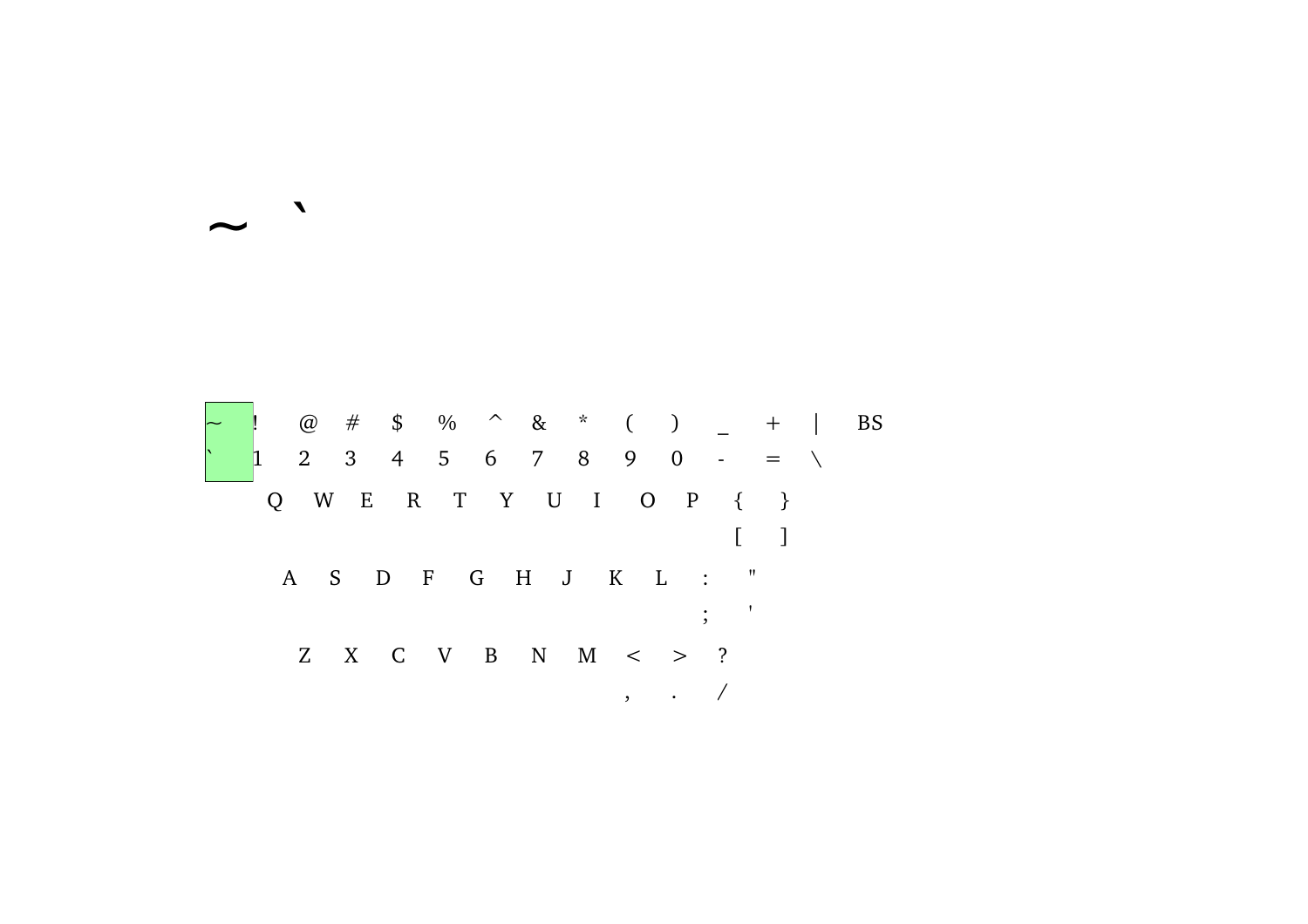~ `

| ~ | ! | @ | # | $ | % | ^ | & | * | ( | ) | _ | + | \| | BS |
|---|---|---|---|---|---|---|---|---|---|---|---|---|---|---|
| ` | 1 | 2 | 3 | 4 | 5 | 6 | 7 | 8 | 9 | 0 | - | = | \ | |

Q W E R T Y U I O P { }

[ ]

A S D F G H J K L : "

; '

Z X C V B N M < > ?

, . /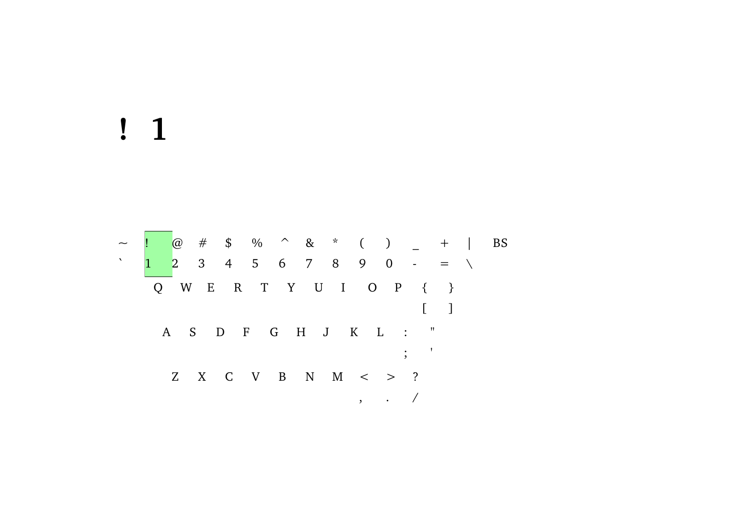# ! 1

~ ! @ # $ % ^ & * ( ) _ + | BS

` 1 2 3 4 5 6 7 8 9 0 - = \

Q W E R T Y U I O P { }

[ ]

A S D F G H J K L : "

; '

Z X C V B N M < > ?

, . /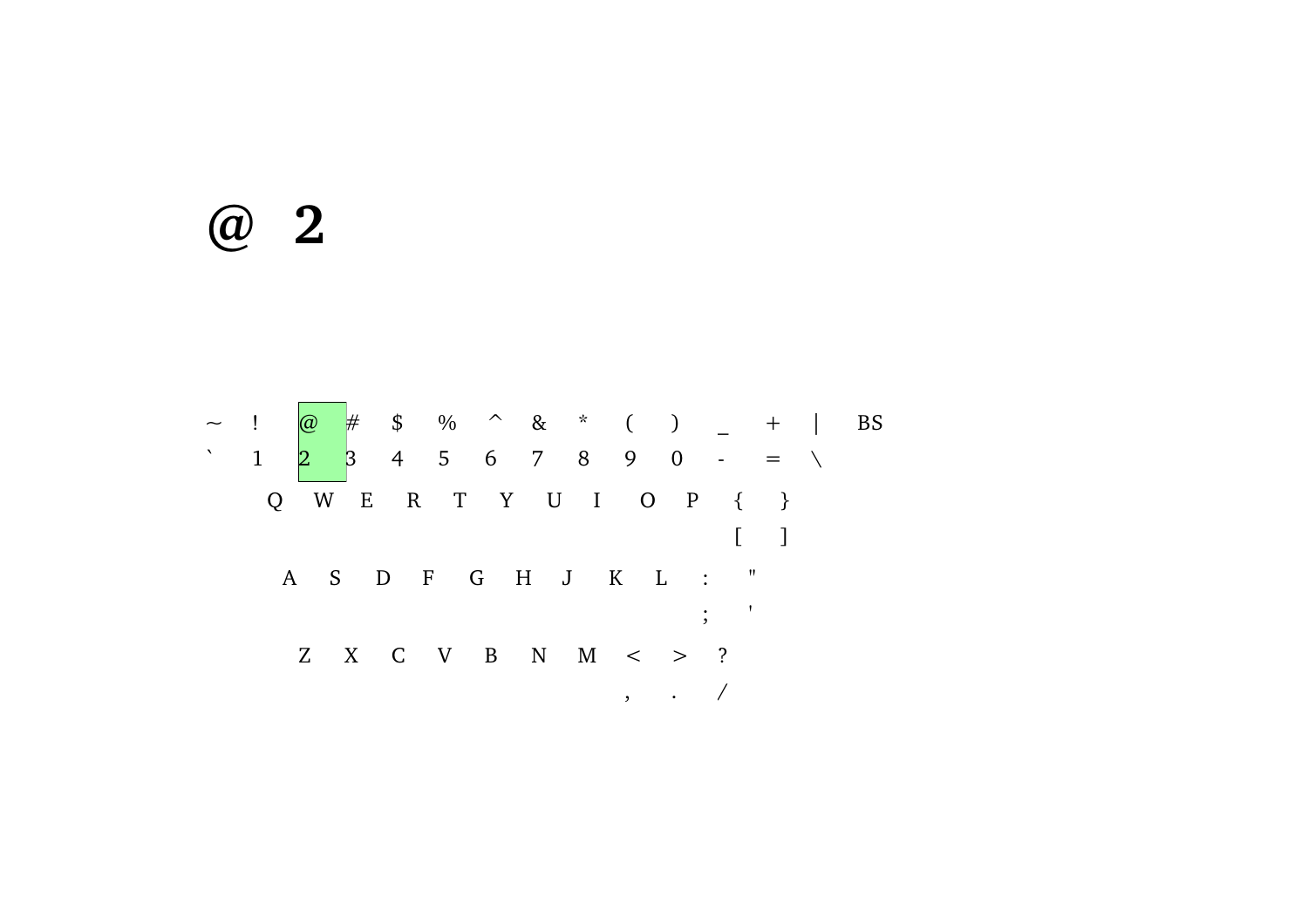# @ 2

~ ! @ # $ % ^ & * ( ) _ + | BS

` 1 2 3 4 5 6 7 8 9 0 - = \

Q W E R T Y U I O P { }

[ ]

A S D F G H J K L : "

; '

Z X C V B N M < > ?

, . /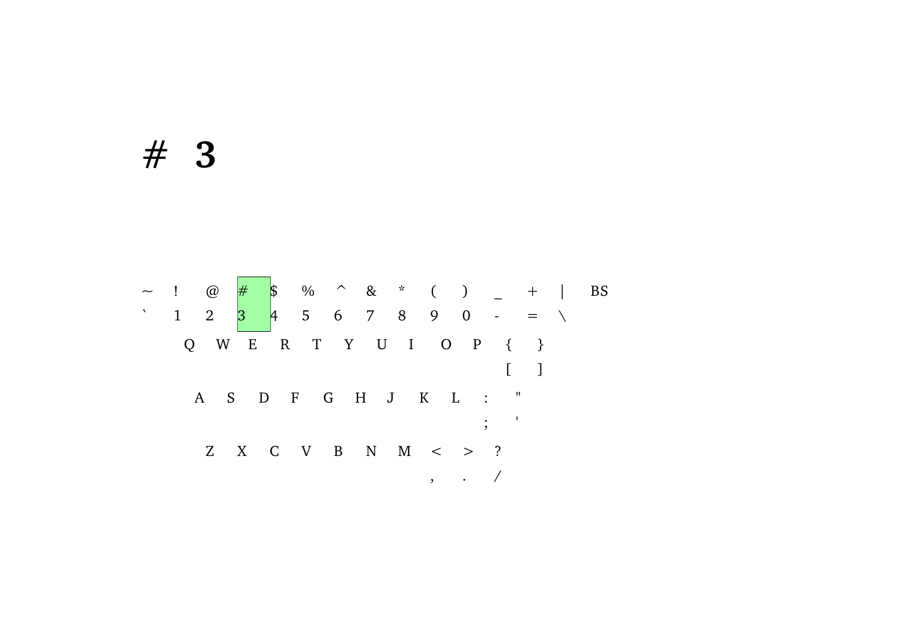# # 3

~ ! @ # $ % ^ & * ( ) _ + | BS

` 1 2 3 4 5 6 7 8 9 0 - = \

Q W E R T Y U I O P { }

[ ]

A S D F G H J K L : "

; '

Z X C V B N M < > ?

, . /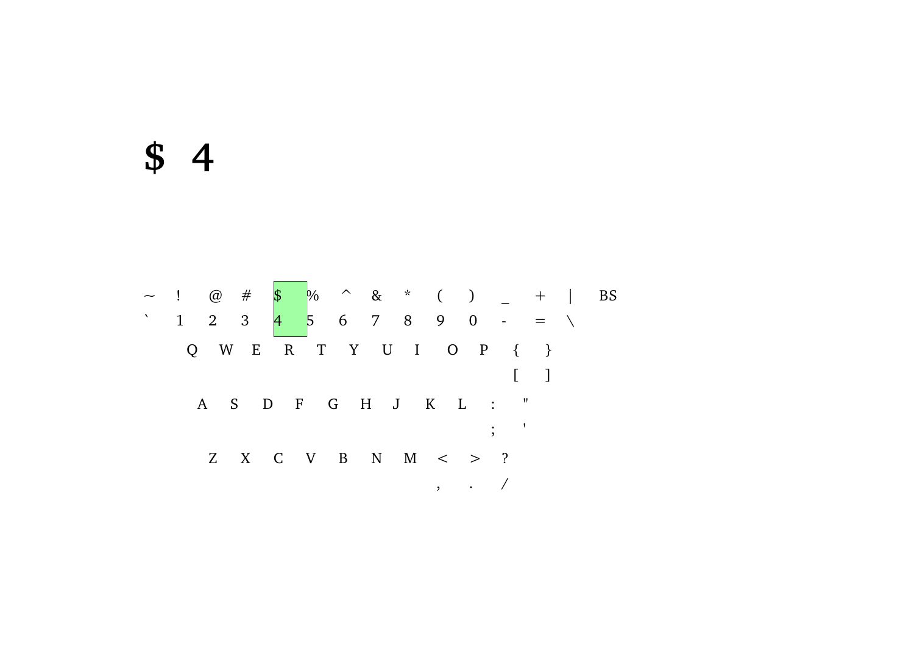$ 4

~ ! @ # $ % ^ & * ( ) _ + | BS

` 1 2 3 4 5 6 7 8 9 0 - = \

Q W E R T Y U I O P { }

[ ]

A S D F G H J K L : "

; '

Z X C V B N M < > ?

, . /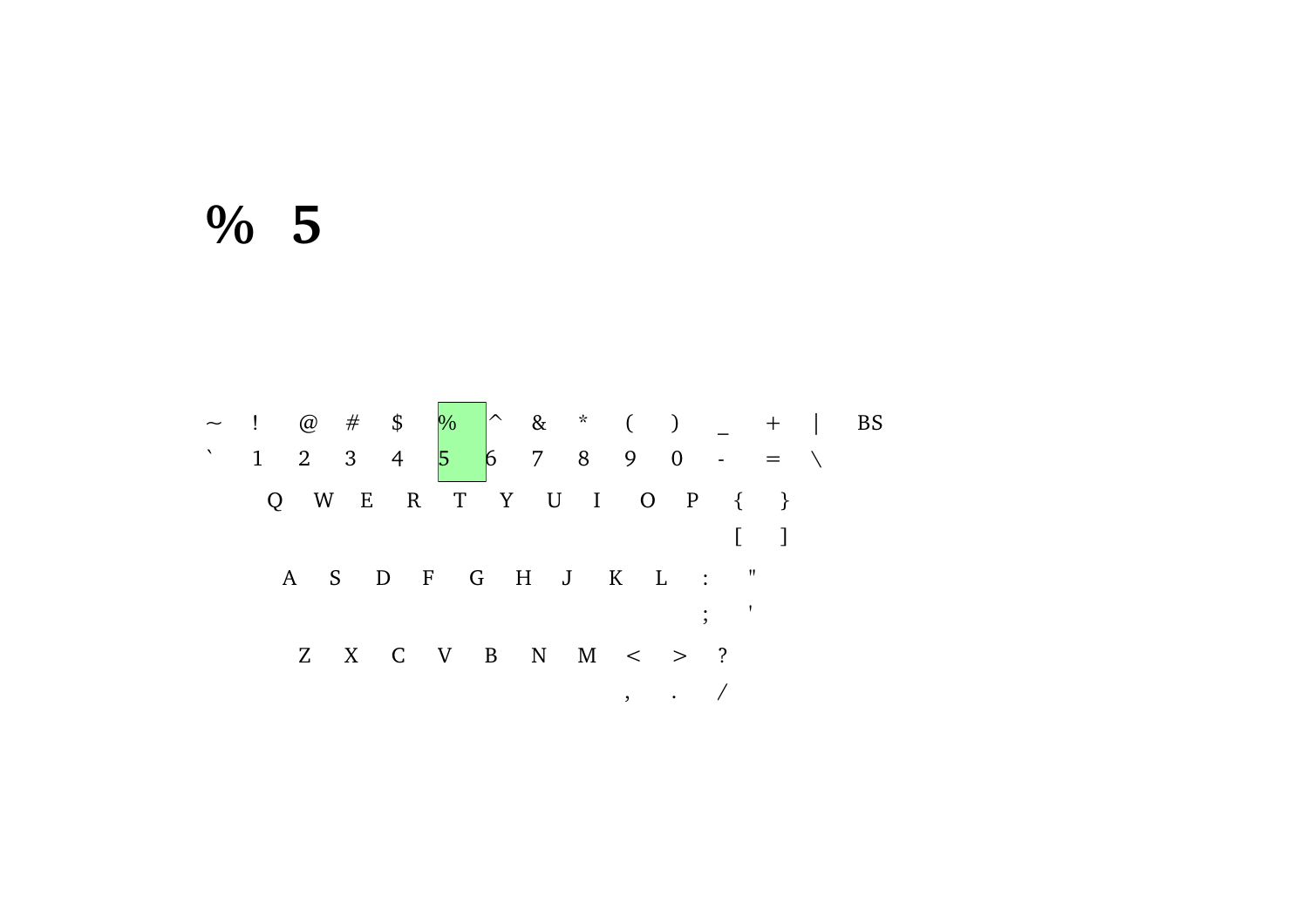# % 5

~ ! @ # $ % ^ & * ( ) _ + | BS

` 1 2 3 4 5 6 7 8 9 0 - = \

Q W E R T Y U I O P { }

[ ]

A S D F G H J K L : "

; '

Z X C V B N M < > ?

, . /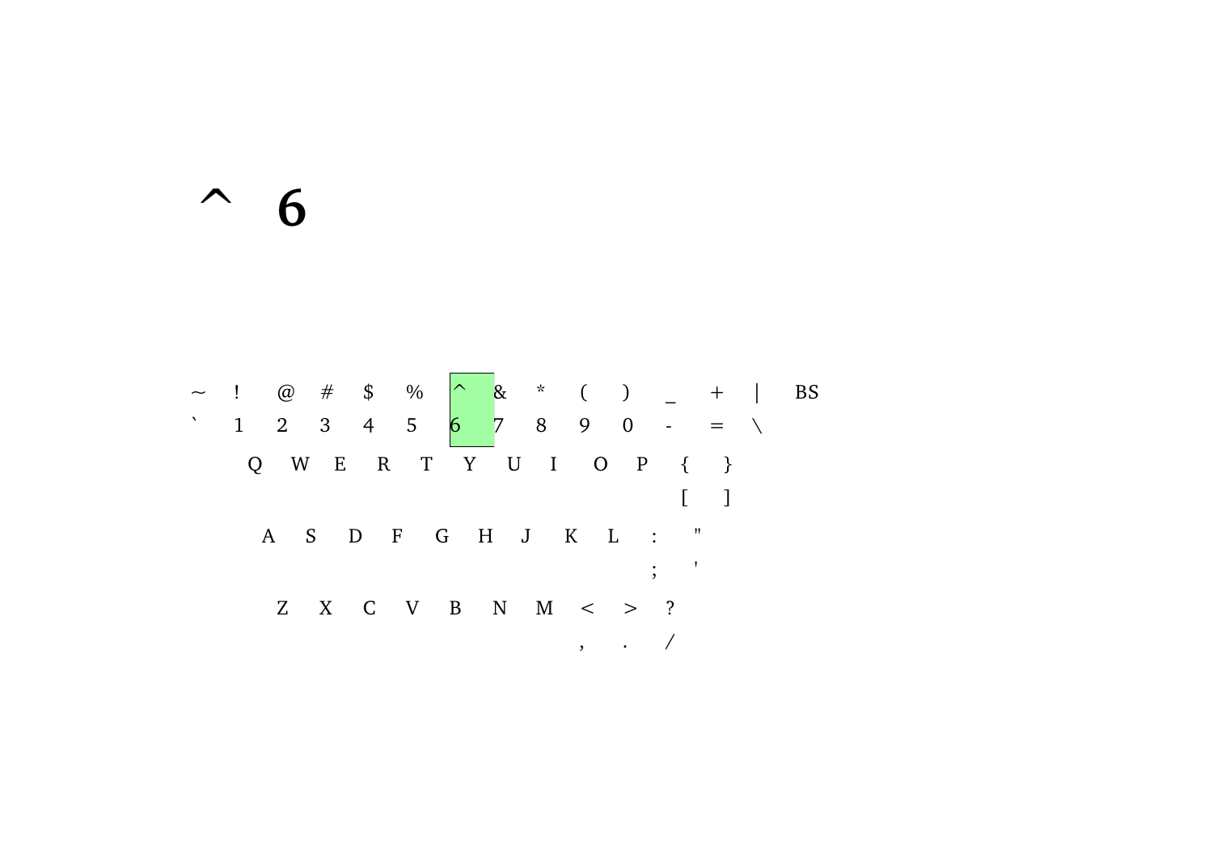# ^ 6

~ ! @ # $ % ^ & * ( ) _ + | BS
` 1 2 3 4 5 6 7 8 9 0 - = \

Q W E R T Y U I O P { }
[ ]

A S D F G H J K L : "
; '

Z X C V B N M < > ?
, . /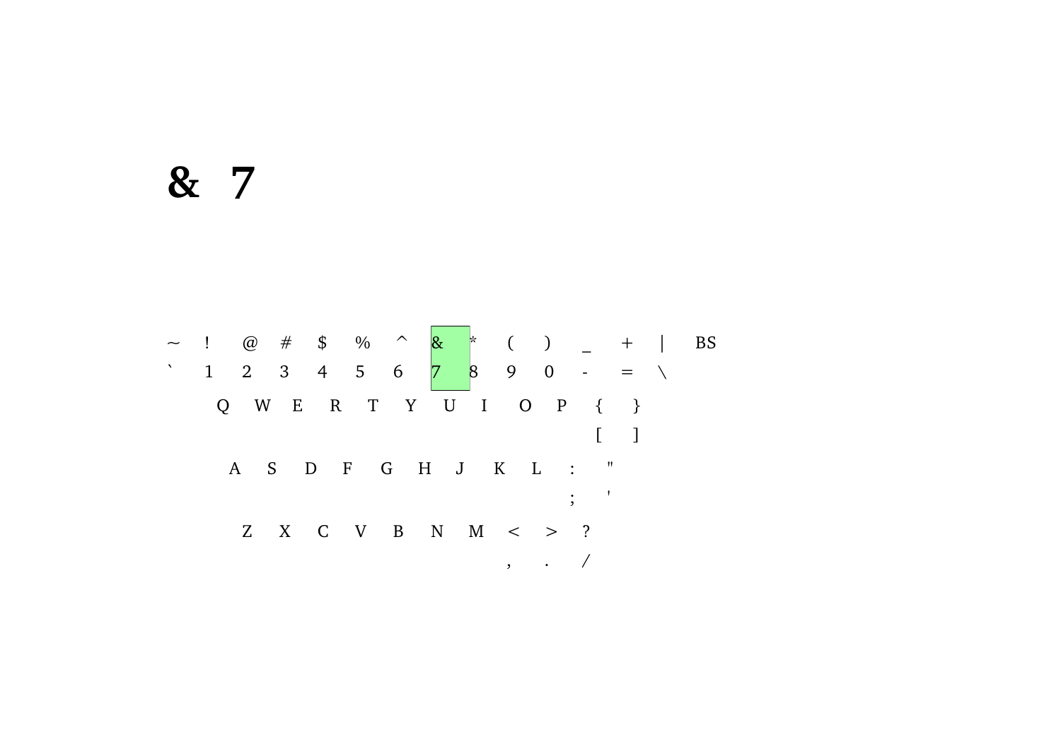# & 7

~ ! @ # $ % ^ & * ( ) _ + | BS

` 1 2 3 4 5 6 7 8 9 0 - = \

Q W E R T Y U I O P { }

[ ]

A S D F G H J K L : "

; '

Z X C V B N M < > ?

, . /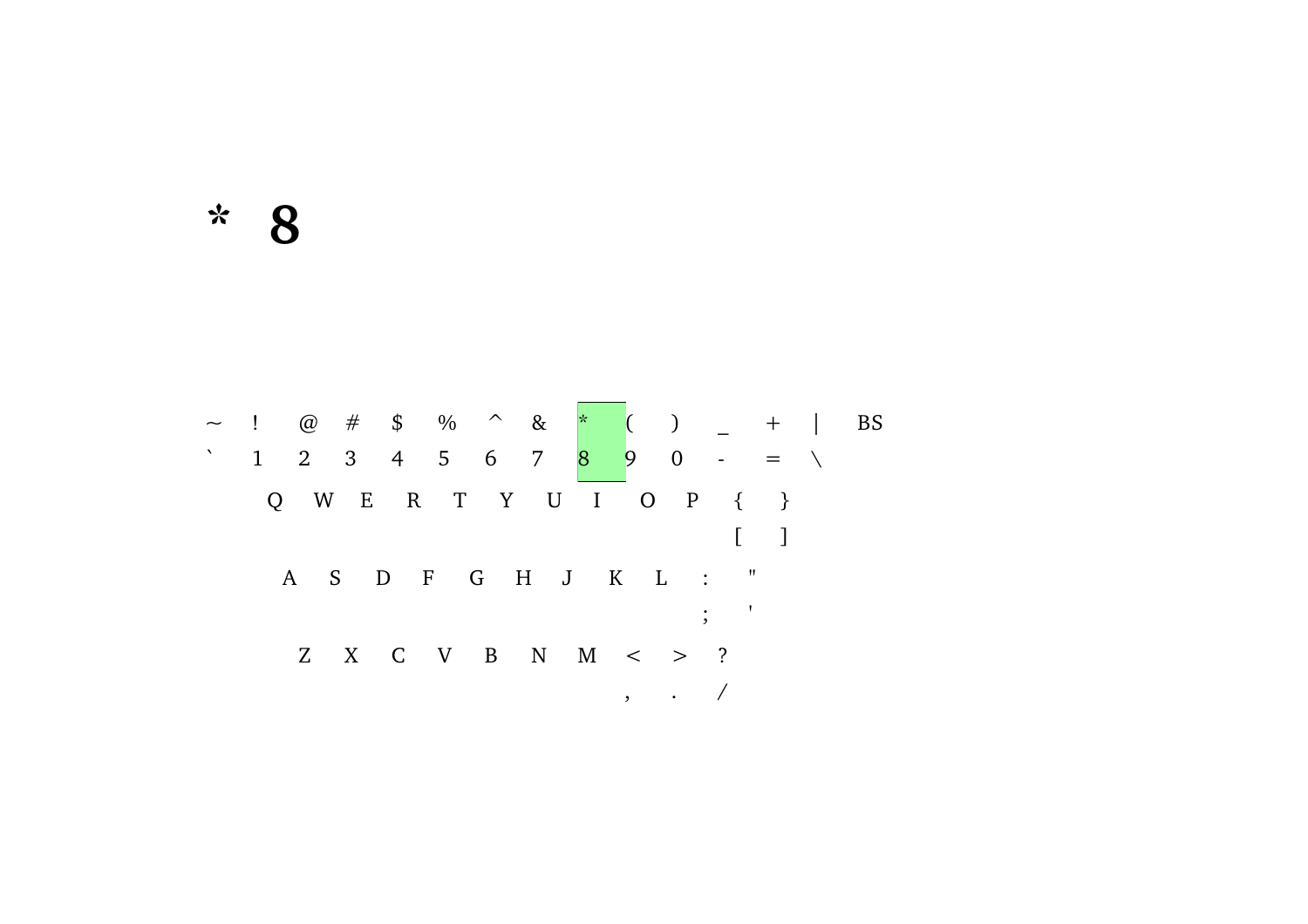**\*  8**

| ~ | ! | @ | # | $ | % | ^ | & | * | ( | ) | _ | + | \| | BS |
|---|---|---|---|---|---|---|---|---|---|---|---|---|---|---|
| ` | 1 | 2 | 3 | 4 | 5 | 6 | 7 | 8 | 9 | 0 | - | = | \ | |

Q W E R T Y U I O P { }

[ ]

A S D F G H J K L : "

; '

Z X C V B N M < > ?

, . /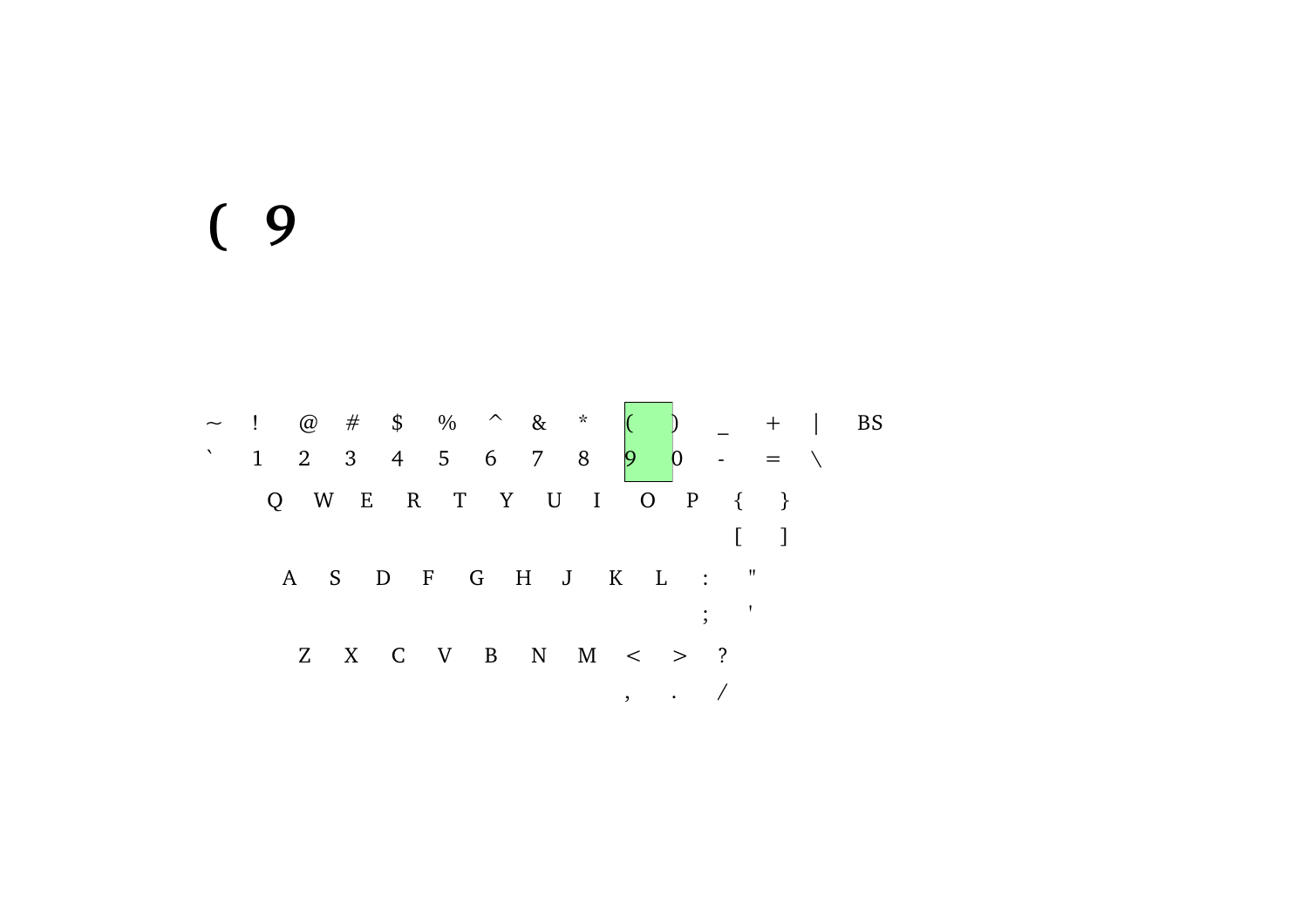# ( 9

| ~ | ! | @ | # | $ | % | ^ | & | * | ( | ) | _ | + | \| | BS |
|---|---|---|---|---|---|---|---|---|---|---|---|---|---|---|
| ` | 1 | 2 | 3 | 4 | 5 | 6 | 7 | 8 | 9 | 0 | - | = | \ | |

Q W E R T Y U I O P { }
[ ]

A S D F G H J K L : "
; '

Z X C V B N M < > ?
, . /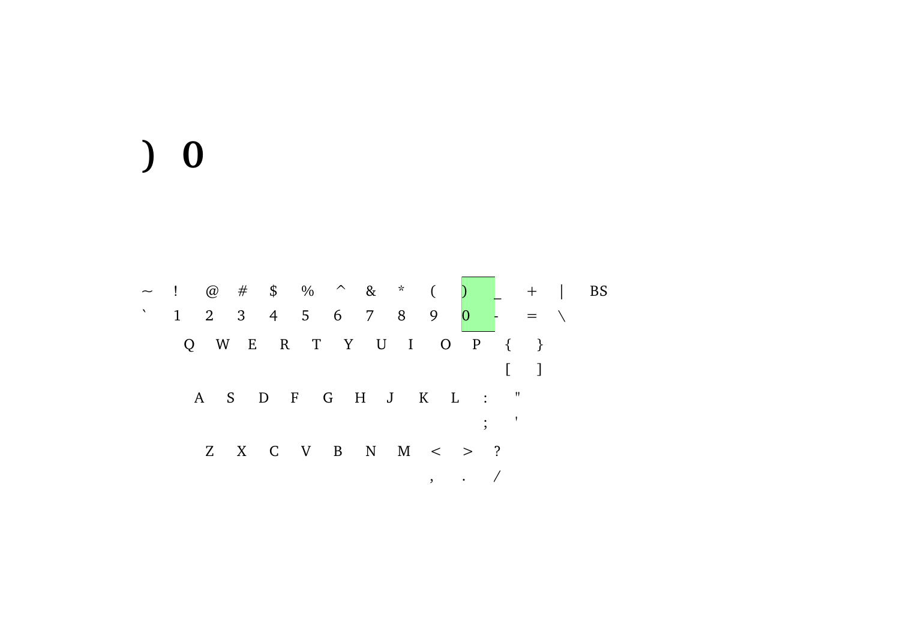# ) 0

~ ! @ # $ % ^ & * ( ) _ + | BS

` 1 2 3 4 5 6 7 8 9 0 - = \

Q W E R T Y U I O P { }

[ ]

A S D F G H J K L : "

; '

Z X C V B N M < > ?

, . /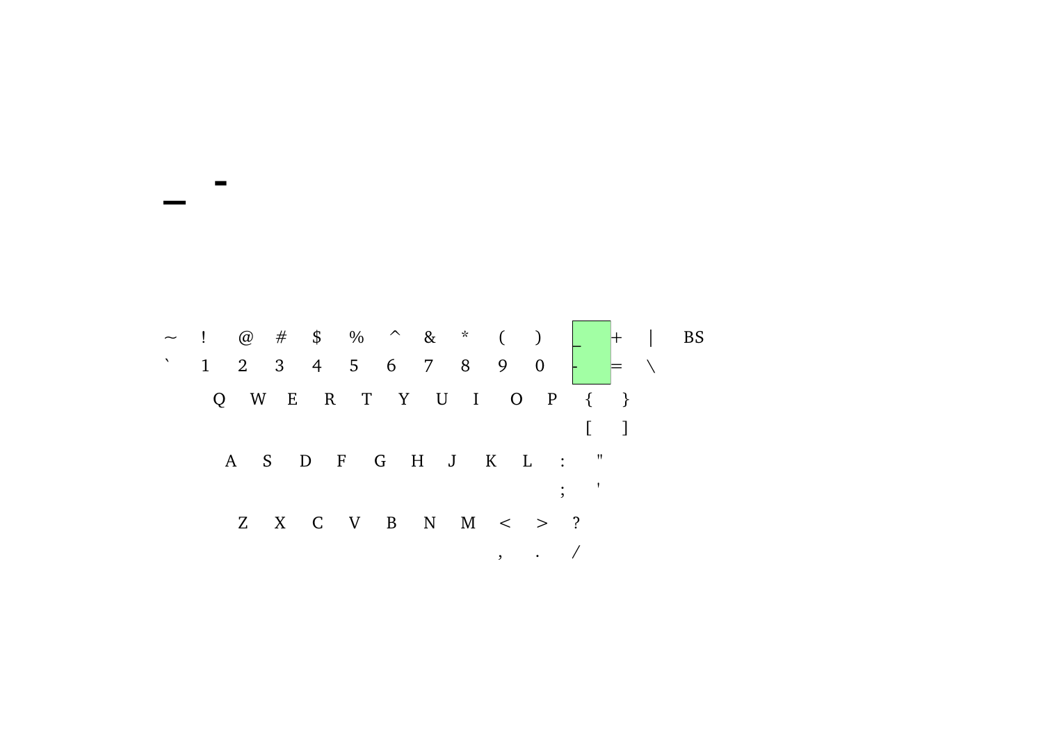_ -

~ ! @ # $ % ^ & * ( ) _ + | BS
` 1 2 3 4 5 6 7 8 9 0 - = \

Q W E R T Y U I O P { }
[ ]

A S D F G H J K L : "
; '

Z X C V B N M < > ?
, . /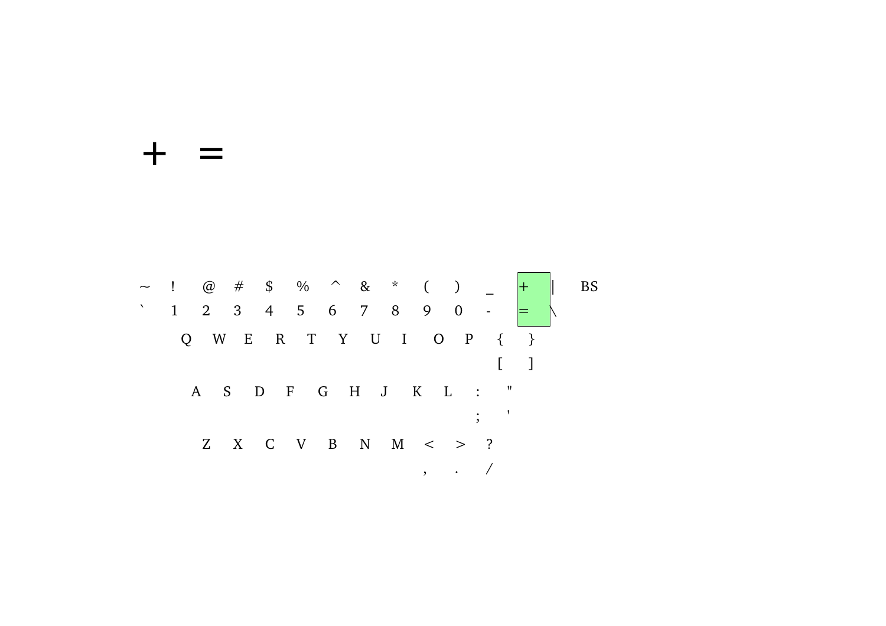+ =

~ ! @ # $ % ^ & * ( ) _ + | BS

` 1 2 3 4 5 6 7 8 9 0 - = \

Q W E R T Y U I O P { }

[ ]

A S D F G H J K L : "

; '

Z X C V B N M < > ?

, . /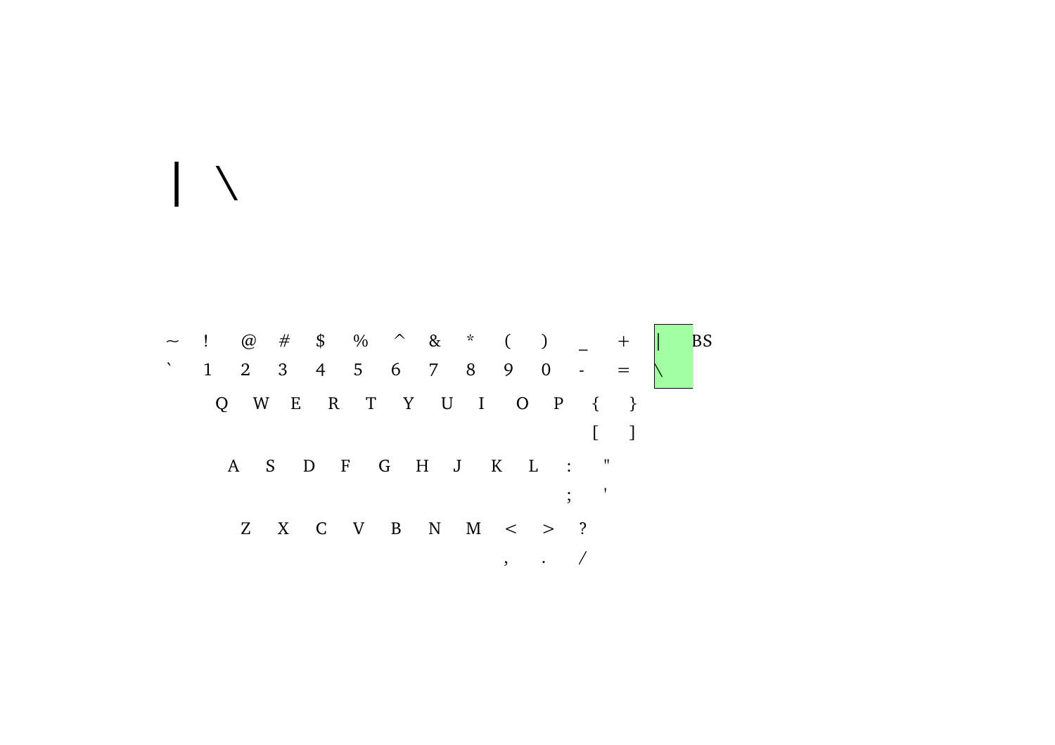| \

~ ! @ # $ % ^ & * ( ) _ + | BS

` 1 2 3 4 5 6 7 8 9 0 - = \

Q W E R T Y U I O P { }

[ ]

A S D F G H J K L : "

; '

Z X C V B N M < > ?

, . /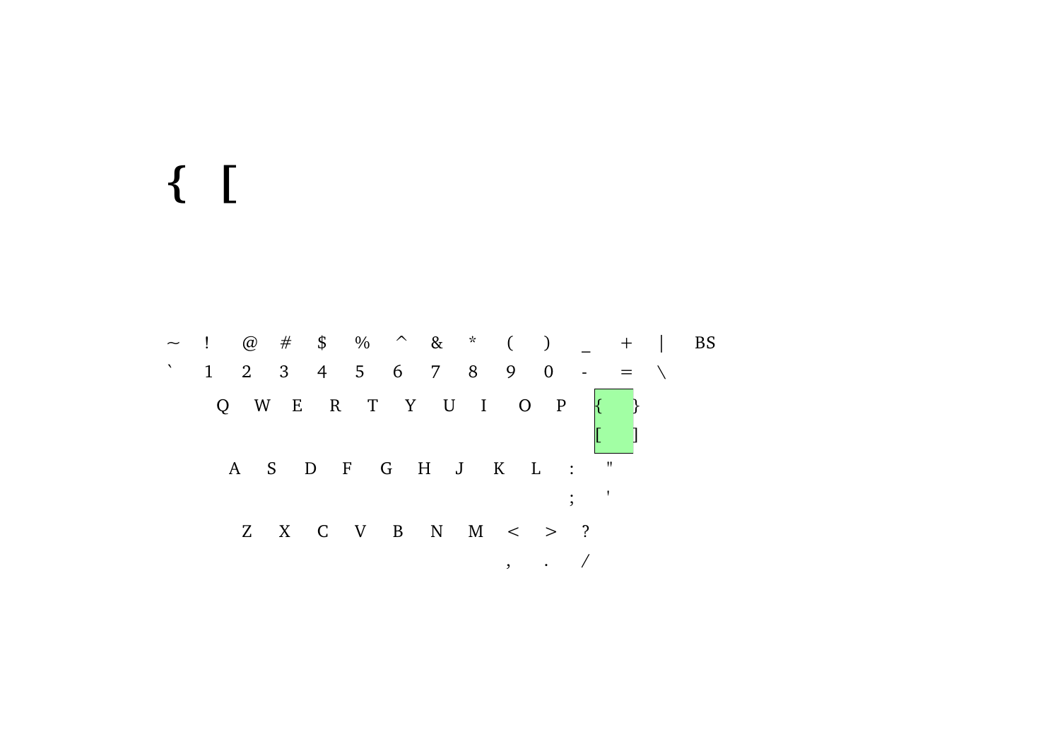{ [

~ ! @ # $ % ^ & * ( ) _ + | BS

` 1 2 3 4 5 6 7 8 9 0 - = \

Q W E R T Y U I O P { }

[ ]

A S D F G H J K L : "

; '

Z X C V B N M < > ?

, . /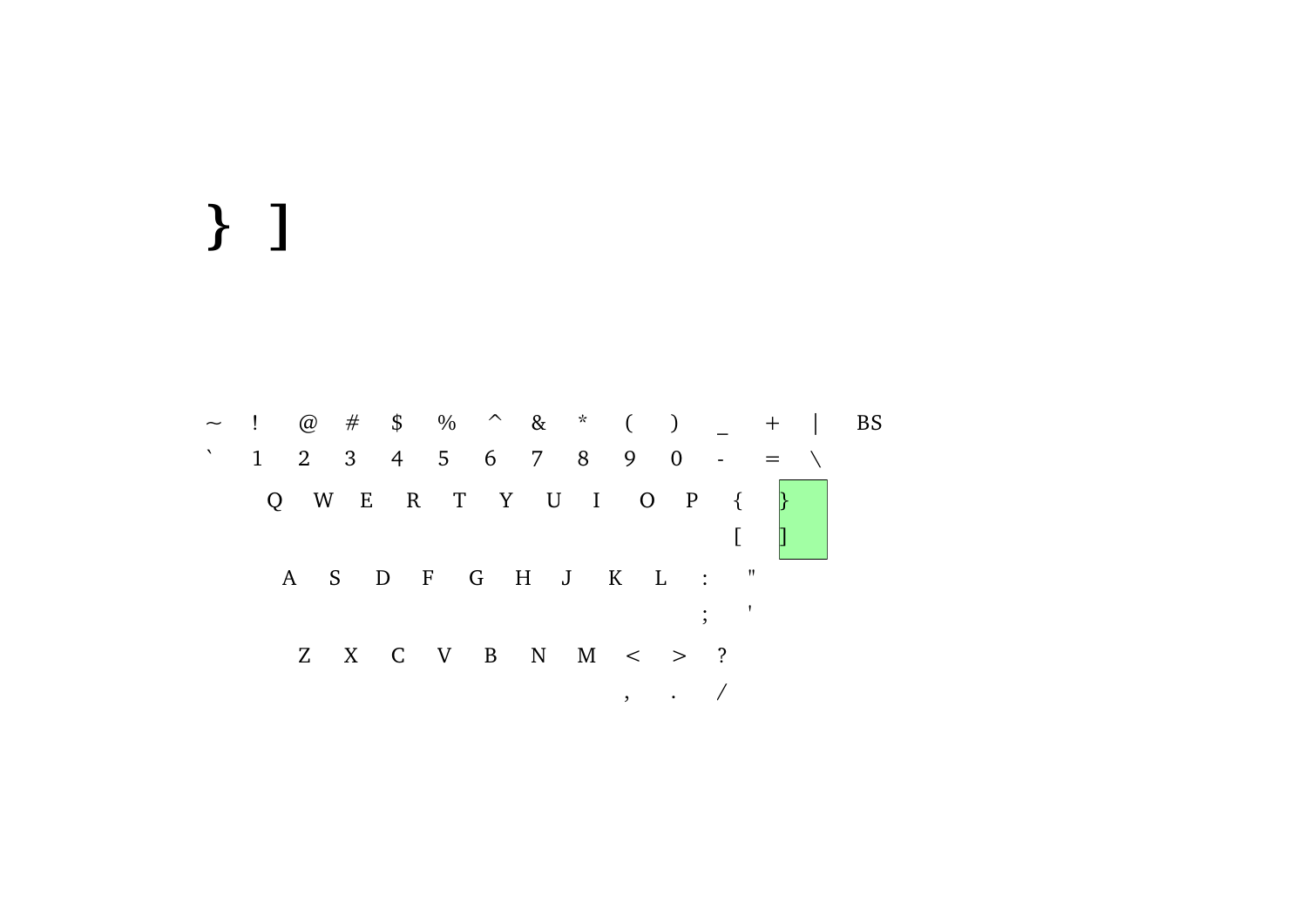} ]

~ ! @ # $ % ^ & * ( ) _ + | BS

` 1 2 3 4 5 6 7 8 9 0 - = \

Q W E R T Y U I O P { }

[ ]

A S D F G H J K L : "

; '

Z X C V B N M < > ?

, . /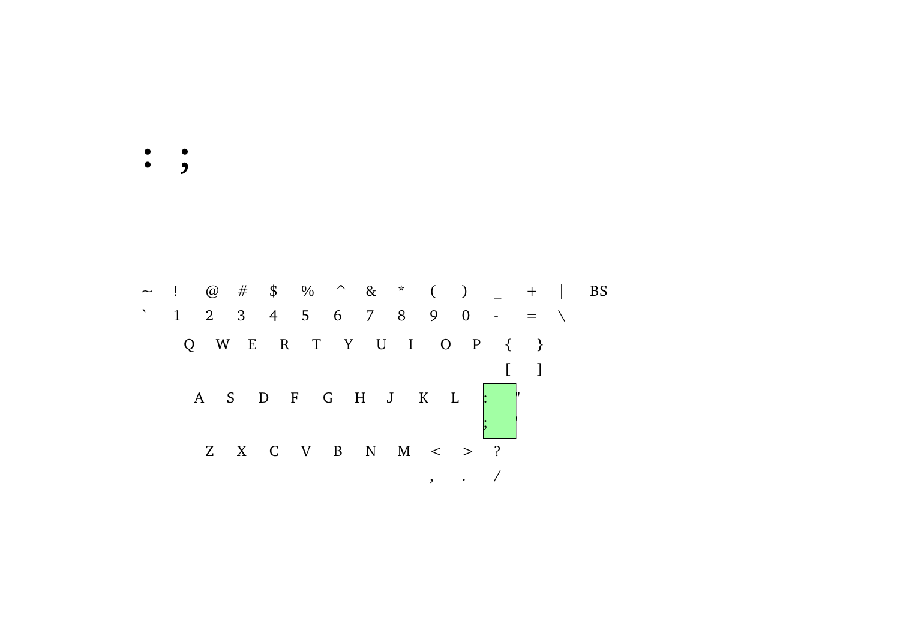# : ;

~ ! @ # $ % ^ & * ( ) _ + | BS

` 1 2 3 4 5 6 7 8 9 0 - = \

Q W E R T Y U I O P { }

[ ]

A S D F G H J K L : "

; '

Z X C V B N M < > ?

, . /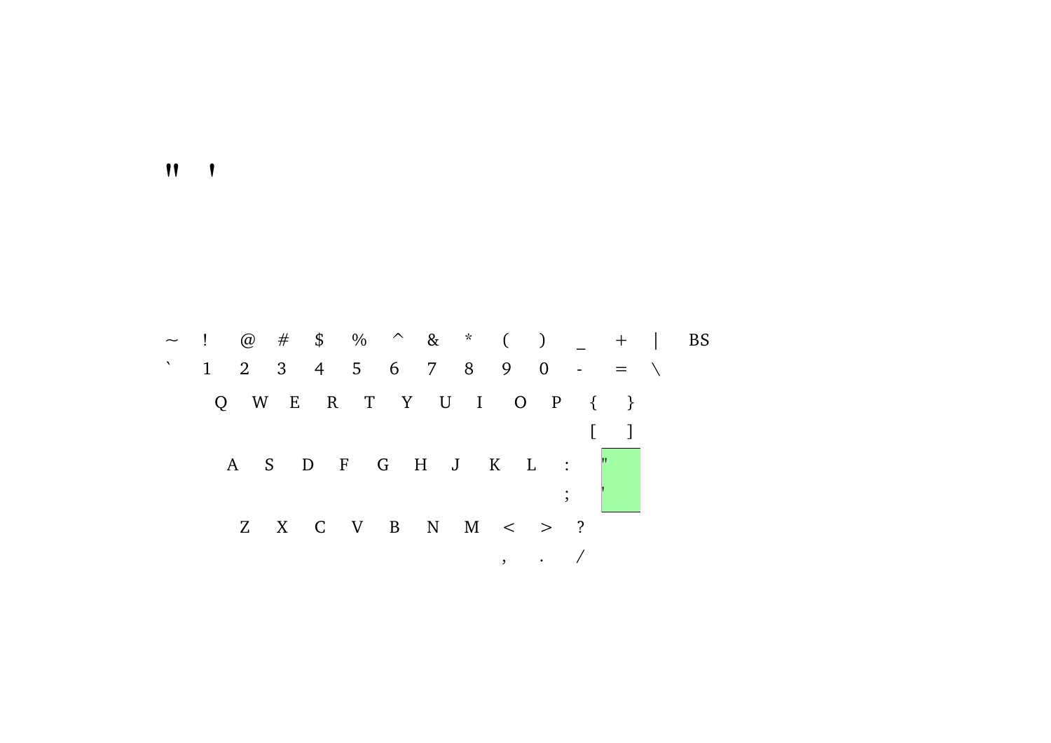" '

~ ! @ # $ % ^ & * ( ) _ + | BS

` 1 2 3 4 5 6 7 8 9 0 - = \

Q W E R T Y U I O P { }

[ ]

A S D F G H J K L : "

; '

Z X C V B N M < > ?

, . /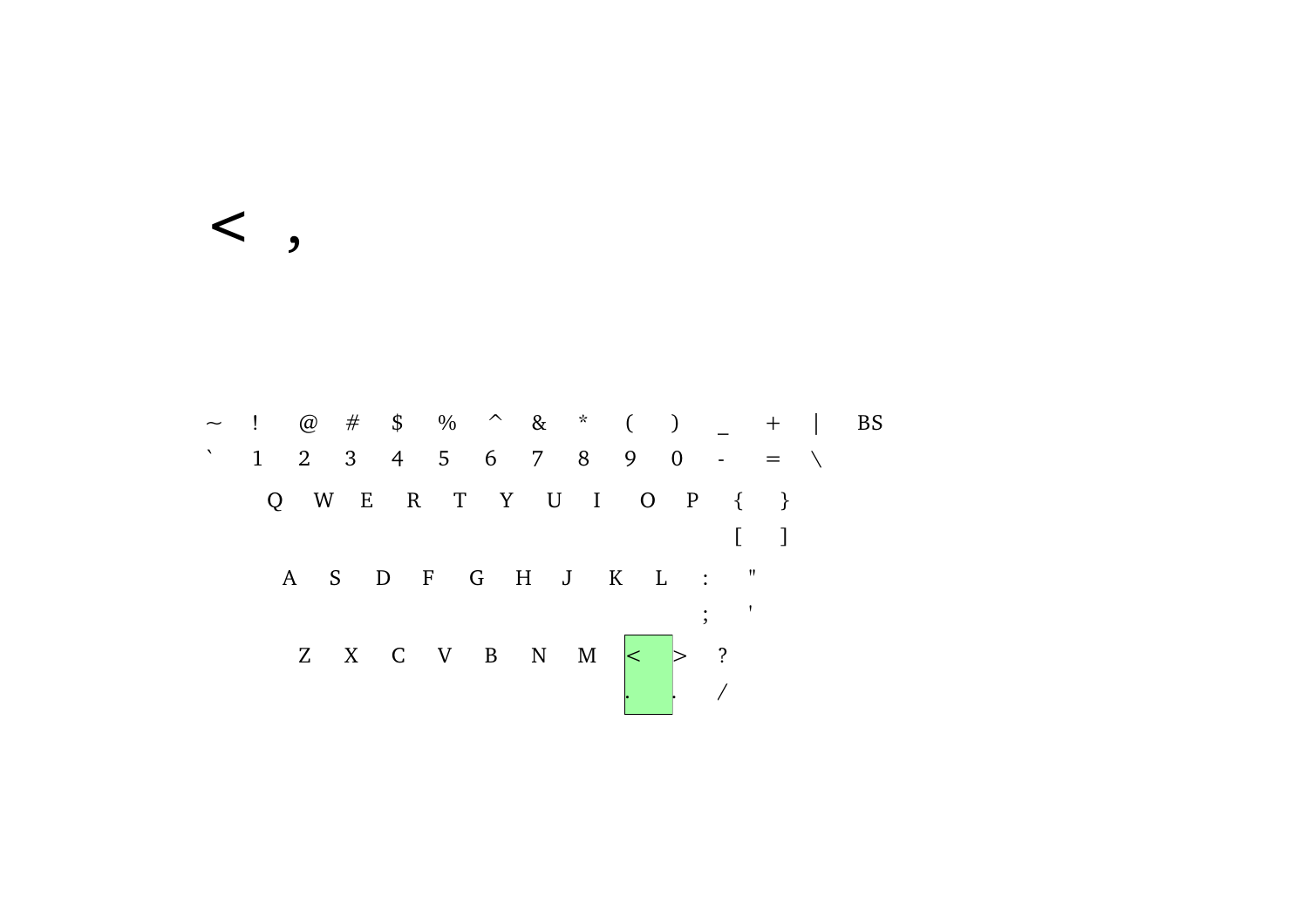< ,

~ ! @ # $ % ^ & * ( ) _ + | BS

` 1 2 3 4 5 6 7 8 9 0 - = \

Q W E R T Y U I O P { }

[ ]

A S D F G H J K L : "

; '

Z X C V B N M < > ?

, . /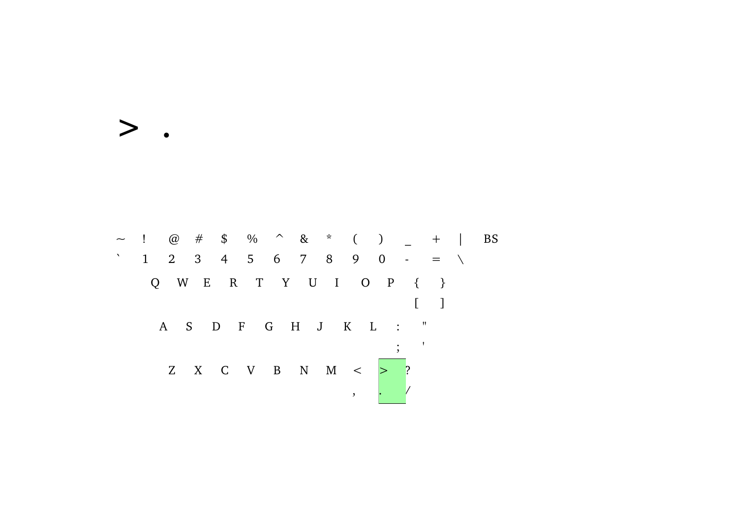> .

~ ! @ # $ % ^ & * ( ) _ + | BS

` 1 2 3 4 5 6 7 8 9 0 - = \

Q W E R T Y U I O P { }

[ ]

A S D F G H J K L : "

; '

Z X C V B N M < > ?

, . /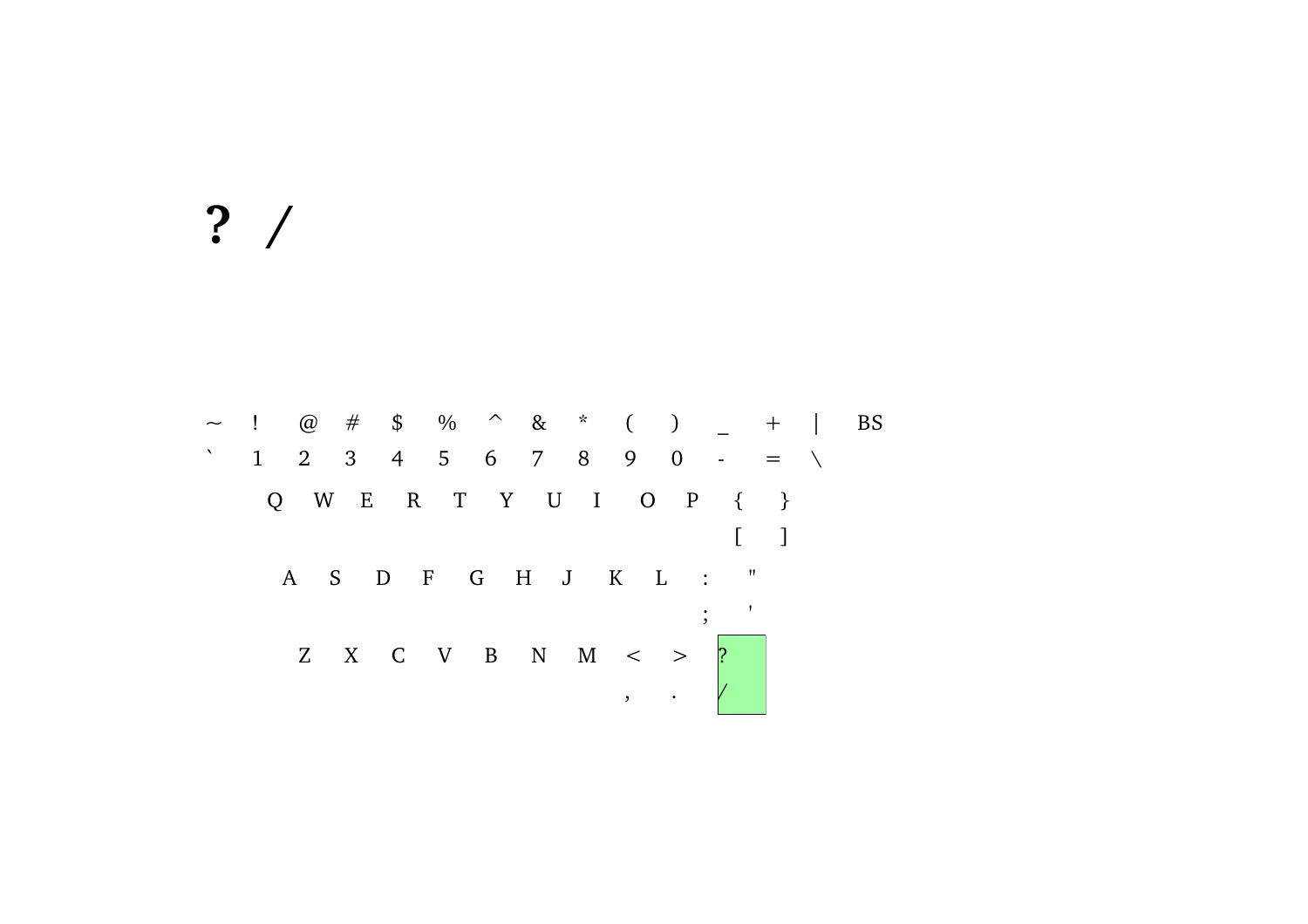**? /**

~ ! @ # $ % ^ & * ( ) _ + | BS

` 1 2 3 4 5 6 7 8 9 0 - = \

Q W E R T Y U I O P { }

[ ]

A S D F G H J K L : "

; '

Z X C V B N M < > ?

, . /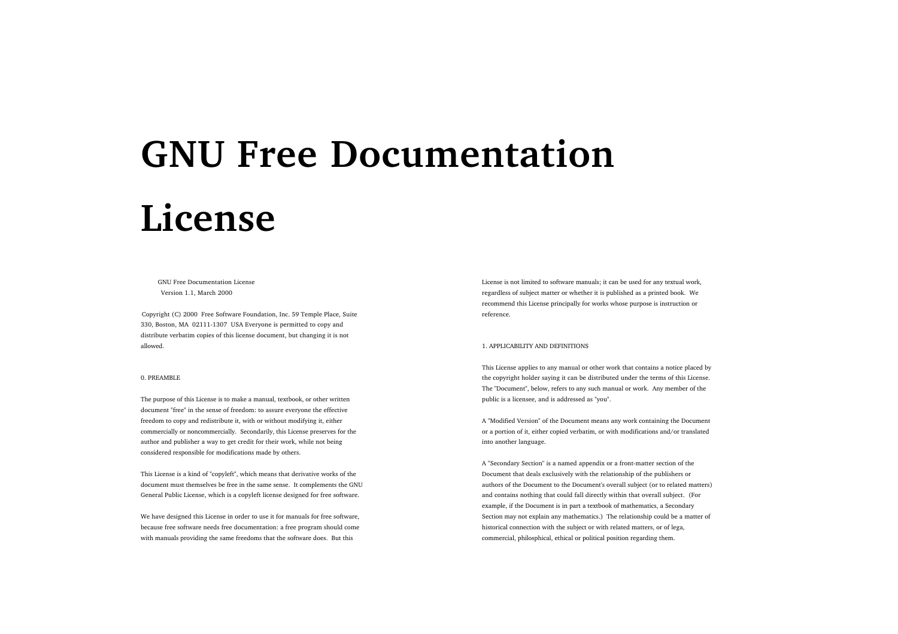# GNU Free Documentation License

GNU Free Documentation License
Version 1.1, March 2000

Copyright (C) 2000 Free Software Foundation, Inc. 59 Temple Place, Suite 330, Boston, MA 02111-1307 USA Everyone is permitted to copy and distribute verbatim copies of this license document, but changing it is not allowed.

0. PREAMBLE

The purpose of this License is to make a manual, textbook, or other written document "free" in the sense of freedom: to assure everyone the effective freedom to copy and redistribute it, with or without modifying it, either commercially or noncommercially. Secondarily, this License preserves for the author and publisher a way to get credit for their work, while not being considered responsible for modifications made by others.

This License is a kind of "copyleft", which means that derivative works of the document must themselves be free in the same sense. It complements the GNU General Public License, which is a copyleft license designed for free software.

We have designed this License in order to use it for manuals for free software, because free software needs free documentation: a free program should come with manuals providing the same freedoms that the software does. But this License is not limited to software manuals; it can be used for any textual work, regardless of subject matter or whether it is published as a printed book. We recommend this License principally for works whose purpose is instruction or reference.

1. APPLICABILITY AND DEFINITIONS

This License applies to any manual or other work that contains a notice placed by the copyright holder saying it can be distributed under the terms of this License. The "Document", below, refers to any such manual or work. Any member of the public is a licensee, and is addressed as "you".

A "Modified Version" of the Document means any work containing the Document or a portion of it, either copied verbatim, or with modifications and/or translated into another language.

A "Secondary Section" is a named appendix or a front-matter section of the Document that deals exclusively with the relationship of the publishers or authors of the Document to the Document's overall subject (or to related matters) and contains nothing that could fall directly within that overall subject. (For example, if the Document is in part a textbook of mathematics, a Secondary Section may not explain any mathematics.) The relationship could be a matter of historical connection with the subject or with related matters, or of lega, commercial, philosphical, ethical or political position regarding them.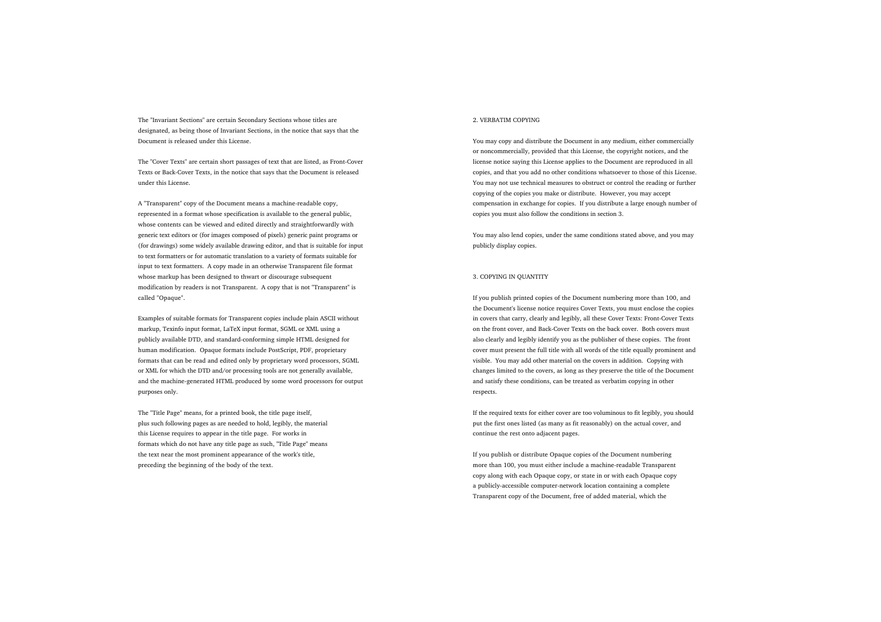The "Invariant Sections" are certain Secondary Sections whose titles are designated, as being those of Invariant Sections, in the notice that says that the Document is released under this License.

The "Cover Texts" are certain short passages of text that are listed, as Front-Cover Texts or Back-Cover Texts, in the notice that says that the Document is released under this License.

A "Transparent" copy of the Document means a machine-readable copy, represented in a format whose specification is available to the general public, whose contents can be viewed and edited directly and straightforwardly with generic text editors or (for images composed of pixels) generic paint programs or (for drawings) some widely available drawing editor, and that is suitable for input to text formatters or for automatic translation to a variety of formats suitable for input to text formatters. A copy made in an otherwise Transparent file format whose markup has been designed to thwart or discourage subsequent modification by readers is not Transparent. A copy that is not "Transparent" is called "Opaque".

Examples of suitable formats for Transparent copies include plain ASCII without markup, Texinfo input format, LaTeX input format, SGML or XML using a publicly available DTD, and standard-conforming simple HTML designed for human modification. Opaque formats include PostScript, PDF, proprietary formats that can be read and edited only by proprietary word processors, SGML or XML for which the DTD and/or processing tools are not generally available, and the machine-generated HTML produced by some word processors for output purposes only.

The "Title Page" means, for a printed book, the title page itself, plus such following pages as are needed to hold, legibly, the material this License requires to appear in the title page. For works in formats which do not have any title page as such, "Title Page" means the text near the most prominent appearance of the work's title, preceding the beginning of the body of the text.

## 2. VERBATIM COPYING

You may copy and distribute the Document in any medium, either commercially or noncommercially, provided that this License, the copyright notices, and the license notice saying this License applies to the Document are reproduced in all copies, and that you add no other conditions whatsoever to those of this License. You may not use technical measures to obstruct or control the reading or further copying of the copies you make or distribute. However, you may accept compensation in exchange for copies. If you distribute a large enough number of copies you must also follow the conditions in section 3.

You may also lend copies, under the same conditions stated above, and you may publicly display copies.

## 3. COPYING IN QUANTITY

If you publish printed copies of the Document numbering more than 100, and the Document's license notice requires Cover Texts, you must enclose the copies in covers that carry, clearly and legibly, all these Cover Texts: Front-Cover Texts on the front cover, and Back-Cover Texts on the back cover. Both covers must also clearly and legibly identify you as the publisher of these copies. The front cover must present the full title with all words of the title equally prominent and visible. You may add other material on the covers in addition. Copying with changes limited to the covers, as long as they preserve the title of the Document and satisfy these conditions, can be treated as verbatim copying in other respects.

If the required texts for either cover are too voluminous to fit legibly, you should put the first ones listed (as many as fit reasonably) on the actual cover, and continue the rest onto adjacent pages.

If you publish or distribute Opaque copies of the Document numbering more than 100, you must either include a machine-readable Transparent copy along with each Opaque copy, or state in or with each Opaque copy a publicly-accessible computer-network location containing a complete Transparent copy of the Document, free of added material, which the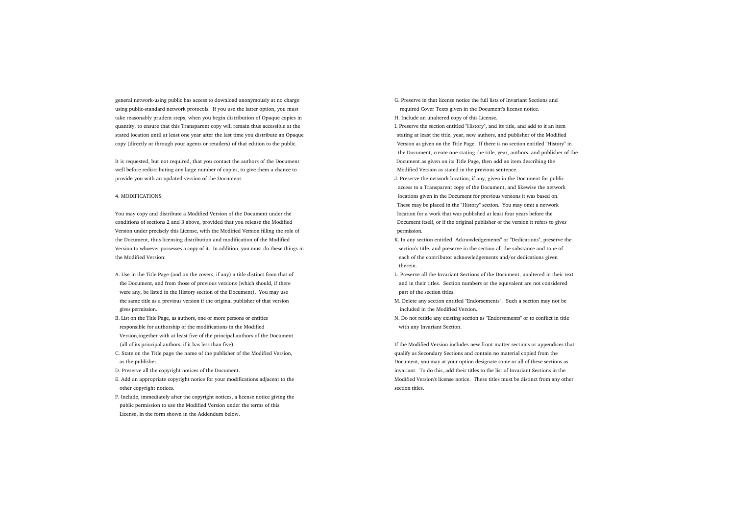general network-using public has access to download anonymously at no charge using public-standard network protocols. If you use the latter option, you must take reasonably prudent steps, when you begin distribution of Opaque copies in quantity, to ensure that this Transparent copy will remain thus accessible at the stated location until at least one year after the last time you distribute an Opaque copy (directly or through your agents or retailers) of that edition to the public.

It is requested, but not required, that you contact the authors of the Document well before redistributing any large number of copies, to give them a chance to provide you with an updated version of the Document.

4. MODIFICATIONS

You may copy and distribute a Modified Version of the Document under the conditions of sections 2 and 3 above, provided that you release the Modified Version under precisely this License, with the Modified Version filling the role of the Document, thus licensing distribution and modification of the Modified Version to whoever possesses a copy of it. In addition, you must do these things in the Modified Version:

A. Use in the Title Page (and on the covers, if any) a title distinct from that of the Document, and from those of previous versions (which should, if there were any, be listed in the History section of the Document). You may use the same title as a previous version if the original publisher of that version gives permission.
B. List on the Title Page, as authors, one or more persons or entities responsible for authorship of the modifications in the Modified Version,together with at least five of the principal authors of the Document (all of its principal authors, if it has less than five).
C. State on the Title page the name of the publisher of the Modified Version, as the publisher.
D. Preserve all the copyright notices of the Document.
E. Add an appropriate copyright notice for your modifications adjacent to the other copyright notices.
F. Include, immediately after the copyright notices, a license notice giving the public permission to use the Modified Version under the terms of this License, in the form shown in the Addendum below.
G. Preserve in that license notice the full lists of Invariant Sections and required Cover Texts given in the Document's license notice.
H. Include an unaltered copy of this License.
I. Preserve the section entitled "History", and its title, and add to it an item stating at least the title, year, new authors, and publisher of the Modified Version as given on the Title Page. If there is no section entitled "History" in the Document, create one stating the title, year, authors, and publisher of the Document as given on its Title Page, then add an item describing the Modified Version as stated in the previous sentence.
J. Preserve the network location, if any, given in the Document for public access to a Transparent copy of the Document, and likewise the network locations given in the Document for previous versions it was based on. These may be placed in the "History" section. You may omit a network location for a work that was published at least four years before the Document itself, or if the original publisher of the version it refers to gives permission.
K. In any section entitled "Acknowledgements" or "Dedications", preserve the section's title, and preserve in the section all the substance and tone of each of the contributor acknowledgements and/or dedications given therein.
L. Preserve all the Invariant Sections of the Document, unaltered in their text and in their titles. Section numbers or the equivalent are not considered part of the section titles.
M. Delete any section entitled "Endorsements". Such a section may not be included in the Modified Version.
N. Do not retitle any existing section as "Endorsements" or to conflict in title with any Invariant Section.

If the Modified Version includes new front-matter sections or appendices that qualify as Secondary Sections and contain no material copied from the Document, you may at your option designate some or all of these sections as invariant. To do this, add their titles to the list of Invariant Sections in the Modified Version's license notice. These titles must be distinct from any other section titles.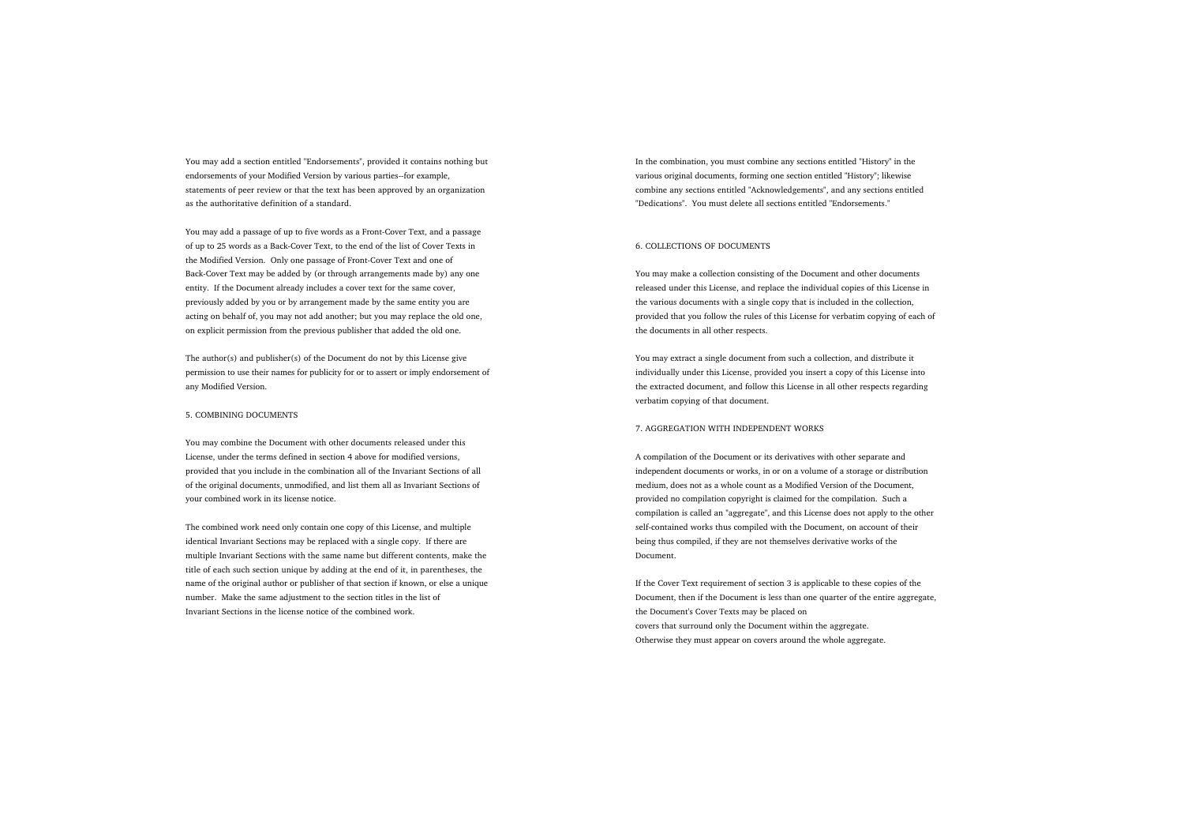You may add a section entitled "Endorsements", provided it contains nothing but endorsements of your Modified Version by various parties--for example, statements of peer review or that the text has been approved by an organization as the authoritative definition of a standard.

You may add a passage of up to five words as a Front-Cover Text, and a passage of up to 25 words as a Back-Cover Text, to the end of the list of Cover Texts in the Modified Version. Only one passage of Front-Cover Text and one of Back-Cover Text may be added by (or through arrangements made by) any one entity. If the Document already includes a cover text for the same cover, previously added by you or by arrangement made by the same entity you are acting on behalf of, you may not add another; but you may replace the old one, on explicit permission from the previous publisher that added the old one.

The author(s) and publisher(s) of the Document do not by this License give permission to use their names for publicity for or to assert or imply endorsement of any Modified Version.

## 5. COMBINING DOCUMENTS

You may combine the Document with other documents released under this License, under the terms defined in section 4 above for modified versions, provided that you include in the combination all of the Invariant Sections of all of the original documents, unmodified, and list them all as Invariant Sections of your combined work in its license notice.

The combined work need only contain one copy of this License, and multiple identical Invariant Sections may be replaced with a single copy. If there are multiple Invariant Sections with the same name but different contents, make the title of each such section unique by adding at the end of it, in parentheses, the name of the original author or publisher of that section if known, or else a unique number. Make the same adjustment to the section titles in the list of Invariant Sections in the license notice of the combined work.

In the combination, you must combine any sections entitled "History" in the various original documents, forming one section entitled "History"; likewise combine any sections entitled "Acknowledgements", and any sections entitled "Dedications". You must delete all sections entitled "Endorsements."

## 6. COLLECTIONS OF DOCUMENTS

You may make a collection consisting of the Document and other documents released under this License, and replace the individual copies of this License in the various documents with a single copy that is included in the collection, provided that you follow the rules of this License for verbatim copying of each of the documents in all other respects.

You may extract a single document from such a collection, and distribute it individually under this License, provided you insert a copy of this License into the extracted document, and follow this License in all other respects regarding verbatim copying of that document.

## 7. AGGREGATION WITH INDEPENDENT WORKS

A compilation of the Document or its derivatives with other separate and independent documents or works, in or on a volume of a storage or distribution medium, does not as a whole count as a Modified Version of the Document, provided no compilation copyright is claimed for the compilation. Such a compilation is called an "aggregate", and this License does not apply to the other self-contained works thus compiled with the Document, on account of their being thus compiled, if they are not themselves derivative works of the Document.

If the Cover Text requirement of section 3 is applicable to these copies of the Document, then if the Document is less than one quarter of the entire aggregate, the Document's Cover Texts may be placed on covers that surround only the Document within the aggregate. Otherwise they must appear on covers around the whole aggregate.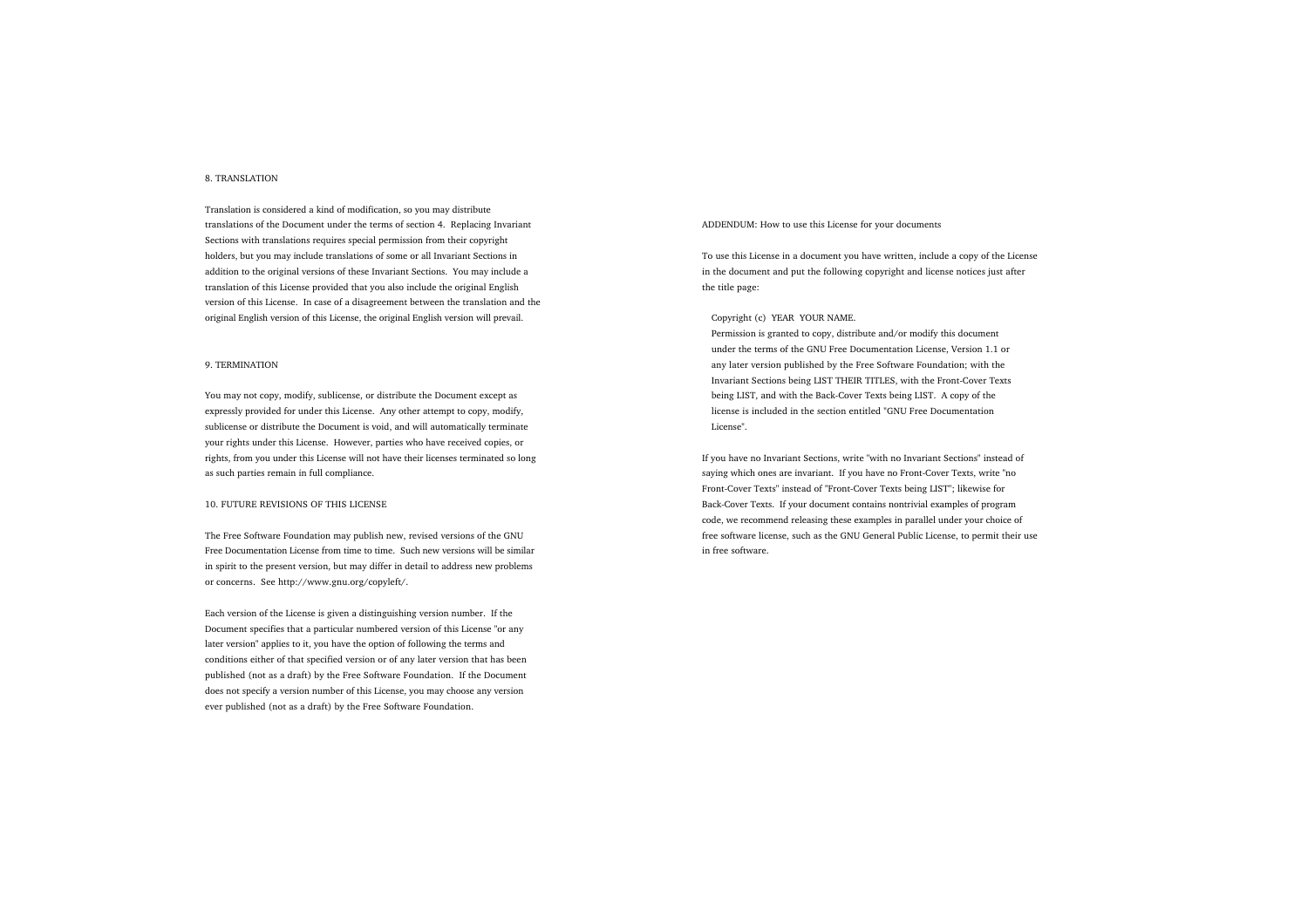## 8. TRANSLATION

Translation is considered a kind of modification, so you may distribute translations of the Document under the terms of section 4. Replacing Invariant Sections with translations requires special permission from their copyright holders, but you may include translations of some or all Invariant Sections in addition to the original versions of these Invariant Sections. You may include a translation of this License provided that you also include the original English version of this License. In case of a disagreement between the translation and the original English version of this License, the original English version will prevail.

## 9. TERMINATION

You may not copy, modify, sublicense, or distribute the Document except as expressly provided for under this License. Any other attempt to copy, modify, sublicense or distribute the Document is void, and will automatically terminate your rights under this License. However, parties who have received copies, or rights, from you under this License will not have their licenses terminated so long as such parties remain in full compliance.

## 10. FUTURE REVISIONS OF THIS LICENSE

The Free Software Foundation may publish new, revised versions of the GNU Free Documentation License from time to time. Such new versions will be similar in spirit to the present version, but may differ in detail to address new problems or concerns. See http://www.gnu.org/copyleft/.

Each version of the License is given a distinguishing version number. If the Document specifies that a particular numbered version of this License "or any later version" applies to it, you have the option of following the terms and conditions either of that specified version or of any later version that has been published (not as a draft) by the Free Software Foundation. If the Document does not specify a version number of this License, you may choose any version ever published (not as a draft) by the Free Software Foundation.

## ADDENDUM: How to use this License for your documents

To use this License in a document you have written, include a copy of the License in the document and put the following copyright and license notices just after the title page:

> Copyright (c) YEAR YOUR NAME.
> Permission is granted to copy, distribute and/or modify this document under the terms of the GNU Free Documentation License, Version 1.1 or any later version published by the Free Software Foundation; with the Invariant Sections being LIST THEIR TITLES, with the Front-Cover Texts being LIST, and with the Back-Cover Texts being LIST. A copy of the license is included in the section entitled "GNU Free Documentation License".

If you have no Invariant Sections, write "with no Invariant Sections" instead of saying which ones are invariant. If you have no Front-Cover Texts, write "no Front-Cover Texts" instead of "Front-Cover Texts being LIST"; likewise for Back-Cover Texts. If your document contains nontrivial examples of program code, we recommend releasing these examples in parallel under your choice of free software license, such as the GNU General Public License, to permit their use in free software.